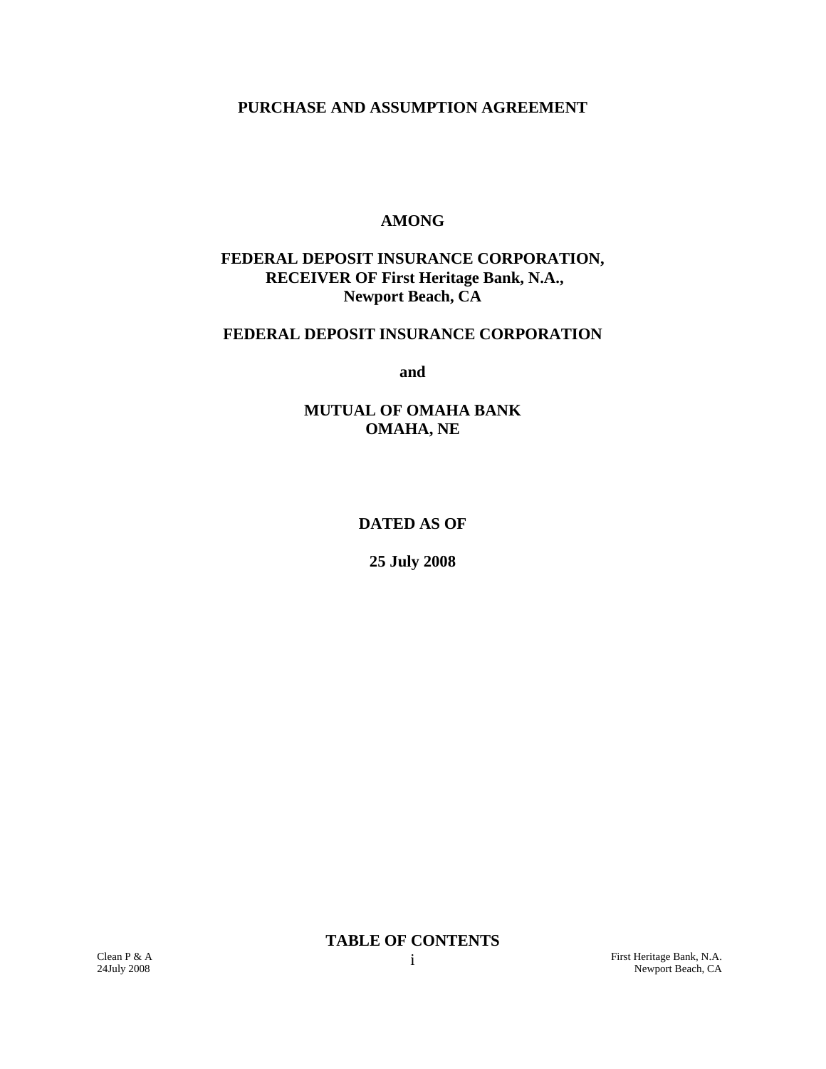# PURCHASE AND ASSUMPTION AGREEMENT

**AMONG**

**FEDERAL DEPOSIT INSURANCE CORPORATION,
RECEIVER OF First Heritage Bank, N.A.,
Newport Beach, CA**

**FEDERAL DEPOSIT INSURANCE CORPORATION**

**and**

**MUTUAL OF OMAHA BANK
OMAHA, NE**

**DATED AS OF**

**25 July 2008**

**TABLE OF CONTENTS**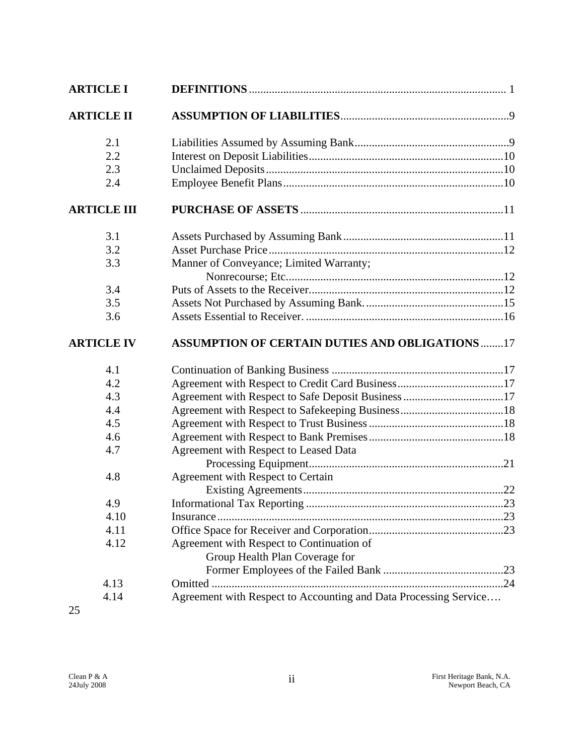| | | |
|---|---|---|
| **ARTICLE I** | **DEFINITIONS** | 1 |
| **ARTICLE II** | **ASSUMPTION OF LIABILITIES** | 9 |
| 2.1 | Liabilities Assumed by Assuming Bank | 9 |
| 2.2 | Interest on Deposit Liabilities | 10 |
| 2.3 | Unclaimed Deposits | 10 |
| 2.4 | Employee Benefit Plans | 10 |
| **ARTICLE III** | **PURCHASE OF ASSETS** | 11 |
| 3.1 | Assets Purchased by Assuming Bank | 11 |
| 3.2 | Asset Purchase Price | 12 |
| 3.3 | Manner of Conveyance; Limited Warranty; Nonrecourse; Etc. | 12 |
| 3.4 | Puts of Assets to the Receiver | 12 |
| 3.5 | Assets Not Purchased by Assuming Bank. | 15 |
| 3.6 | Assets Essential to Receiver. | 16 |
| **ARTICLE IV** | **ASSUMPTION OF CERTAIN DUTIES AND OBLIGATIONS** | 17 |
| 4.1 | Continuation of Banking Business | 17 |
| 4.2 | Agreement with Respect to Credit Card Business | 17 |
| 4.3 | Agreement with Respect to Safe Deposit Business | 17 |
| 4.4 | Agreement with Respect to Safekeeping Business | 18 |
| 4.5 | Agreement with Respect to Trust Business | 18 |
| 4.6 | Agreement with Respect to Bank Premises | 18 |
| 4.7 | Agreement with Respect to Leased Data Processing Equipment | 21 |
| 4.8 | Agreement with Respect to Certain Existing Agreements | 22 |
| 4.9 | Informational Tax Reporting | 23 |
| 4.10 | Insurance | 23 |
| 4.11 | Office Space for Receiver and Corporation | 23 |
| 4.12 | Agreement with Respect to Continuation of Group Health Plan Coverage for Former Employees of the Failed Bank | 23 |
| 4.13 | Omitted | 24 |
| 4.14 | Agreement with Respect to Accounting and Data Processing Service…. | 25 |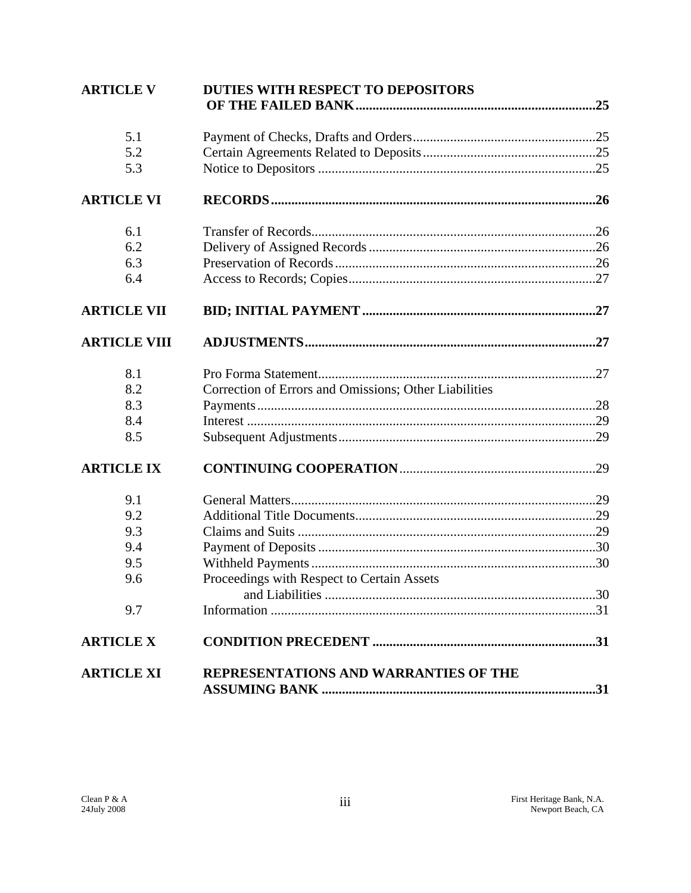| | | |
|---|---|---|
| **ARTICLE V** | **DUTIES WITH RESPECT TO DEPOSITORS OF THE FAILED BANK** | **25** |
| 5.1 | Payment of Checks, Drafts and Orders | 25 |
| 5.2 | Certain Agreements Related to Deposits | 25 |
| 5.3 | Notice to Depositors | 25 |
| **ARTICLE VI** | **RECORDS** | **26** |
| 6.1 | Transfer of Records | 26 |
| 6.2 | Delivery of Assigned Records | 26 |
| 6.3 | Preservation of Records | 26 |
| 6.4 | Access to Records; Copies | 27 |
| **ARTICLE VII** | **BID; INITIAL PAYMENT** | **27** |
| **ARTICLE VIII** | **ADJUSTMENTS** | **27** |
| 8.1 | Pro Forma Statement | 27 |
| 8.2 | Correction of Errors and Omissions; Other Liabilities | |
| 8.3 | Payments | 28 |
| 8.4 | Interest | 29 |
| 8.5 | Subsequent Adjustments | 29 |
| **ARTICLE IX** | **CONTINUING COOPERATION** | 29 |
| 9.1 | General Matters | 29 |
| 9.2 | Additional Title Documents | 29 |
| 9.3 | Claims and Suits | 29 |
| 9.4 | Payment of Deposits | 30 |
| 9.5 | Withheld Payments | 30 |
| 9.6 | Proceedings with Respect to Certain Assets and Liabilities | 30 |
| 9.7 | Information | 31 |
| **ARTICLE X** | **CONDITION PRECEDENT** | **31** |
| **ARTICLE XI** | **REPRESENTATIONS AND WARRANTIES OF THE ASSUMING BANK** | **31** |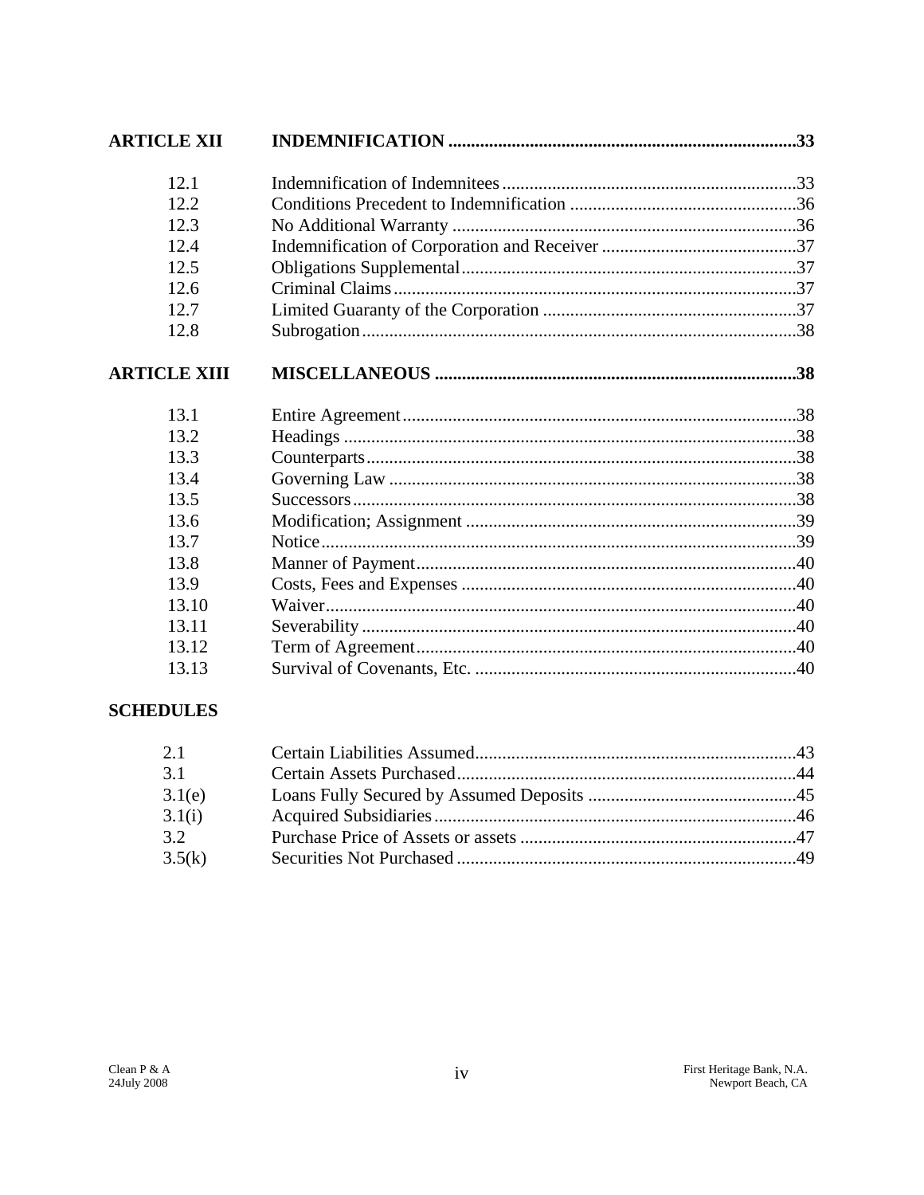| | | |
|---|---|---|
| **ARTICLE XII** | **INDEMNIFICATION** | **33** |
| 12.1 | Indemnification of Indemnitees | 33 |
| 12.2 | Conditions Precedent to Indemnification | 36 |
| 12.3 | No Additional Warranty | 36 |
| 12.4 | Indemnification of Corporation and Receiver | 37 |
| 12.5 | Obligations Supplemental | 37 |
| 12.6 | Criminal Claims | 37 |
| 12.7 | Limited Guaranty of the Corporation | 37 |
| 12.8 | Subrogation | 38 |
| **ARTICLE XIII** | **MISCELLANEOUS** | **38** |
| 13.1 | Entire Agreement | 38 |
| 13.2 | Headings | 38 |
| 13.3 | Counterparts | 38 |
| 13.4 | Governing Law | 38 |
| 13.5 | Successors | 38 |
| 13.6 | Modification; Assignment | 39 |
| 13.7 | Notice | 39 |
| 13.8 | Manner of Payment | 40 |
| 13.9 | Costs, Fees and Expenses | 40 |
| 13.10 | Waiver | 40 |
| 13.11 | Severability | 40 |
| 13.12 | Term of Agreement | 40 |
| 13.13 | Survival of Covenants, Etc. | 40 |

**SCHEDULES**

| | | |
|---|---|---|
| 2.1 | Certain Liabilities Assumed | 43 |
| 3.1 | Certain Assets Purchased | 44 |
| 3.1(e) | Loans Fully Secured by Assumed Deposits | 45 |
| 3.1(i) | Acquired Subsidiaries | 46 |
| 3.2 | Purchase Price of Assets or assets | 47 |
| 3.5(k) | Securities Not Purchased | 49 |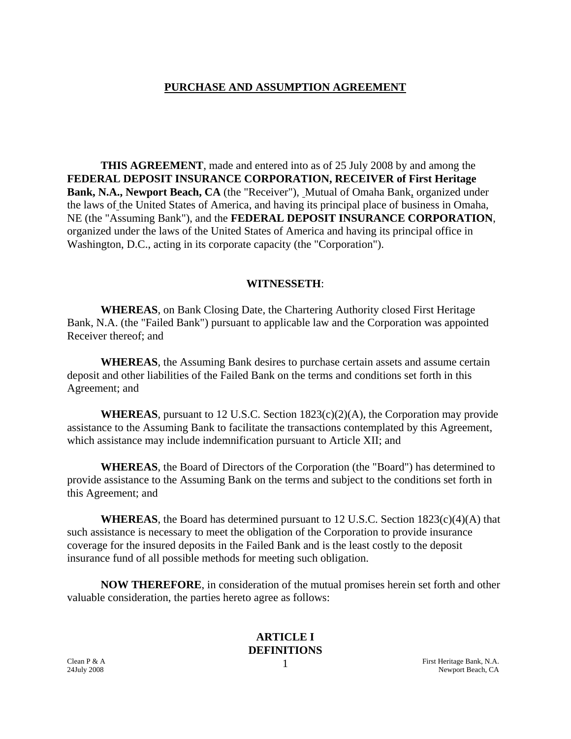# PURCHASE AND ASSUMPTION AGREEMENT

**THIS AGREEMENT**, made and entered into as of 25 July 2008 by and among the **FEDERAL DEPOSIT INSURANCE CORPORATION, RECEIVER of First Heritage Bank, N.A., Newport Beach, CA** (the "Receiver"), Mutual of Omaha Bank, organized under the laws of the United States of America, and having its principal place of business in Omaha, NE (the "Assuming Bank"), and the **FEDERAL DEPOSIT INSURANCE CORPORATION**, organized under the laws of the United States of America and having its principal office in Washington, D.C., acting in its corporate capacity (the "Corporation").

**WITNESSETH**:

**WHEREAS**, on Bank Closing Date, the Chartering Authority closed First Heritage Bank, N.A. (the "Failed Bank") pursuant to applicable law and the Corporation was appointed Receiver thereof; and

**WHEREAS**, the Assuming Bank desires to purchase certain assets and assume certain deposit and other liabilities of the Failed Bank on the terms and conditions set forth in this Agreement; and

**WHEREAS**, pursuant to 12 U.S.C. Section 1823(c)(2)(A), the Corporation may provide assistance to the Assuming Bank to facilitate the transactions contemplated by this Agreement, which assistance may include indemnification pursuant to Article XII; and

**WHEREAS**, the Board of Directors of the Corporation (the "Board") has determined to provide assistance to the Assuming Bank on the terms and subject to the conditions set forth in this Agreement; and

**WHEREAS**, the Board has determined pursuant to 12 U.S.C. Section 1823(c)(4)(A) that such assistance is necessary to meet the obligation of the Corporation to provide insurance coverage for the insured deposits in the Failed Bank and is the least costly to the deposit insurance fund of all possible methods for meeting such obligation.

**NOW THEREFORE**, in consideration of the mutual promises herein set forth and other valuable consideration, the parties hereto agree as follows:

## ARTICLE I
## DEFINITIONS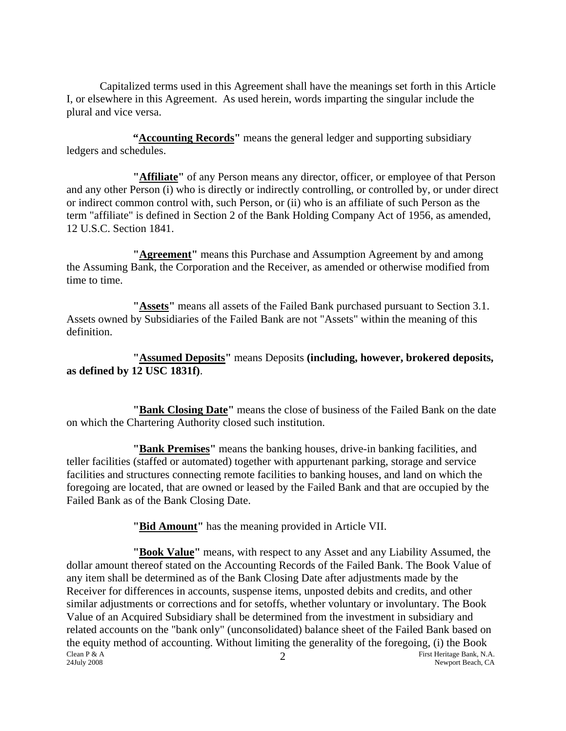Capitalized terms used in this Agreement shall have the meanings set forth in this Article I, or elsewhere in this Agreement. As used herein, words imparting the singular include the plural and vice versa.

**"Accounting Records"** means the general ledger and supporting subsidiary ledgers and schedules.

**"Affiliate"** of any Person means any director, officer, or employee of that Person and any other Person (i) who is directly or indirectly controlling, or controlled by, or under direct or indirect common control with, such Person, or (ii) who is an affiliate of such Person as the term "affiliate" is defined in Section 2 of the Bank Holding Company Act of 1956, as amended, 12 U.S.C. Section 1841.

**"Agreement"** means this Purchase and Assumption Agreement by and among the Assuming Bank, the Corporation and the Receiver, as amended or otherwise modified from time to time.

**"Assets"** means all assets of the Failed Bank purchased pursuant to Section 3.1. Assets owned by Subsidiaries of the Failed Bank are not "Assets" within the meaning of this definition.

**"Assumed Deposits"** means Deposits **(including, however, brokered deposits, as defined by 12 USC 1831f)**.

**"Bank Closing Date"** means the close of business of the Failed Bank on the date on which the Chartering Authority closed such institution.

**"Bank Premises"** means the banking houses, drive-in banking facilities, and teller facilities (staffed or automated) together with appurtenant parking, storage and service facilities and structures connecting remote facilities to banking houses, and land on which the foregoing are located, that are owned or leased by the Failed Bank and that are occupied by the Failed Bank as of the Bank Closing Date.

**"Bid Amount"** has the meaning provided in Article VII.

**"Book Value"** means, with respect to any Asset and any Liability Assumed, the dollar amount thereof stated on the Accounting Records of the Failed Bank. The Book Value of any item shall be determined as of the Bank Closing Date after adjustments made by the Receiver for differences in accounts, suspense items, unposted debits and credits, and other similar adjustments or corrections and for setoffs, whether voluntary or involuntary. The Book Value of an Acquired Subsidiary shall be determined from the investment in subsidiary and related accounts on the "bank only" (unconsolidated) balance sheet of the Failed Bank based on the equity method of accounting. Without limiting the generality of the foregoing, (i) the Book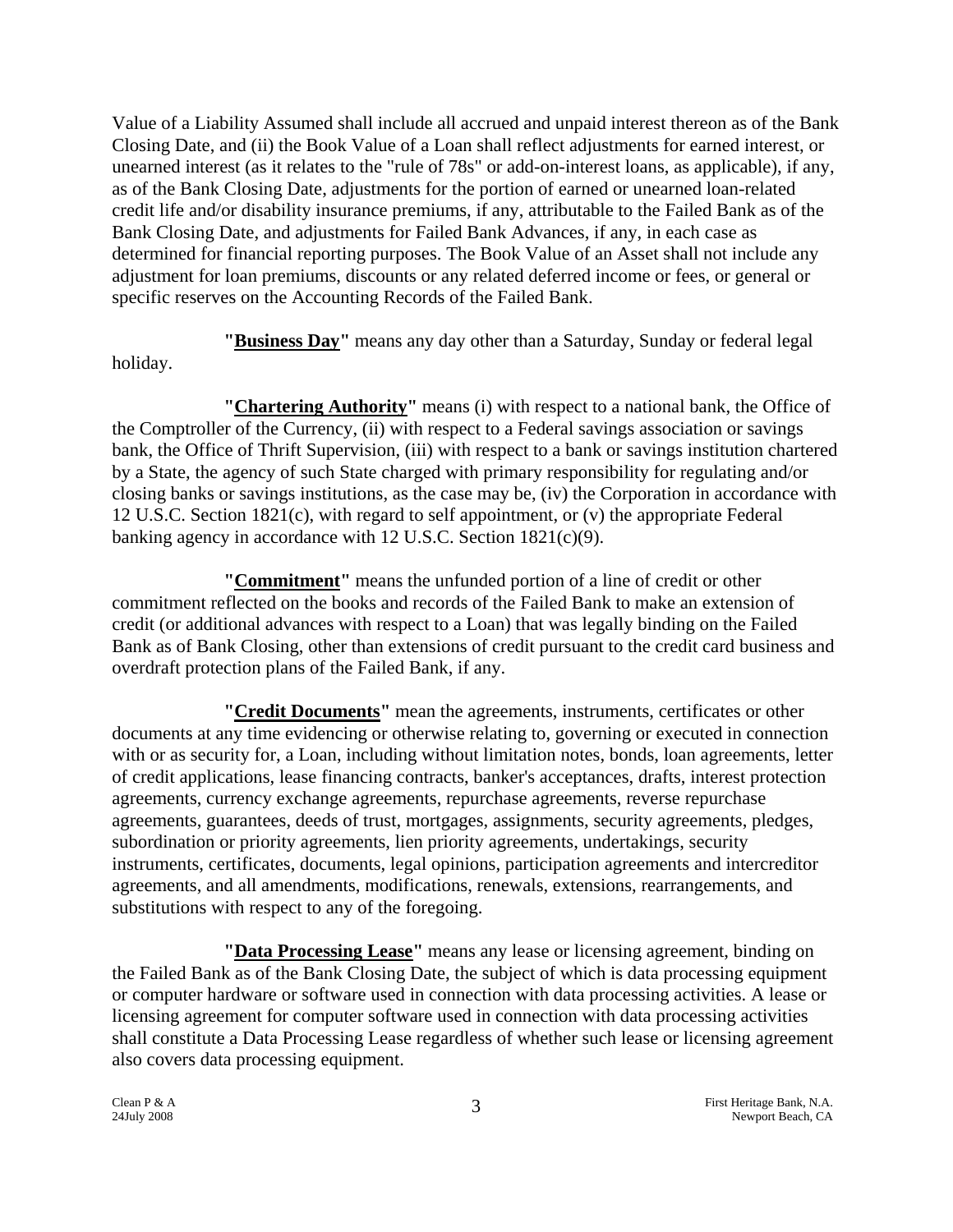Value of a Liability Assumed shall include all accrued and unpaid interest thereon as of the Bank Closing Date, and (ii) the Book Value of a Loan shall reflect adjustments for earned interest, or unearned interest (as it relates to the "rule of 78s" or add-on-interest loans, as applicable), if any, as of the Bank Closing Date, adjustments for the portion of earned or unearned loan-related credit life and/or disability insurance premiums, if any, attributable to the Failed Bank as of the Bank Closing Date, and adjustments for Failed Bank Advances, if any, in each case as determined for financial reporting purposes. The Book Value of an Asset shall not include any adjustment for loan premiums, discounts or any related deferred income or fees, or general or specific reserves on the Accounting Records of the Failed Bank.

**"Business Day"** means any day other than a Saturday, Sunday or federal legal holiday.

**"Chartering Authority"** means (i) with respect to a national bank, the Office of the Comptroller of the Currency, (ii) with respect to a Federal savings association or savings bank, the Office of Thrift Supervision, (iii) with respect to a bank or savings institution chartered by a State, the agency of such State charged with primary responsibility for regulating and/or closing banks or savings institutions, as the case may be, (iv) the Corporation in accordance with 12 U.S.C. Section 1821(c), with regard to self appointment, or (v) the appropriate Federal banking agency in accordance with 12 U.S.C. Section 1821(c)(9).

**"Commitment"** means the unfunded portion of a line of credit or other commitment reflected on the books and records of the Failed Bank to make an extension of credit (or additional advances with respect to a Loan) that was legally binding on the Failed Bank as of Bank Closing, other than extensions of credit pursuant to the credit card business and overdraft protection plans of the Failed Bank, if any.

**"Credit Documents"** mean the agreements, instruments, certificates or other documents at any time evidencing or otherwise relating to, governing or executed in connection with or as security for, a Loan, including without limitation notes, bonds, loan agreements, letter of credit applications, lease financing contracts, banker's acceptances, drafts, interest protection agreements, currency exchange agreements, repurchase agreements, reverse repurchase agreements, guarantees, deeds of trust, mortgages, assignments, security agreements, pledges, subordination or priority agreements, lien priority agreements, undertakings, security instruments, certificates, documents, legal opinions, participation agreements and intercreditor agreements, and all amendments, modifications, renewals, extensions, rearrangements, and substitutions with respect to any of the foregoing.

**"Data Processing Lease"** means any lease or licensing agreement, binding on the Failed Bank as of the Bank Closing Date, the subject of which is data processing equipment or computer hardware or software used in connection with data processing activities. A lease or licensing agreement for computer software used in connection with data processing activities shall constitute a Data Processing Lease regardless of whether such lease or licensing agreement also covers data processing equipment.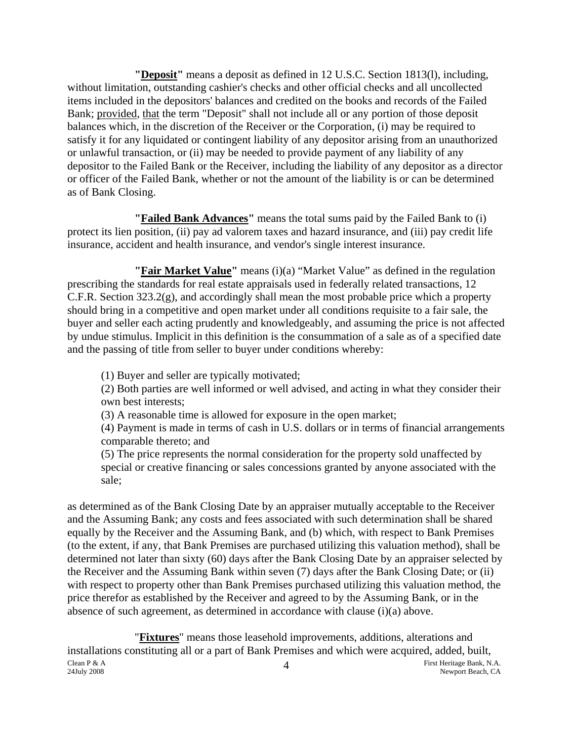**"Deposit"** means a deposit as defined in 12 U.S.C. Section 1813(l), including, without limitation, outstanding cashier's checks and other official checks and all uncollected items included in the depositors' balances and credited on the books and records of the Failed Bank; provided, that the term "Deposit" shall not include all or any portion of those deposit balances which, in the discretion of the Receiver or the Corporation, (i) may be required to satisfy it for any liquidated or contingent liability of any depositor arising from an unauthorized or unlawful transaction, or (ii) may be needed to provide payment of any liability of any depositor to the Failed Bank or the Receiver, including the liability of any depositor as a director or officer of the Failed Bank, whether or not the amount of the liability is or can be determined as of Bank Closing.

**"Failed Bank Advances"** means the total sums paid by the Failed Bank to (i) protect its lien position, (ii) pay ad valorem taxes and hazard insurance, and (iii) pay credit life insurance, accident and health insurance, and vendor's single interest insurance.

**"Fair Market Value"** means (i)(a) "Market Value" as defined in the regulation prescribing the standards for real estate appraisals used in federally related transactions, 12 C.F.R. Section 323.2(g), and accordingly shall mean the most probable price which a property should bring in a competitive and open market under all conditions requisite to a fair sale, the buyer and seller each acting prudently and knowledgeably, and assuming the price is not affected by undue stimulus. Implicit in this definition is the consummation of a sale as of a specified date and the passing of title from seller to buyer under conditions whereby:

(1) Buyer and seller are typically motivated;
(2) Both parties are well informed or well advised, and acting in what they consider their own best interests;
(3) A reasonable time is allowed for exposure in the open market;
(4) Payment is made in terms of cash in U.S. dollars or in terms of financial arrangements comparable thereto; and
(5) The price represents the normal consideration for the property sold unaffected by special or creative financing or sales concessions granted by anyone associated with the sale;

as determined as of the Bank Closing Date by an appraiser mutually acceptable to the Receiver and the Assuming Bank; any costs and fees associated with such determination shall be shared equally by the Receiver and the Assuming Bank, and (b) which, with respect to Bank Premises (to the extent, if any, that Bank Premises are purchased utilizing this valuation method), shall be determined not later than sixty (60) days after the Bank Closing Date by an appraiser selected by the Receiver and the Assuming Bank within seven (7) days after the Bank Closing Date; or (ii) with respect to property other than Bank Premises purchased utilizing this valuation method, the price therefor as established by the Receiver and agreed to by the Assuming Bank, or in the absence of such agreement, as determined in accordance with clause (i)(a) above.

"**Fixtures**" means those leasehold improvements, additions, alterations and installations constituting all or a part of Bank Premises and which were acquired, added, built,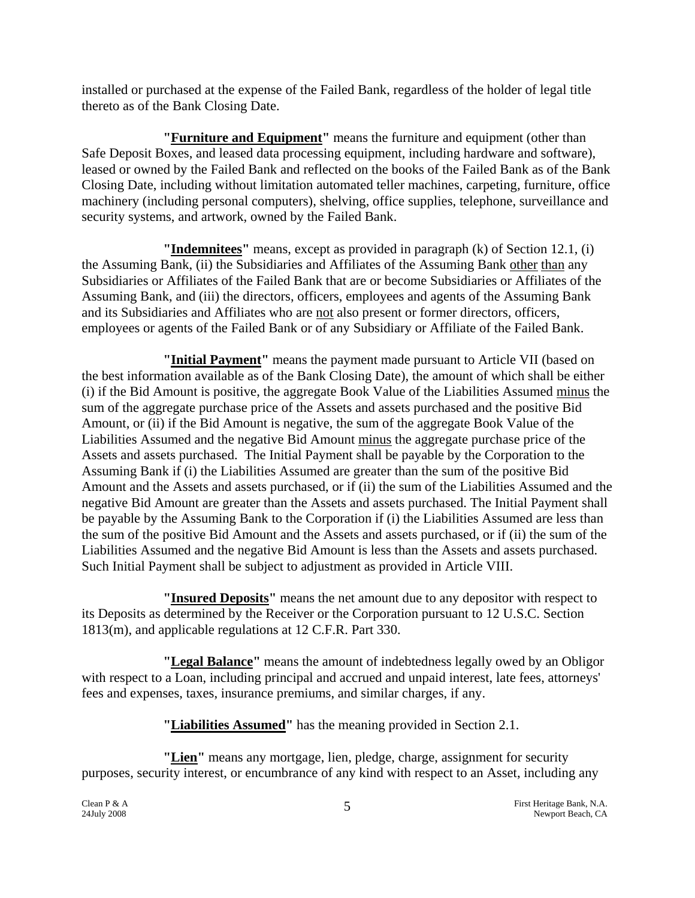installed or purchased at the expense of the Failed Bank, regardless of the holder of legal title thereto as of the Bank Closing Date.

**"Furniture and Equipment"** means the furniture and equipment (other than Safe Deposit Boxes, and leased data processing equipment, including hardware and software), leased or owned by the Failed Bank and reflected on the books of the Failed Bank as of the Bank Closing Date, including without limitation automated teller machines, carpeting, furniture, office machinery (including personal computers), shelving, office supplies, telephone, surveillance and security systems, and artwork, owned by the Failed Bank.

**"Indemnitees"** means, except as provided in paragraph (k) of Section 12.1, (i) the Assuming Bank, (ii) the Subsidiaries and Affiliates of the Assuming Bank other than any Subsidiaries or Affiliates of the Failed Bank that are or become Subsidiaries or Affiliates of the Assuming Bank, and (iii) the directors, officers, employees and agents of the Assuming Bank and its Subsidiaries and Affiliates who are not also present or former directors, officers, employees or agents of the Failed Bank or of any Subsidiary or Affiliate of the Failed Bank.

**"Initial Payment"** means the payment made pursuant to Article VII (based on the best information available as of the Bank Closing Date), the amount of which shall be either (i) if the Bid Amount is positive, the aggregate Book Value of the Liabilities Assumed minus the sum of the aggregate purchase price of the Assets and assets purchased and the positive Bid Amount, or (ii) if the Bid Amount is negative, the sum of the aggregate Book Value of the Liabilities Assumed and the negative Bid Amount minus the aggregate purchase price of the Assets and assets purchased. The Initial Payment shall be payable by the Corporation to the Assuming Bank if (i) the Liabilities Assumed are greater than the sum of the positive Bid Amount and the Assets and assets purchased, or if (ii) the sum of the Liabilities Assumed and the negative Bid Amount are greater than the Assets and assets purchased. The Initial Payment shall be payable by the Assuming Bank to the Corporation if (i) the Liabilities Assumed are less than the sum of the positive Bid Amount and the Assets and assets purchased, or if (ii) the sum of the Liabilities Assumed and the negative Bid Amount is less than the Assets and assets purchased. Such Initial Payment shall be subject to adjustment as provided in Article VIII.

**"Insured Deposits"** means the net amount due to any depositor with respect to its Deposits as determined by the Receiver or the Corporation pursuant to 12 U.S.C. Section 1813(m), and applicable regulations at 12 C.F.R. Part 330.

**"Legal Balance"** means the amount of indebtedness legally owed by an Obligor with respect to a Loan, including principal and accrued and unpaid interest, late fees, attorneys' fees and expenses, taxes, insurance premiums, and similar charges, if any.

**"Liabilities Assumed"** has the meaning provided in Section 2.1.

**"Lien"** means any mortgage, lien, pledge, charge, assignment for security purposes, security interest, or encumbrance of any kind with respect to an Asset, including any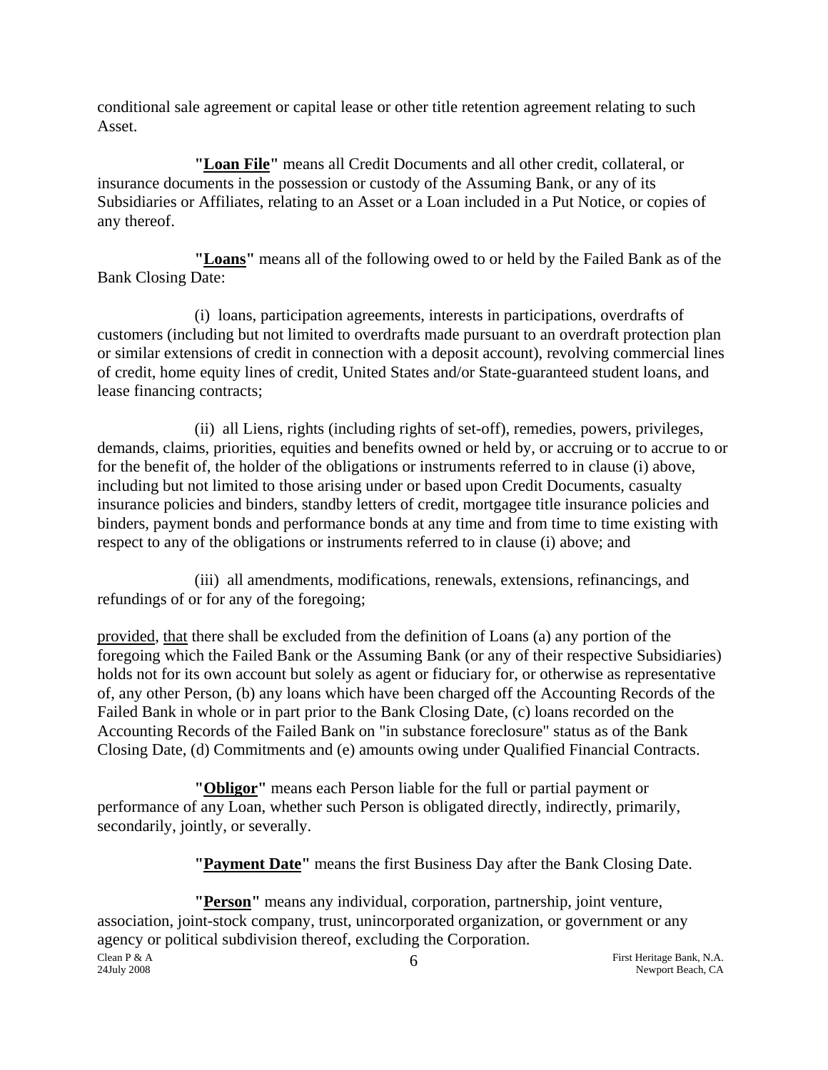conditional sale agreement or capital lease or other title retention agreement relating to such Asset.

**"Loan File"** means all Credit Documents and all other credit, collateral, or insurance documents in the possession or custody of the Assuming Bank, or any of its Subsidiaries or Affiliates, relating to an Asset or a Loan included in a Put Notice, or copies of any thereof.

**"Loans"** means all of the following owed to or held by the Failed Bank as of the Bank Closing Date:

(i) loans, participation agreements, interests in participations, overdrafts of customers (including but not limited to overdrafts made pursuant to an overdraft protection plan or similar extensions of credit in connection with a deposit account), revolving commercial lines of credit, home equity lines of credit, United States and/or State-guaranteed student loans, and lease financing contracts;

(ii) all Liens, rights (including rights of set-off), remedies, powers, privileges, demands, claims, priorities, equities and benefits owned or held by, or accruing or to accrue to or for the benefit of, the holder of the obligations or instruments referred to in clause (i) above, including but not limited to those arising under or based upon Credit Documents, casualty insurance policies and binders, standby letters of credit, mortgagee title insurance policies and binders, payment bonds and performance bonds at any time and from time to time existing with respect to any of the obligations or instruments referred to in clause (i) above; and

(iii) all amendments, modifications, renewals, extensions, refinancings, and refundings of or for any of the foregoing;

provided, that there shall be excluded from the definition of Loans (a) any portion of the foregoing which the Failed Bank or the Assuming Bank (or any of their respective Subsidiaries) holds not for its own account but solely as agent or fiduciary for, or otherwise as representative of, any other Person, (b) any loans which have been charged off the Accounting Records of the Failed Bank in whole or in part prior to the Bank Closing Date, (c) loans recorded on the Accounting Records of the Failed Bank on "in substance foreclosure" status as of the Bank Closing Date, (d) Commitments and (e) amounts owing under Qualified Financial Contracts.

**"Obligor"** means each Person liable for the full or partial payment or performance of any Loan, whether such Person is obligated directly, indirectly, primarily, secondarily, jointly, or severally.

**"Payment Date"** means the first Business Day after the Bank Closing Date.

**"Person"** means any individual, corporation, partnership, joint venture, association, joint-stock company, trust, unincorporated organization, or government or any agency or political subdivision thereof, excluding the Corporation.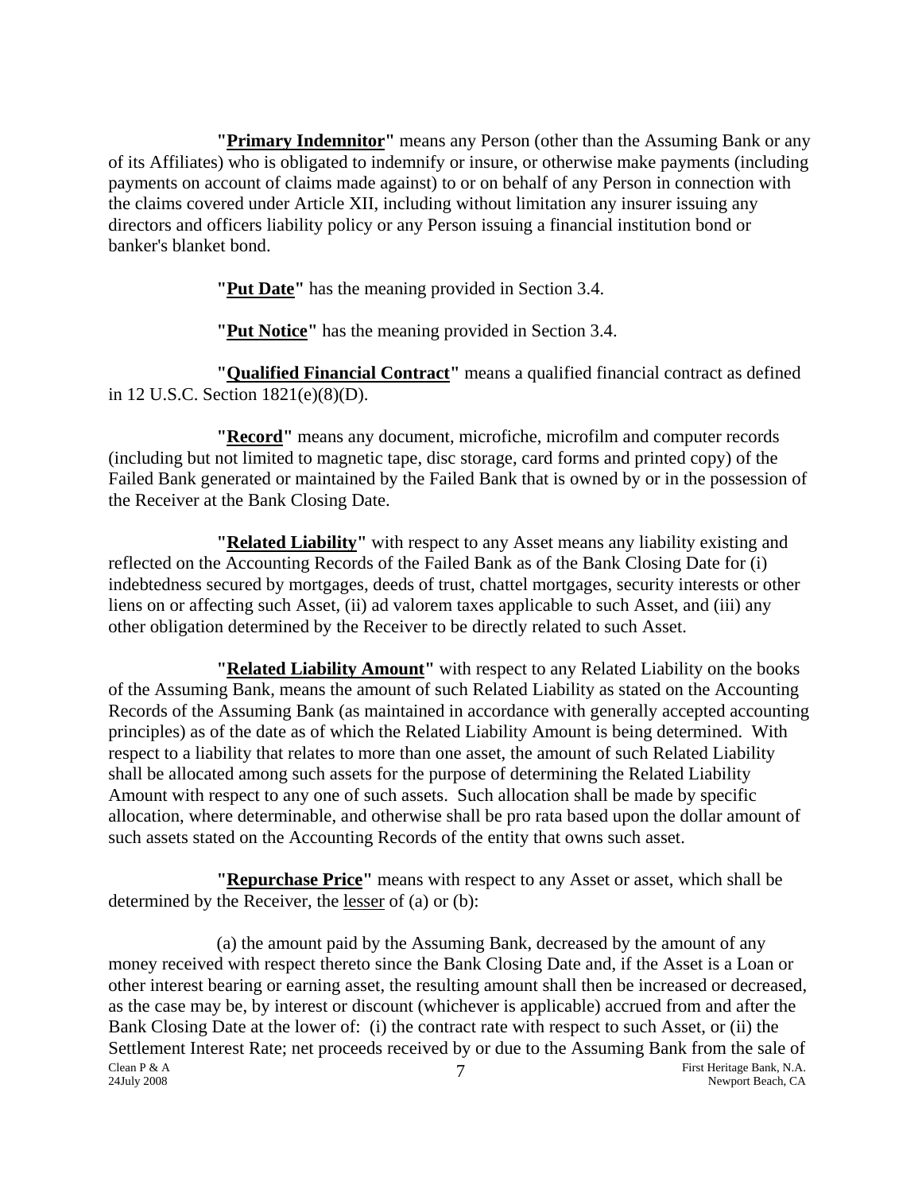**"Primary Indemnitor"** means any Person (other than the Assuming Bank or any of its Affiliates) who is obligated to indemnify or insure, or otherwise make payments (including payments on account of claims made against) to or on behalf of any Person in connection with the claims covered under Article XII, including without limitation any insurer issuing any directors and officers liability policy or any Person issuing a financial institution bond or banker's blanket bond.

**"Put Date"** has the meaning provided in Section 3.4.

**"Put Notice"** has the meaning provided in Section 3.4.

**"Qualified Financial Contract"** means a qualified financial contract as defined in 12 U.S.C. Section 1821(e)(8)(D).

**"Record"** means any document, microfiche, microfilm and computer records (including but not limited to magnetic tape, disc storage, card forms and printed copy) of the Failed Bank generated or maintained by the Failed Bank that is owned by or in the possession of the Receiver at the Bank Closing Date.

**"Related Liability"** with respect to any Asset means any liability existing and reflected on the Accounting Records of the Failed Bank as of the Bank Closing Date for (i) indebtedness secured by mortgages, deeds of trust, chattel mortgages, security interests or other liens on or affecting such Asset, (ii) ad valorem taxes applicable to such Asset, and (iii) any other obligation determined by the Receiver to be directly related to such Asset.

**"Related Liability Amount"** with respect to any Related Liability on the books of the Assuming Bank, means the amount of such Related Liability as stated on the Accounting Records of the Assuming Bank (as maintained in accordance with generally accepted accounting principles) as of the date as of which the Related Liability Amount is being determined. With respect to a liability that relates to more than one asset, the amount of such Related Liability shall be allocated among such assets for the purpose of determining the Related Liability Amount with respect to any one of such assets. Such allocation shall be made by specific allocation, where determinable, and otherwise shall be pro rata based upon the dollar amount of such assets stated on the Accounting Records of the entity that owns such asset.

**"Repurchase Price"** means with respect to any Asset or asset, which shall be determined by the Receiver, the lesser of (a) or (b):

(a) the amount paid by the Assuming Bank, decreased by the amount of any money received with respect thereto since the Bank Closing Date and, if the Asset is a Loan or other interest bearing or earning asset, the resulting amount shall then be increased or decreased, as the case may be, by interest or discount (whichever is applicable) accrued from and after the Bank Closing Date at the lower of: (i) the contract rate with respect to such Asset, or (ii) the Settlement Interest Rate; net proceeds received by or due to the Assuming Bank from the sale of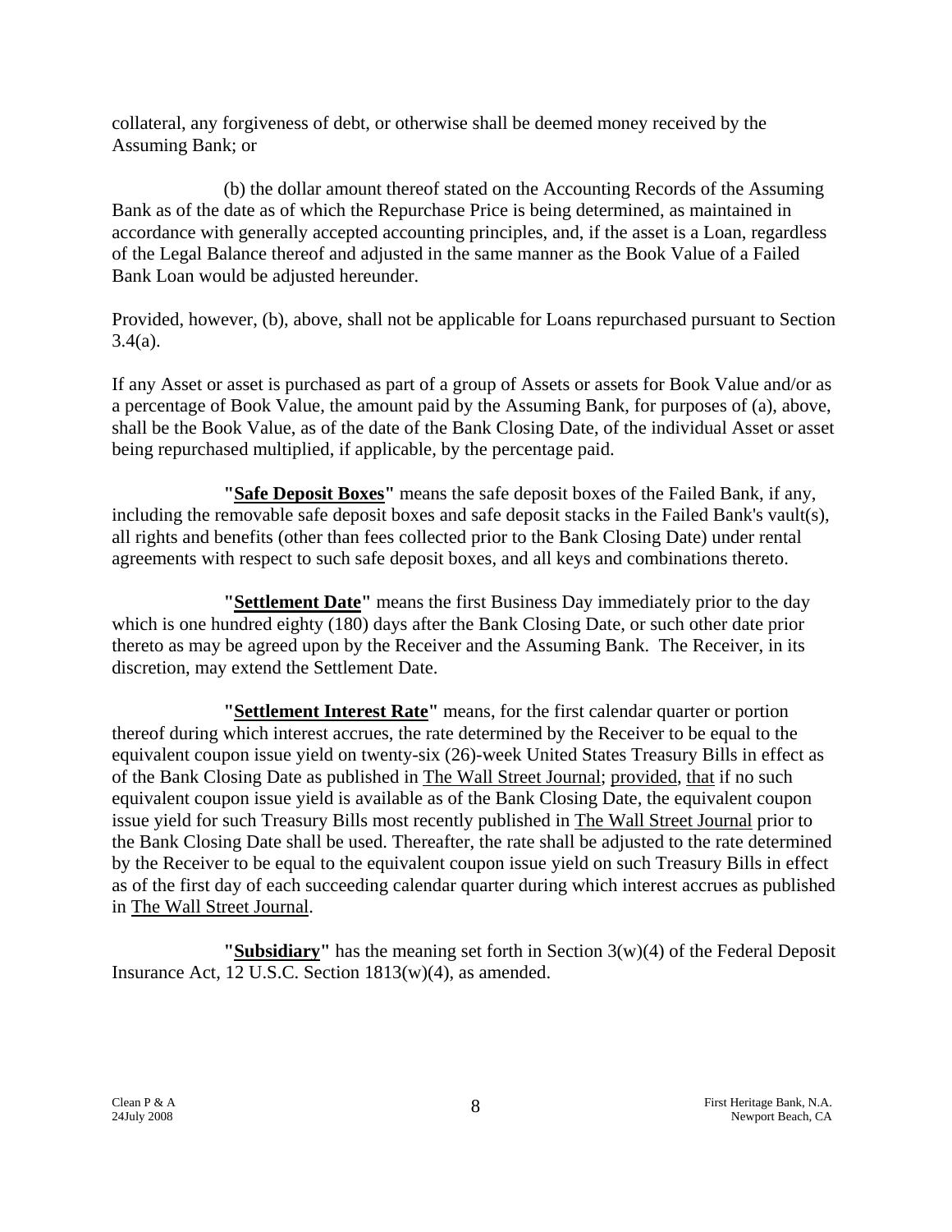collateral, any forgiveness of debt, or otherwise shall be deemed money received by the Assuming Bank; or

(b) the dollar amount thereof stated on the Accounting Records of the Assuming Bank as of the date as of which the Repurchase Price is being determined, as maintained in accordance with generally accepted accounting principles, and, if the asset is a Loan, regardless of the Legal Balance thereof and adjusted in the same manner as the Book Value of a Failed Bank Loan would be adjusted hereunder.

Provided, however, (b), above, shall not be applicable for Loans repurchased pursuant to Section 3.4(a).

If any Asset or asset is purchased as part of a group of Assets or assets for Book Value and/or as a percentage of Book Value, the amount paid by the Assuming Bank, for purposes of (a), above, shall be the Book Value, as of the date of the Bank Closing Date, of the individual Asset or asset being repurchased multiplied, if applicable, by the percentage paid.

**"Safe Deposit Boxes"** means the safe deposit boxes of the Failed Bank, if any, including the removable safe deposit boxes and safe deposit stacks in the Failed Bank's vault(s), all rights and benefits (other than fees collected prior to the Bank Closing Date) under rental agreements with respect to such safe deposit boxes, and all keys and combinations thereto.

**"Settlement Date"** means the first Business Day immediately prior to the day which is one hundred eighty (180) days after the Bank Closing Date, or such other date prior thereto as may be agreed upon by the Receiver and the Assuming Bank. The Receiver, in its discretion, may extend the Settlement Date.

**"Settlement Interest Rate"** means, for the first calendar quarter or portion thereof during which interest accrues, the rate determined by the Receiver to be equal to the equivalent coupon issue yield on twenty-six (26)-week United States Treasury Bills in effect as of the Bank Closing Date as published in The Wall Street Journal; provided, that if no such equivalent coupon issue yield is available as of the Bank Closing Date, the equivalent coupon issue yield for such Treasury Bills most recently published in The Wall Street Journal prior to the Bank Closing Date shall be used. Thereafter, the rate shall be adjusted to the rate determined by the Receiver to be equal to the equivalent coupon issue yield on such Treasury Bills in effect as of the first day of each succeeding calendar quarter during which interest accrues as published in The Wall Street Journal.

**"Subsidiary"** has the meaning set forth in Section 3(w)(4) of the Federal Deposit Insurance Act, 12 U.S.C. Section 1813(w)(4), as amended.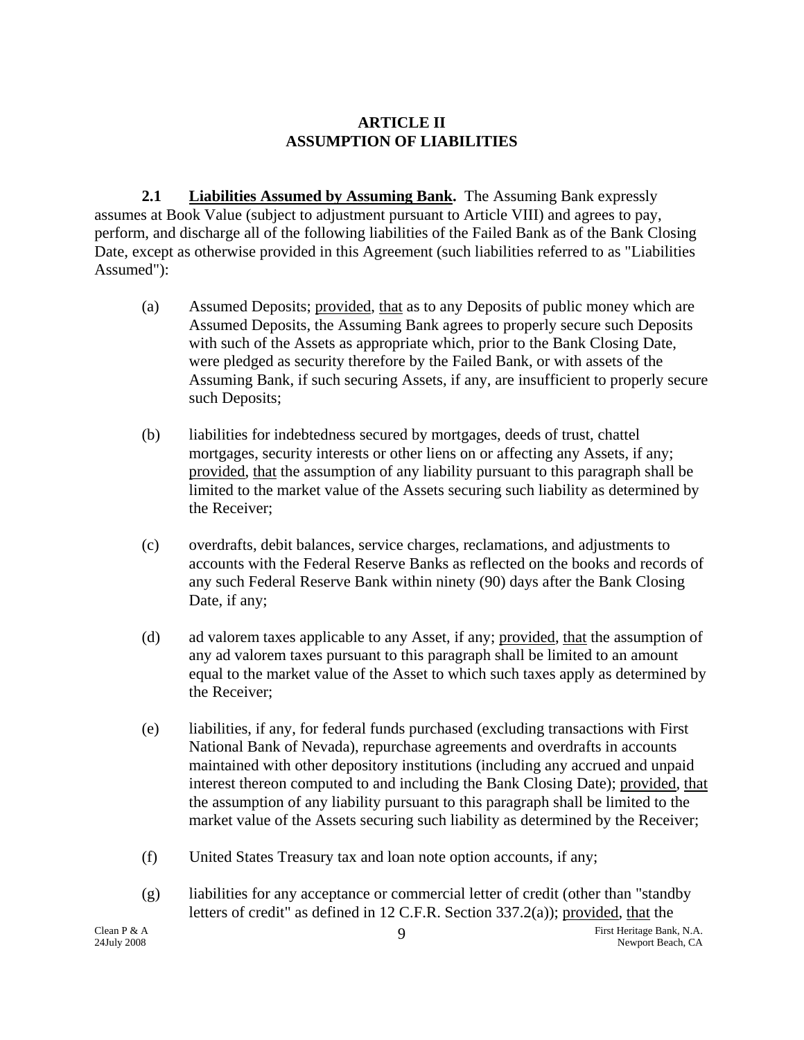# ARTICLE II
# ASSUMPTION OF LIABILITIES

**2.1 Liabilities Assumed by Assuming Bank.** The Assuming Bank expressly assumes at Book Value (subject to adjustment pursuant to Article VIII) and agrees to pay, perform, and discharge all of the following liabilities of the Failed Bank as of the Bank Closing Date, except as otherwise provided in this Agreement (such liabilities referred to as "Liabilities Assumed"):

(a) Assumed Deposits; provided, that as to any Deposits of public money which are Assumed Deposits, the Assuming Bank agrees to properly secure such Deposits with such of the Assets as appropriate which, prior to the Bank Closing Date, were pledged as security therefore by the Failed Bank, or with assets of the Assuming Bank, if such securing Assets, if any, are insufficient to properly secure such Deposits;

(b) liabilities for indebtedness secured by mortgages, deeds of trust, chattel mortgages, security interests or other liens on or affecting any Assets, if any; provided, that the assumption of any liability pursuant to this paragraph shall be limited to the market value of the Assets securing such liability as determined by the Receiver;

(c) overdrafts, debit balances, service charges, reclamations, and adjustments to accounts with the Federal Reserve Banks as reflected on the books and records of any such Federal Reserve Bank within ninety (90) days after the Bank Closing Date, if any;

(d) ad valorem taxes applicable to any Asset, if any; provided, that the assumption of any ad valorem taxes pursuant to this paragraph shall be limited to an amount equal to the market value of the Asset to which such taxes apply as determined by the Receiver;

(e) liabilities, if any, for federal funds purchased (excluding transactions with First National Bank of Nevada), repurchase agreements and overdrafts in accounts maintained with other depository institutions (including any accrued and unpaid interest thereon computed to and including the Bank Closing Date); provided, that the assumption of any liability pursuant to this paragraph shall be limited to the market value of the Assets securing such liability as determined by the Receiver;

(f) United States Treasury tax and loan note option accounts, if any;

(g) liabilities for any acceptance or commercial letter of credit (other than "standby letters of credit" as defined in 12 C.F.R. Section 337.2(a)); provided, that the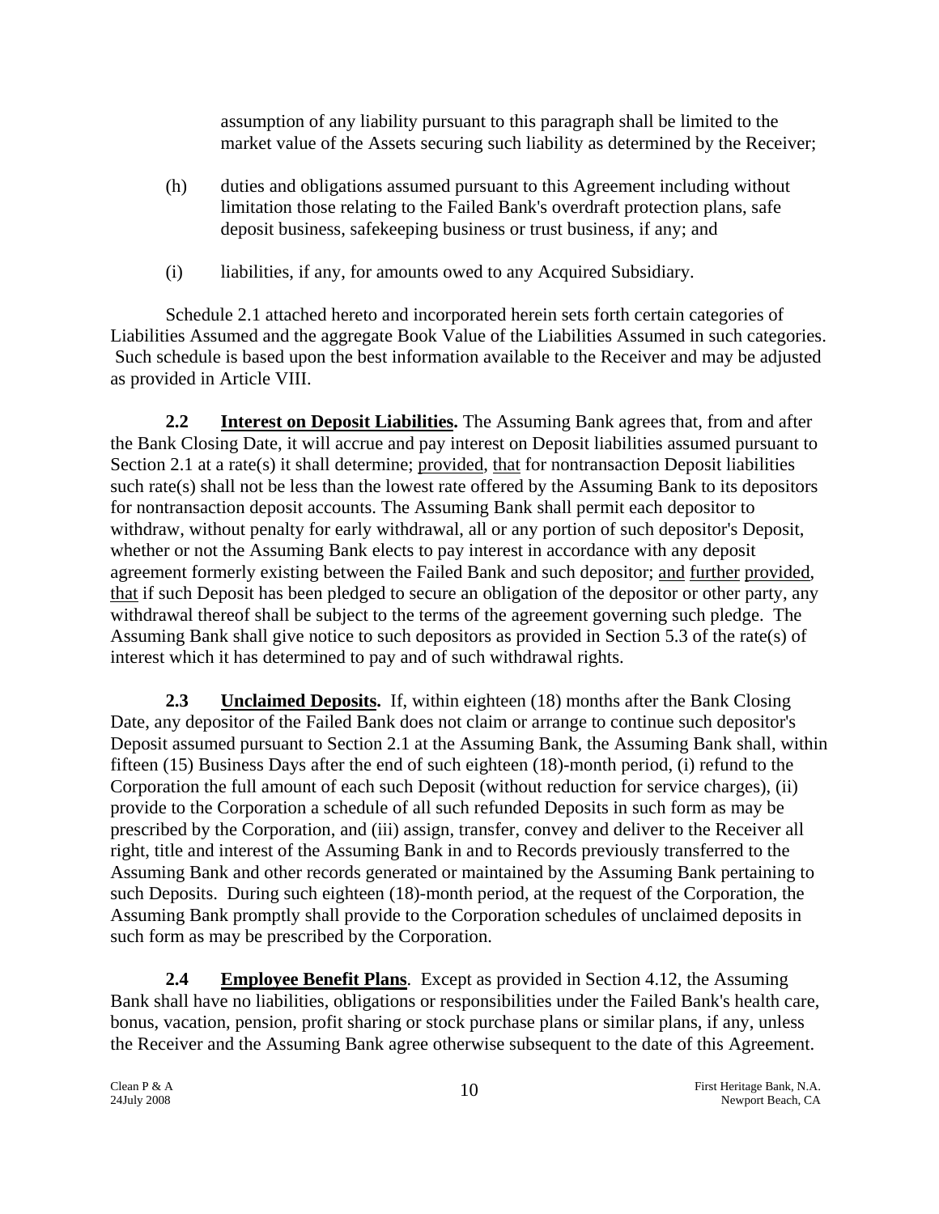assumption of any liability pursuant to this paragraph shall be limited to the market value of the Assets securing such liability as determined by the Receiver;

(h) duties and obligations assumed pursuant to this Agreement including without limitation those relating to the Failed Bank's overdraft protection plans, safe deposit business, safekeeping business or trust business, if any; and

(i) liabilities, if any, for amounts owed to any Acquired Subsidiary.

Schedule 2.1 attached hereto and incorporated herein sets forth certain categories of Liabilities Assumed and the aggregate Book Value of the Liabilities Assumed in such categories. Such schedule is based upon the best information available to the Receiver and may be adjusted as provided in Article VIII.

**2.2 Interest on Deposit Liabilities.** The Assuming Bank agrees that, from and after the Bank Closing Date, it will accrue and pay interest on Deposit liabilities assumed pursuant to Section 2.1 at a rate(s) it shall determine; provided, that for nontransaction Deposit liabilities such rate(s) shall not be less than the lowest rate offered by the Assuming Bank to its depositors for nontransaction deposit accounts. The Assuming Bank shall permit each depositor to withdraw, without penalty for early withdrawal, all or any portion of such depositor's Deposit, whether or not the Assuming Bank elects to pay interest in accordance with any deposit agreement formerly existing between the Failed Bank and such depositor; and further provided, that if such Deposit has been pledged to secure an obligation of the depositor or other party, any withdrawal thereof shall be subject to the terms of the agreement governing such pledge. The Assuming Bank shall give notice to such depositors as provided in Section 5.3 of the rate(s) of interest which it has determined to pay and of such withdrawal rights.

**2.3 Unclaimed Deposits.** If, within eighteen (18) months after the Bank Closing Date, any depositor of the Failed Bank does not claim or arrange to continue such depositor's Deposit assumed pursuant to Section 2.1 at the Assuming Bank, the Assuming Bank shall, within fifteen (15) Business Days after the end of such eighteen (18)-month period, (i) refund to the Corporation the full amount of each such Deposit (without reduction for service charges), (ii) provide to the Corporation a schedule of all such refunded Deposits in such form as may be prescribed by the Corporation, and (iii) assign, transfer, convey and deliver to the Receiver all right, title and interest of the Assuming Bank in and to Records previously transferred to the Assuming Bank and other records generated or maintained by the Assuming Bank pertaining to such Deposits. During such eighteen (18)-month period, at the request of the Corporation, the Assuming Bank promptly shall provide to the Corporation schedules of unclaimed deposits in such form as may be prescribed by the Corporation.

**2.4 Employee Benefit Plans**. Except as provided in Section 4.12, the Assuming Bank shall have no liabilities, obligations or responsibilities under the Failed Bank's health care, bonus, vacation, pension, profit sharing or stock purchase plans or similar plans, if any, unless the Receiver and the Assuming Bank agree otherwise subsequent to the date of this Agreement.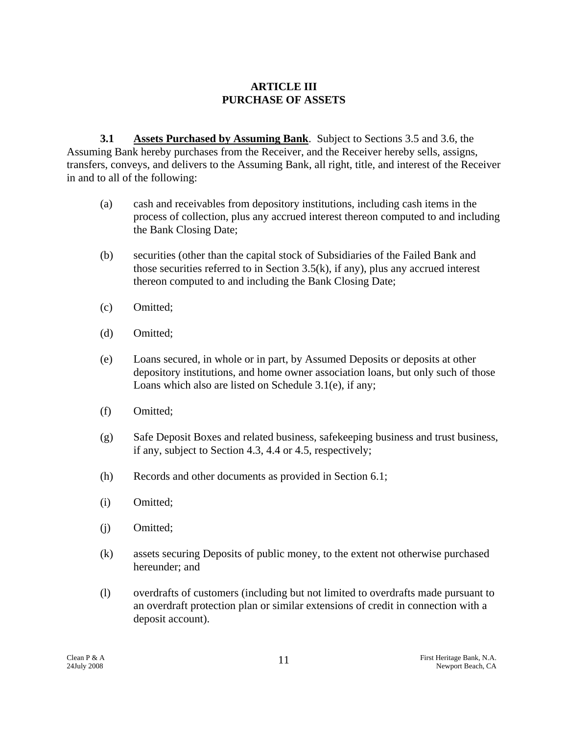# ARTICLE III
# PURCHASE OF ASSETS

**3.1 <u>Assets Purchased by Assuming Bank</u>**. Subject to Sections 3.5 and 3.6, the Assuming Bank hereby purchases from the Receiver, and the Receiver hereby sells, assigns, transfers, conveys, and delivers to the Assuming Bank, all right, title, and interest of the Receiver in and to all of the following:

(a) cash and receivables from depository institutions, including cash items in the process of collection, plus any accrued interest thereon computed to and including the Bank Closing Date;

(b) securities (other than the capital stock of Subsidiaries of the Failed Bank and those securities referred to in Section 3.5(k), if any), plus any accrued interest thereon computed to and including the Bank Closing Date;

(c) Omitted;

(d) Omitted;

(e) Loans secured, in whole or in part, by Assumed Deposits or deposits at other depository institutions, and home owner association loans, but only such of those Loans which also are listed on Schedule 3.1(e), if any;

(f) Omitted;

(g) Safe Deposit Boxes and related business, safekeeping business and trust business, if any, subject to Section 4.3, 4.4 or 4.5, respectively;

(h) Records and other documents as provided in Section 6.1;

(i) Omitted;

(j) Omitted;

(k) assets securing Deposits of public money, to the extent not otherwise purchased hereunder; and

(l) overdrafts of customers (including but not limited to overdrafts made pursuant to an overdraft protection plan or similar extensions of credit in connection with a deposit account).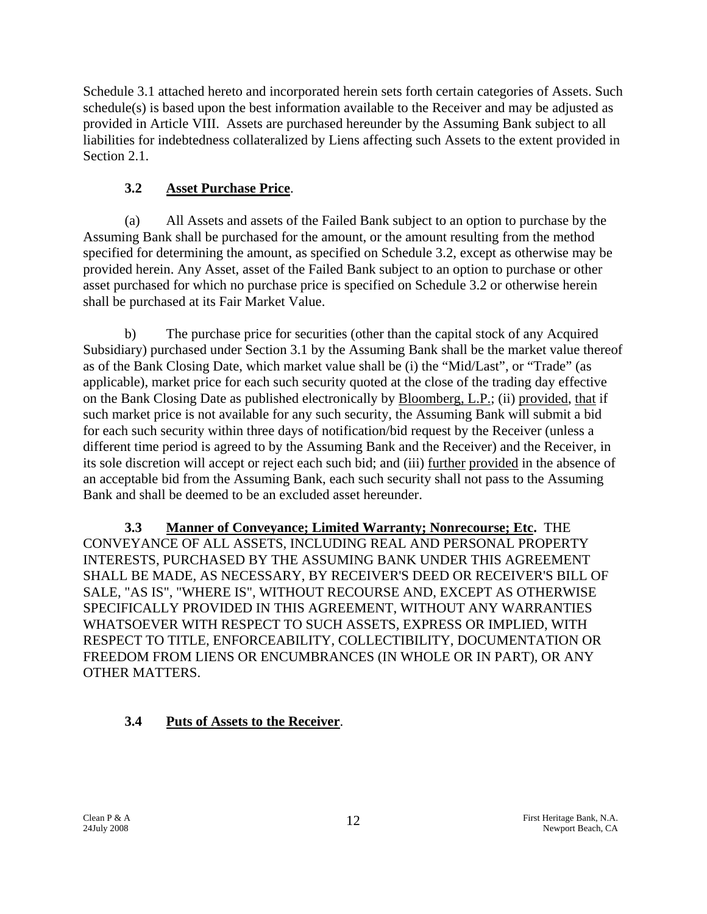Schedule 3.1 attached hereto and incorporated herein sets forth certain categories of Assets. Such schedule(s) is based upon the best information available to the Receiver and may be adjusted as provided in Article VIII. Assets are purchased hereunder by the Assuming Bank subject to all liabilities for indebtedness collateralized by Liens affecting such Assets to the extent provided in Section 2.1.

**3.2 Asset Purchase Price**.

(a) All Assets and assets of the Failed Bank subject to an option to purchase by the Assuming Bank shall be purchased for the amount, or the amount resulting from the method specified for determining the amount, as specified on Schedule 3.2, except as otherwise may be provided herein. Any Asset, asset of the Failed Bank subject to an option to purchase or other asset purchased for which no purchase price is specified on Schedule 3.2 or otherwise herein shall be purchased at its Fair Market Value.

b) The purchase price for securities (other than the capital stock of any Acquired Subsidiary) purchased under Section 3.1 by the Assuming Bank shall be the market value thereof as of the Bank Closing Date, which market value shall be (i) the "Mid/Last", or "Trade" (as applicable), market price for each such security quoted at the close of the trading day effective on the Bank Closing Date as published electronically by Bloomberg, L.P.; (ii) provided, that if such market price is not available for any such security, the Assuming Bank will submit a bid for each such security within three days of notification/bid request by the Receiver (unless a different time period is agreed to by the Assuming Bank and the Receiver) and the Receiver, in its sole discretion will accept or reject each such bid; and (iii) further provided in the absence of an acceptable bid from the Assuming Bank, each such security shall not pass to the Assuming Bank and shall be deemed to be an excluded asset hereunder.

**3.3 Manner of Conveyance; Limited Warranty; Nonrecourse; Etc.** THE CONVEYANCE OF ALL ASSETS, INCLUDING REAL AND PERSONAL PROPERTY INTERESTS, PURCHASED BY THE ASSUMING BANK UNDER THIS AGREEMENT SHALL BE MADE, AS NECESSARY, BY RECEIVER'S DEED OR RECEIVER'S BILL OF SALE, "AS IS", "WHERE IS", WITHOUT RECOURSE AND, EXCEPT AS OTHERWISE SPECIFICALLY PROVIDED IN THIS AGREEMENT, WITHOUT ANY WARRANTIES WHATSOEVER WITH RESPECT TO SUCH ASSETS, EXPRESS OR IMPLIED, WITH RESPECT TO TITLE, ENFORCEABILITY, COLLECTIBILITY, DOCUMENTATION OR FREEDOM FROM LIENS OR ENCUMBRANCES (IN WHOLE OR IN PART), OR ANY OTHER MATTERS.

**3.4 Puts of Assets to the Receiver**.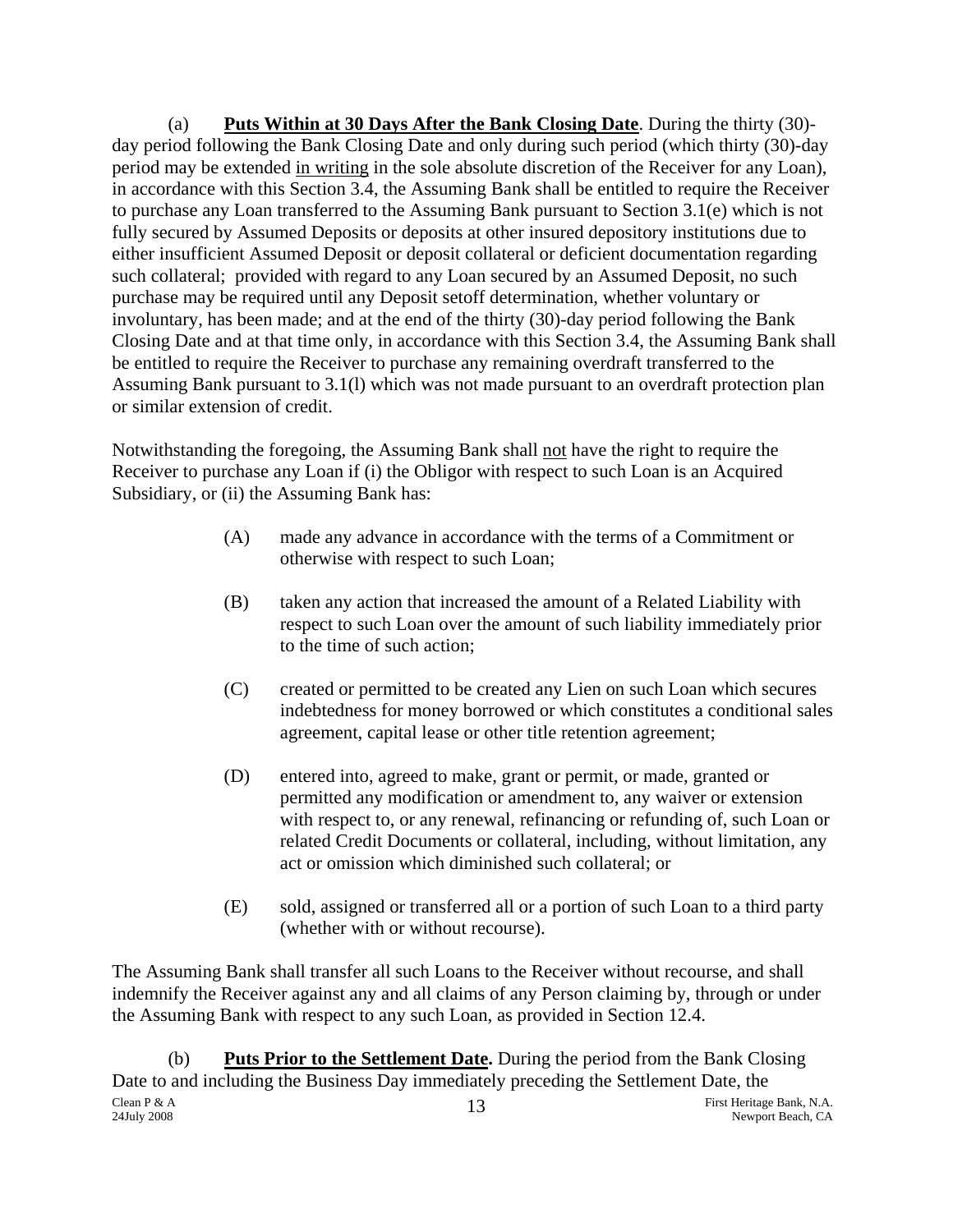(a) **Puts Within at 30 Days After the Bank Closing Date**. During the thirty (30)-day period following the Bank Closing Date and only during such period (which thirty (30)-day period may be extended in writing in the sole absolute discretion of the Receiver for any Loan), in accordance with this Section 3.4, the Assuming Bank shall be entitled to require the Receiver to purchase any Loan transferred to the Assuming Bank pursuant to Section 3.1(e) which is not fully secured by Assumed Deposits or deposits at other insured depository institutions due to either insufficient Assumed Deposit or deposit collateral or deficient documentation regarding such collateral; provided with regard to any Loan secured by an Assumed Deposit, no such purchase may be required until any Deposit setoff determination, whether voluntary or involuntary, has been made; and at the end of the thirty (30)-day period following the Bank Closing Date and at that time only, in accordance with this Section 3.4, the Assuming Bank shall be entitled to require the Receiver to purchase any remaining overdraft transferred to the Assuming Bank pursuant to 3.1(l) which was not made pursuant to an overdraft protection plan or similar extension of credit.

Notwithstanding the foregoing, the Assuming Bank shall not have the right to require the Receiver to purchase any Loan if (i) the Obligor with respect to such Loan is an Acquired Subsidiary, or (ii) the Assuming Bank has:

(A) made any advance in accordance with the terms of a Commitment or otherwise with respect to such Loan;

(B) taken any action that increased the amount of a Related Liability with respect to such Loan over the amount of such liability immediately prior to the time of such action;

(C) created or permitted to be created any Lien on such Loan which secures indebtedness for money borrowed or which constitutes a conditional sales agreement, capital lease or other title retention agreement;

(D) entered into, agreed to make, grant or permit, or made, granted or permitted any modification or amendment to, any waiver or extension with respect to, or any renewal, refinancing or refunding of, such Loan or related Credit Documents or collateral, including, without limitation, any act or omission which diminished such collateral; or

(E) sold, assigned or transferred all or a portion of such Loan to a third party (whether with or without recourse).

The Assuming Bank shall transfer all such Loans to the Receiver without recourse, and shall indemnify the Receiver against any and all claims of any Person claiming by, through or under the Assuming Bank with respect to any such Loan, as provided in Section 12.4.

(b) **Puts Prior to the Settlement Date.** During the period from the Bank Closing Date to and including the Business Day immediately preceding the Settlement Date, the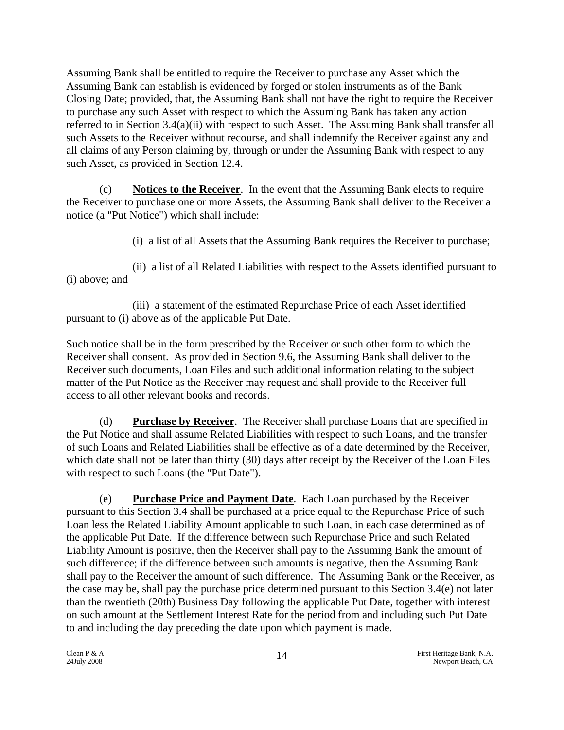Assuming Bank shall be entitled to require the Receiver to purchase any Asset which the Assuming Bank can establish is evidenced by forged or stolen instruments as of the Bank Closing Date; provided, that, the Assuming Bank shall not have the right to require the Receiver to purchase any such Asset with respect to which the Assuming Bank has taken any action referred to in Section 3.4(a)(ii) with respect to such Asset. The Assuming Bank shall transfer all such Assets to the Receiver without recourse, and shall indemnify the Receiver against any and all claims of any Person claiming by, through or under the Assuming Bank with respect to any such Asset, as provided in Section 12.4.

(c) **Notices to the Receiver**. In the event that the Assuming Bank elects to require the Receiver to purchase one or more Assets, the Assuming Bank shall deliver to the Receiver a notice (a "Put Notice") which shall include:

(i) a list of all Assets that the Assuming Bank requires the Receiver to purchase;

(ii) a list of all Related Liabilities with respect to the Assets identified pursuant to (i) above; and

(iii) a statement of the estimated Repurchase Price of each Asset identified pursuant to (i) above as of the applicable Put Date.

Such notice shall be in the form prescribed by the Receiver or such other form to which the Receiver shall consent. As provided in Section 9.6, the Assuming Bank shall deliver to the Receiver such documents, Loan Files and such additional information relating to the subject matter of the Put Notice as the Receiver may request and shall provide to the Receiver full access to all other relevant books and records.

(d) **Purchase by Receiver**. The Receiver shall purchase Loans that are specified in the Put Notice and shall assume Related Liabilities with respect to such Loans, and the transfer of such Loans and Related Liabilities shall be effective as of a date determined by the Receiver, which date shall not be later than thirty (30) days after receipt by the Receiver of the Loan Files with respect to such Loans (the "Put Date").

(e) **Purchase Price and Payment Date**. Each Loan purchased by the Receiver pursuant to this Section 3.4 shall be purchased at a price equal to the Repurchase Price of such Loan less the Related Liability Amount applicable to such Loan, in each case determined as of the applicable Put Date. If the difference between such Repurchase Price and such Related Liability Amount is positive, then the Receiver shall pay to the Assuming Bank the amount of such difference; if the difference between such amounts is negative, then the Assuming Bank shall pay to the Receiver the amount of such difference. The Assuming Bank or the Receiver, as the case may be, shall pay the purchase price determined pursuant to this Section 3.4(e) not later than the twentieth (20th) Business Day following the applicable Put Date, together with interest on such amount at the Settlement Interest Rate for the period from and including such Put Date to and including the day preceding the date upon which payment is made.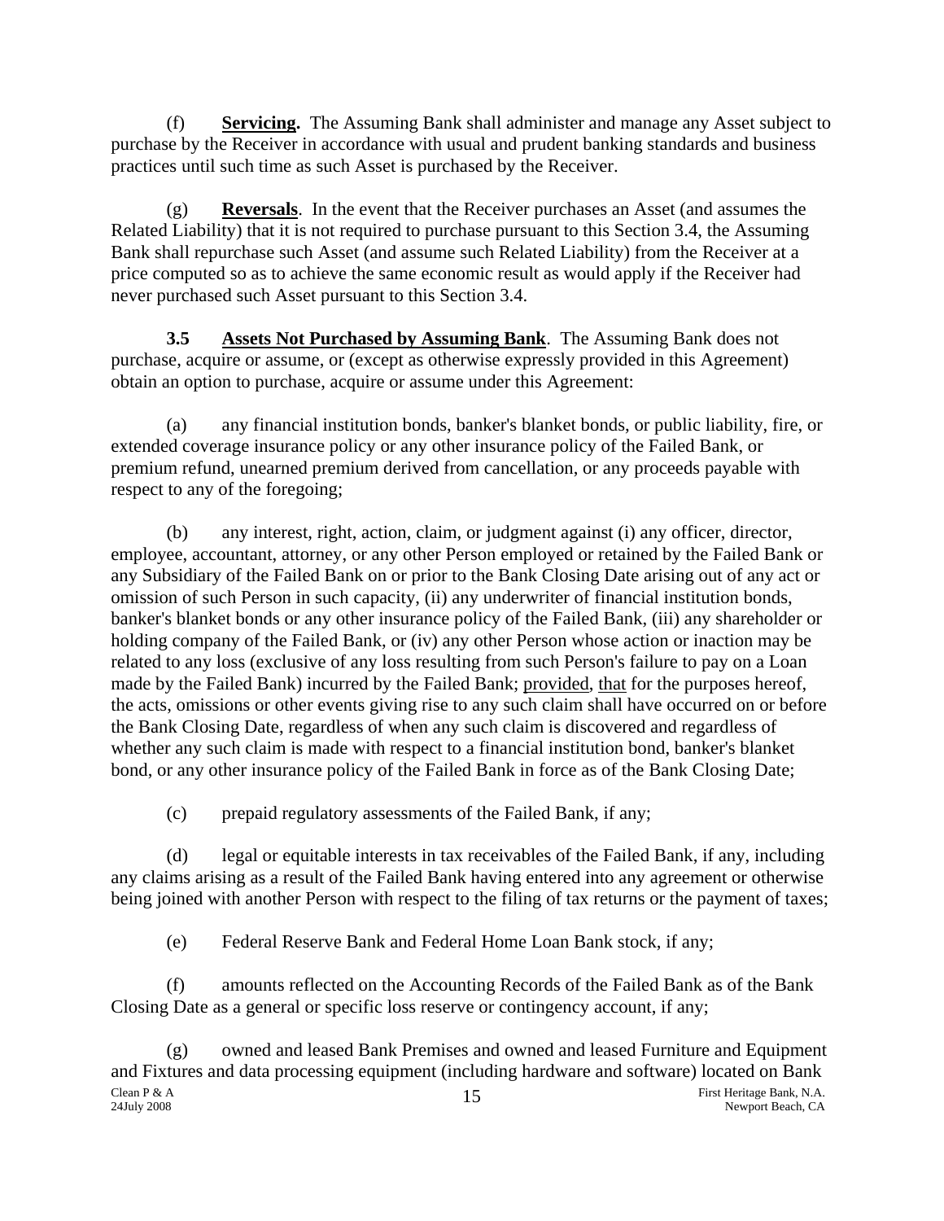(f) **Servicing.** The Assuming Bank shall administer and manage any Asset subject to purchase by the Receiver in accordance with usual and prudent banking standards and business practices until such time as such Asset is purchased by the Receiver.

(g) **Reversals**. In the event that the Receiver purchases an Asset (and assumes the Related Liability) that it is not required to purchase pursuant to this Section 3.4, the Assuming Bank shall repurchase such Asset (and assume such Related Liability) from the Receiver at a price computed so as to achieve the same economic result as would apply if the Receiver had never purchased such Asset pursuant to this Section 3.4.

**3.5 Assets Not Purchased by Assuming Bank**. The Assuming Bank does not purchase, acquire or assume, or (except as otherwise expressly provided in this Agreement) obtain an option to purchase, acquire or assume under this Agreement:

(a) any financial institution bonds, banker's blanket bonds, or public liability, fire, or extended coverage insurance policy or any other insurance policy of the Failed Bank, or premium refund, unearned premium derived from cancellation, or any proceeds payable with respect to any of the foregoing;

(b) any interest, right, action, claim, or judgment against (i) any officer, director, employee, accountant, attorney, or any other Person employed or retained by the Failed Bank or any Subsidiary of the Failed Bank on or prior to the Bank Closing Date arising out of any act or omission of such Person in such capacity, (ii) any underwriter of financial institution bonds, banker's blanket bonds or any other insurance policy of the Failed Bank, (iii) any shareholder or holding company of the Failed Bank, or (iv) any other Person whose action or inaction may be related to any loss (exclusive of any loss resulting from such Person's failure to pay on a Loan made by the Failed Bank) incurred by the Failed Bank; provided, that for the purposes hereof, the acts, omissions or other events giving rise to any such claim shall have occurred on or before the Bank Closing Date, regardless of when any such claim is discovered and regardless of whether any such claim is made with respect to a financial institution bond, banker's blanket bond, or any other insurance policy of the Failed Bank in force as of the Bank Closing Date;

(c) prepaid regulatory assessments of the Failed Bank, if any;

(d) legal or equitable interests in tax receivables of the Failed Bank, if any, including any claims arising as a result of the Failed Bank having entered into any agreement or otherwise being joined with another Person with respect to the filing of tax returns or the payment of taxes;

(e) Federal Reserve Bank and Federal Home Loan Bank stock, if any;

(f) amounts reflected on the Accounting Records of the Failed Bank as of the Bank Closing Date as a general or specific loss reserve or contingency account, if any;

(g) owned and leased Bank Premises and owned and leased Furniture and Equipment and Fixtures and data processing equipment (including hardware and software) located on Bank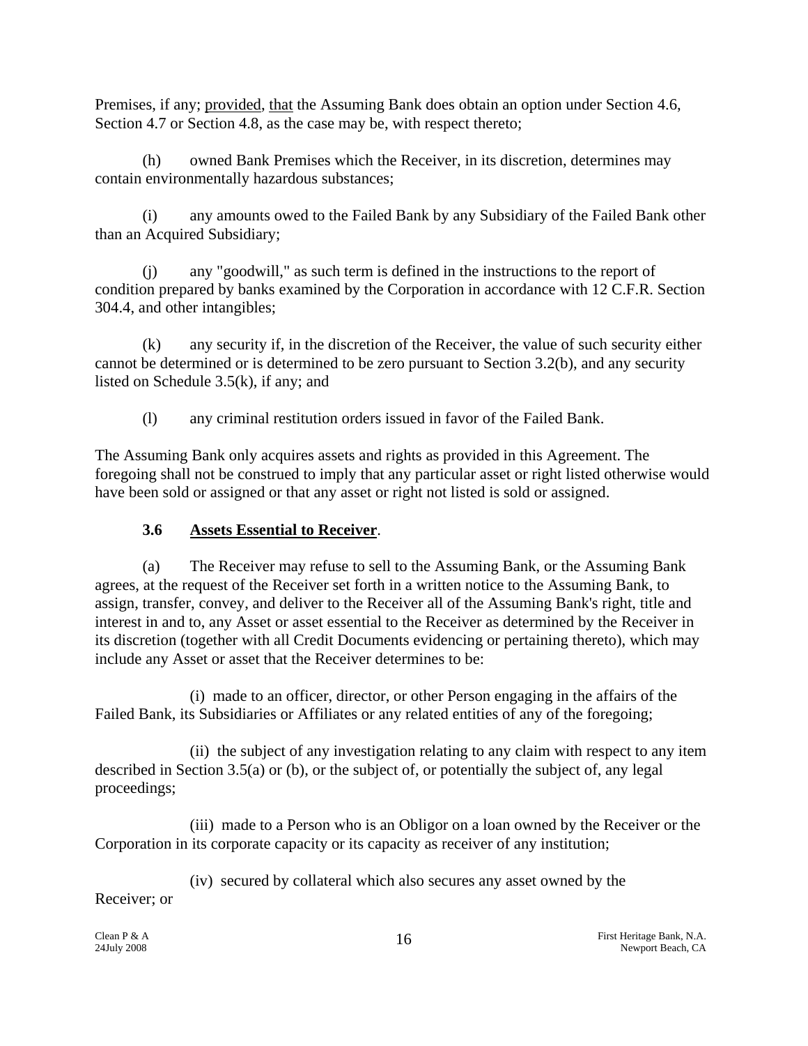Premises, if any; provided, that the Assuming Bank does obtain an option under Section 4.6, Section 4.7 or Section 4.8, as the case may be, with respect thereto;

(h) owned Bank Premises which the Receiver, in its discretion, determines may contain environmentally hazardous substances;

(i) any amounts owed to the Failed Bank by any Subsidiary of the Failed Bank other than an Acquired Subsidiary;

(j) any "goodwill," as such term is defined in the instructions to the report of condition prepared by banks examined by the Corporation in accordance with 12 C.F.R. Section 304.4, and other intangibles;

(k) any security if, in the discretion of the Receiver, the value of such security either cannot be determined or is determined to be zero pursuant to Section 3.2(b), and any security listed on Schedule 3.5(k), if any; and

(l) any criminal restitution orders issued in favor of the Failed Bank.

The Assuming Bank only acquires assets and rights as provided in this Agreement. The foregoing shall not be construed to imply that any particular asset or right listed otherwise would have been sold or assigned or that any asset or right not listed is sold or assigned.

### 3.6 Assets Essential to Receiver.

(a) The Receiver may refuse to sell to the Assuming Bank, or the Assuming Bank agrees, at the request of the Receiver set forth in a written notice to the Assuming Bank, to assign, transfer, convey, and deliver to the Receiver all of the Assuming Bank's right, title and interest in and to, any Asset or asset essential to the Receiver as determined by the Receiver in its discretion (together with all Credit Documents evidencing or pertaining thereto), which may include any Asset or asset that the Receiver determines to be:

(i) made to an officer, director, or other Person engaging in the affairs of the Failed Bank, its Subsidiaries or Affiliates or any related entities of any of the foregoing;

(ii) the subject of any investigation relating to any claim with respect to any item described in Section 3.5(a) or (b), or the subject of, or potentially the subject of, any legal proceedings;

(iii) made to a Person who is an Obligor on a loan owned by the Receiver or the Corporation in its corporate capacity or its capacity as receiver of any institution;

(iv) secured by collateral which also secures any asset owned by the Receiver; or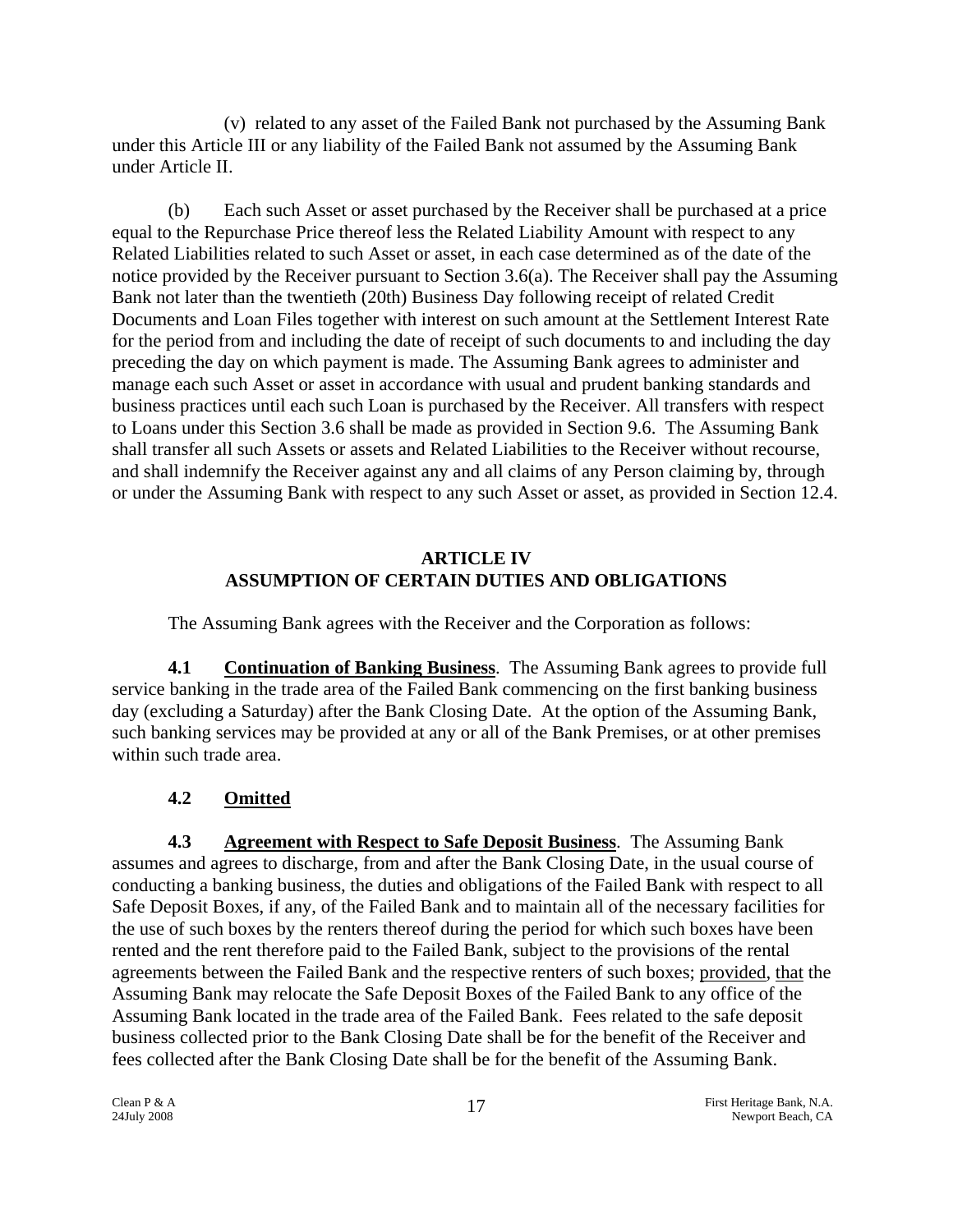(v) related to any asset of the Failed Bank not purchased by the Assuming Bank under this Article III or any liability of the Failed Bank not assumed by the Assuming Bank under Article II.

(b) Each such Asset or asset purchased by the Receiver shall be purchased at a price equal to the Repurchase Price thereof less the Related Liability Amount with respect to any Related Liabilities related to such Asset or asset, in each case determined as of the date of the notice provided by the Receiver pursuant to Section 3.6(a). The Receiver shall pay the Assuming Bank not later than the twentieth (20th) Business Day following receipt of related Credit Documents and Loan Files together with interest on such amount at the Settlement Interest Rate for the period from and including the date of receipt of such documents to and including the day preceding the day on which payment is made. The Assuming Bank agrees to administer and manage each such Asset or asset in accordance with usual and prudent banking standards and business practices until each such Loan is purchased by the Receiver. All transfers with respect to Loans under this Section 3.6 shall be made as provided in Section 9.6. The Assuming Bank shall transfer all such Assets or assets and Related Liabilities to the Receiver without recourse, and shall indemnify the Receiver against any and all claims of any Person claiming by, through or under the Assuming Bank with respect to any such Asset or asset, as provided in Section 12.4.

## ARTICLE IV
## ASSUMPTION OF CERTAIN DUTIES AND OBLIGATIONS

The Assuming Bank agrees with the Receiver and the Corporation as follows:

**4.1 Continuation of Banking Business**. The Assuming Bank agrees to provide full service banking in the trade area of the Failed Bank commencing on the first banking business day (excluding a Saturday) after the Bank Closing Date. At the option of the Assuming Bank, such banking services may be provided at any or all of the Bank Premises, or at other premises within such trade area.

**4.2 Omitted**

**4.3 Agreement with Respect to Safe Deposit Business**. The Assuming Bank assumes and agrees to discharge, from and after the Bank Closing Date, in the usual course of conducting a banking business, the duties and obligations of the Failed Bank with respect to all Safe Deposit Boxes, if any, of the Failed Bank and to maintain all of the necessary facilities for the use of such boxes by the renters thereof during the period for which such boxes have been rented and the rent therefore paid to the Failed Bank, subject to the provisions of the rental agreements between the Failed Bank and the respective renters of such boxes; provided, that the Assuming Bank may relocate the Safe Deposit Boxes of the Failed Bank to any office of the Assuming Bank located in the trade area of the Failed Bank. Fees related to the safe deposit business collected prior to the Bank Closing Date shall be for the benefit of the Receiver and fees collected after the Bank Closing Date shall be for the benefit of the Assuming Bank.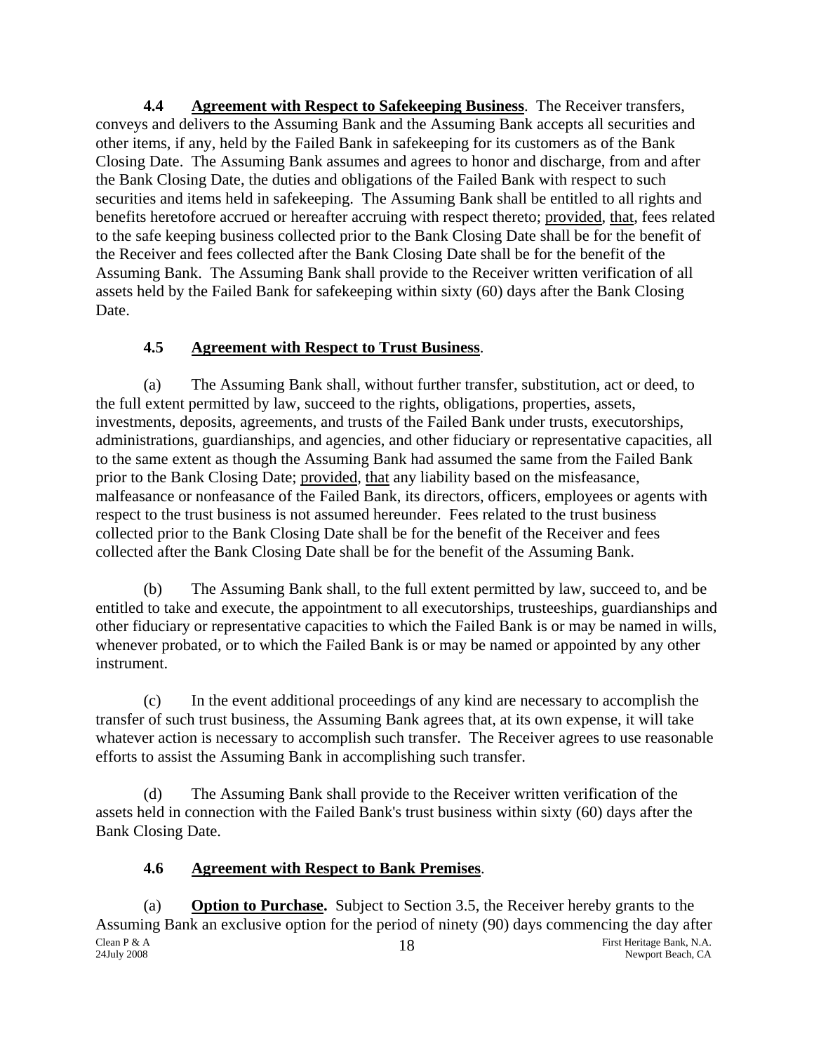**4.4 Agreement with Respect to Safekeeping Business**. The Receiver transfers, conveys and delivers to the Assuming Bank and the Assuming Bank accepts all securities and other items, if any, held by the Failed Bank in safekeeping for its customers as of the Bank Closing Date. The Assuming Bank assumes and agrees to honor and discharge, from and after the Bank Closing Date, the duties and obligations of the Failed Bank with respect to such securities and items held in safekeeping. The Assuming Bank shall be entitled to all rights and benefits heretofore accrued or hereafter accruing with respect thereto; provided, that, fees related to the safe keeping business collected prior to the Bank Closing Date shall be for the benefit of the Receiver and fees collected after the Bank Closing Date shall be for the benefit of the Assuming Bank. The Assuming Bank shall provide to the Receiver written verification of all assets held by the Failed Bank for safekeeping within sixty (60) days after the Bank Closing Date.

**4.5 Agreement with Respect to Trust Business**.

(a) The Assuming Bank shall, without further transfer, substitution, act or deed, to the full extent permitted by law, succeed to the rights, obligations, properties, assets, investments, deposits, agreements, and trusts of the Failed Bank under trusts, executorships, administrations, guardianships, and agencies, and other fiduciary or representative capacities, all to the same extent as though the Assuming Bank had assumed the same from the Failed Bank prior to the Bank Closing Date; provided, that any liability based on the misfeasance, malfeasance or nonfeasance of the Failed Bank, its directors, officers, employees or agents with respect to the trust business is not assumed hereunder. Fees related to the trust business collected prior to the Bank Closing Date shall be for the benefit of the Receiver and fees collected after the Bank Closing Date shall be for the benefit of the Assuming Bank.

(b) The Assuming Bank shall, to the full extent permitted by law, succeed to, and be entitled to take and execute, the appointment to all executorships, trusteeships, guardianships and other fiduciary or representative capacities to which the Failed Bank is or may be named in wills, whenever probated, or to which the Failed Bank is or may be named or appointed by any other instrument.

(c) In the event additional proceedings of any kind are necessary to accomplish the transfer of such trust business, the Assuming Bank agrees that, at its own expense, it will take whatever action is necessary to accomplish such transfer. The Receiver agrees to use reasonable efforts to assist the Assuming Bank in accomplishing such transfer.

(d) The Assuming Bank shall provide to the Receiver written verification of the assets held in connection with the Failed Bank's trust business within sixty (60) days after the Bank Closing Date.

**4.6 Agreement with Respect to Bank Premises**.

(a) **Option to Purchase.** Subject to Section 3.5, the Receiver hereby grants to the Assuming Bank an exclusive option for the period of ninety (90) days commencing the day after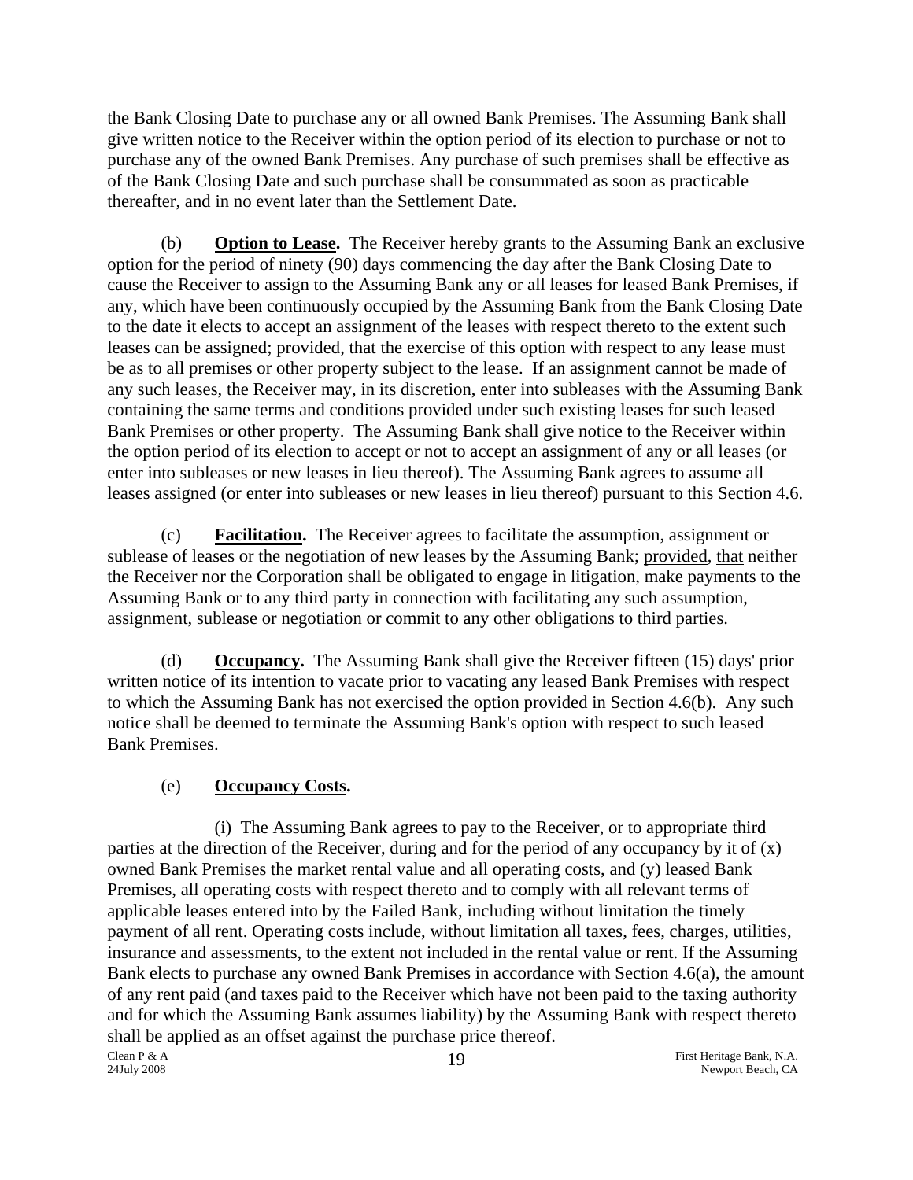the Bank Closing Date to purchase any or all owned Bank Premises. The Assuming Bank shall give written notice to the Receiver within the option period of its election to purchase or not to purchase any of the owned Bank Premises. Any purchase of such premises shall be effective as of the Bank Closing Date and such purchase shall be consummated as soon as practicable thereafter, and in no event later than the Settlement Date.

(b) **Option to Lease.** The Receiver hereby grants to the Assuming Bank an exclusive option for the period of ninety (90) days commencing the day after the Bank Closing Date to cause the Receiver to assign to the Assuming Bank any or all leases for leased Bank Premises, if any, which have been continuously occupied by the Assuming Bank from the Bank Closing Date to the date it elects to accept an assignment of the leases with respect thereto to the extent such leases can be assigned; provided, that the exercise of this option with respect to any lease must be as to all premises or other property subject to the lease. If an assignment cannot be made of any such leases, the Receiver may, in its discretion, enter into subleases with the Assuming Bank containing the same terms and conditions provided under such existing leases for such leased Bank Premises or other property. The Assuming Bank shall give notice to the Receiver within the option period of its election to accept or not to accept an assignment of any or all leases (or enter into subleases or new leases in lieu thereof). The Assuming Bank agrees to assume all leases assigned (or enter into subleases or new leases in lieu thereof) pursuant to this Section 4.6.

(c) **Facilitation.** The Receiver agrees to facilitate the assumption, assignment or sublease of leases or the negotiation of new leases by the Assuming Bank; provided, that neither the Receiver nor the Corporation shall be obligated to engage in litigation, make payments to the Assuming Bank or to any third party in connection with facilitating any such assumption, assignment, sublease or negotiation or commit to any other obligations to third parties.

(d) **Occupancy.** The Assuming Bank shall give the Receiver fifteen (15) days' prior written notice of its intention to vacate prior to vacating any leased Bank Premises with respect to which the Assuming Bank has not exercised the option provided in Section 4.6(b). Any such notice shall be deemed to terminate the Assuming Bank's option with respect to such leased Bank Premises.

(e) **Occupancy Costs.**

(i) The Assuming Bank agrees to pay to the Receiver, or to appropriate third parties at the direction of the Receiver, during and for the period of any occupancy by it of (x) owned Bank Premises the market rental value and all operating costs, and (y) leased Bank Premises, all operating costs with respect thereto and to comply with all relevant terms of applicable leases entered into by the Failed Bank, including without limitation the timely payment of all rent. Operating costs include, without limitation all taxes, fees, charges, utilities, insurance and assessments, to the extent not included in the rental value or rent. If the Assuming Bank elects to purchase any owned Bank Premises in accordance with Section 4.6(a), the amount of any rent paid (and taxes paid to the Receiver which have not been paid to the taxing authority and for which the Assuming Bank assumes liability) by the Assuming Bank with respect thereto shall be applied as an offset against the purchase price thereof.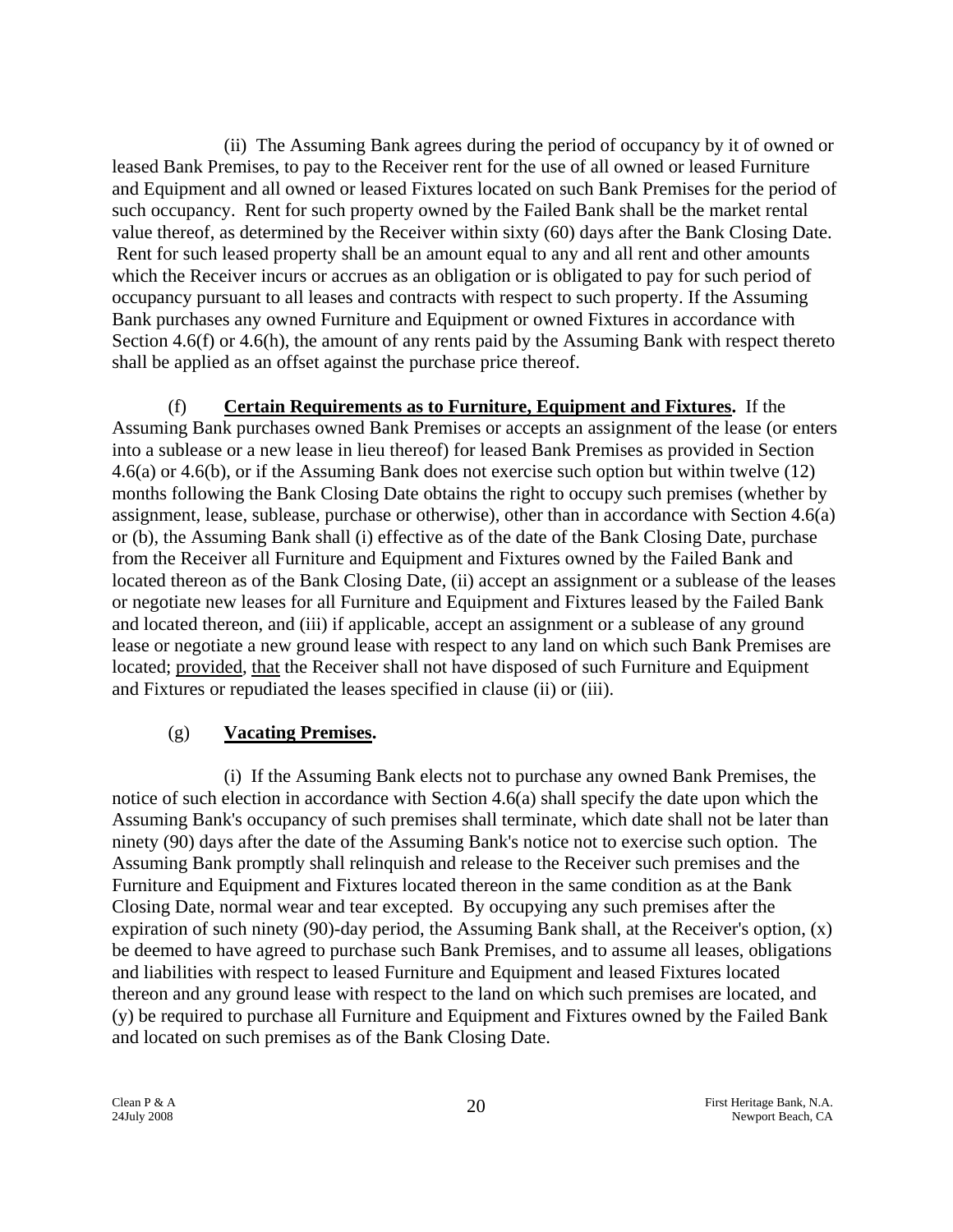(ii) The Assuming Bank agrees during the period of occupancy by it of owned or leased Bank Premises, to pay to the Receiver rent for the use of all owned or leased Furniture and Equipment and all owned or leased Fixtures located on such Bank Premises for the period of such occupancy. Rent for such property owned by the Failed Bank shall be the market rental value thereof, as determined by the Receiver within sixty (60) days after the Bank Closing Date. Rent for such leased property shall be an amount equal to any and all rent and other amounts which the Receiver incurs or accrues as an obligation or is obligated to pay for such period of occupancy pursuant to all leases and contracts with respect to such property. If the Assuming Bank purchases any owned Furniture and Equipment or owned Fixtures in accordance with Section 4.6(f) or 4.6(h), the amount of any rents paid by the Assuming Bank with respect thereto shall be applied as an offset against the purchase price thereof.

(f) **Certain Requirements as to Furniture, Equipment and Fixtures.** If the Assuming Bank purchases owned Bank Premises or accepts an assignment of the lease (or enters into a sublease or a new lease in lieu thereof) for leased Bank Premises as provided in Section 4.6(a) or 4.6(b), or if the Assuming Bank does not exercise such option but within twelve (12) months following the Bank Closing Date obtains the right to occupy such premises (whether by assignment, lease, sublease, purchase or otherwise), other than in accordance with Section 4.6(a) or (b), the Assuming Bank shall (i) effective as of the date of the Bank Closing Date, purchase from the Receiver all Furniture and Equipment and Fixtures owned by the Failed Bank and located thereon as of the Bank Closing Date, (ii) accept an assignment or a sublease of the leases or negotiate new leases for all Furniture and Equipment and Fixtures leased by the Failed Bank and located thereon, and (iii) if applicable, accept an assignment or a sublease of any ground lease or negotiate a new ground lease with respect to any land on which such Bank Premises are located; provided, that the Receiver shall not have disposed of such Furniture and Equipment and Fixtures or repudiated the leases specified in clause (ii) or (iii).

(g) **Vacating Premises.**

(i) If the Assuming Bank elects not to purchase any owned Bank Premises, the notice of such election in accordance with Section 4.6(a) shall specify the date upon which the Assuming Bank's occupancy of such premises shall terminate, which date shall not be later than ninety (90) days after the date of the Assuming Bank's notice not to exercise such option. The Assuming Bank promptly shall relinquish and release to the Receiver such premises and the Furniture and Equipment and Fixtures located thereon in the same condition as at the Bank Closing Date, normal wear and tear excepted. By occupying any such premises after the expiration of such ninety (90)-day period, the Assuming Bank shall, at the Receiver's option, (x) be deemed to have agreed to purchase such Bank Premises, and to assume all leases, obligations and liabilities with respect to leased Furniture and Equipment and leased Fixtures located thereon and any ground lease with respect to the land on which such premises are located, and (y) be required to purchase all Furniture and Equipment and Fixtures owned by the Failed Bank and located on such premises as of the Bank Closing Date.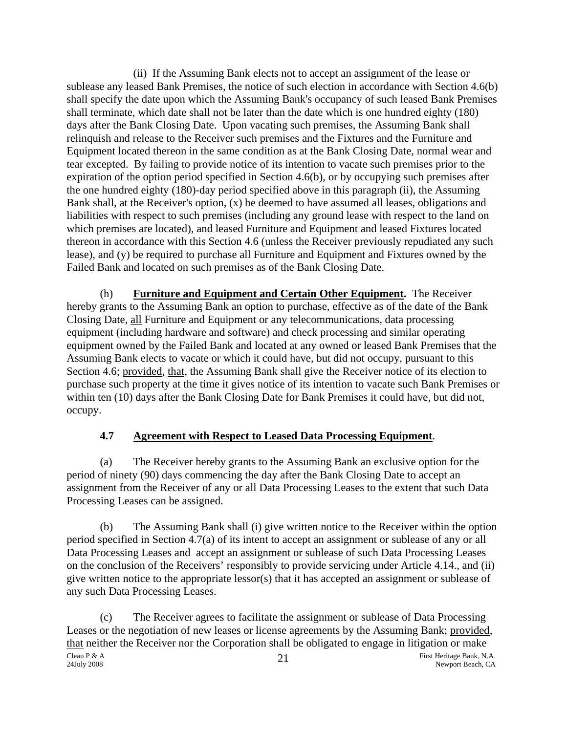(ii) If the Assuming Bank elects not to accept an assignment of the lease or sublease any leased Bank Premises, the notice of such election in accordance with Section 4.6(b) shall specify the date upon which the Assuming Bank's occupancy of such leased Bank Premises shall terminate, which date shall not be later than the date which is one hundred eighty (180) days after the Bank Closing Date. Upon vacating such premises, the Assuming Bank shall relinquish and release to the Receiver such premises and the Fixtures and the Furniture and Equipment located thereon in the same condition as at the Bank Closing Date, normal wear and tear excepted. By failing to provide notice of its intention to vacate such premises prior to the expiration of the option period specified in Section 4.6(b), or by occupying such premises after the one hundred eighty (180)-day period specified above in this paragraph (ii), the Assuming Bank shall, at the Receiver's option, (x) be deemed to have assumed all leases, obligations and liabilities with respect to such premises (including any ground lease with respect to the land on which premises are located), and leased Furniture and Equipment and leased Fixtures located thereon in accordance with this Section 4.6 (unless the Receiver previously repudiated any such lease), and (y) be required to purchase all Furniture and Equipment and Fixtures owned by the Failed Bank and located on such premises as of the Bank Closing Date.

(h) **Furniture and Equipment and Certain Other Equipment.** The Receiver hereby grants to the Assuming Bank an option to purchase, effective as of the date of the Bank Closing Date, all Furniture and Equipment or any telecommunications, data processing equipment (including hardware and software) and check processing and similar operating equipment owned by the Failed Bank and located at any owned or leased Bank Premises that the Assuming Bank elects to vacate or which it could have, but did not occupy, pursuant to this Section 4.6; provided, that, the Assuming Bank shall give the Receiver notice of its election to purchase such property at the time it gives notice of its intention to vacate such Bank Premises or within ten (10) days after the Bank Closing Date for Bank Premises it could have, but did not, occupy.

### 4.7 Agreement with Respect to Leased Data Processing Equipment.

(a) The Receiver hereby grants to the Assuming Bank an exclusive option for the period of ninety (90) days commencing the day after the Bank Closing Date to accept an assignment from the Receiver of any or all Data Processing Leases to the extent that such Data Processing Leases can be assigned.

(b) The Assuming Bank shall (i) give written notice to the Receiver within the option period specified in Section 4.7(a) of its intent to accept an assignment or sublease of any or all Data Processing Leases and accept an assignment or sublease of such Data Processing Leases on the conclusion of the Receivers' responsibly to provide servicing under Article 4.14., and (ii) give written notice to the appropriate lessor(s) that it has accepted an assignment or sublease of any such Data Processing Leases.

(c) The Receiver agrees to facilitate the assignment or sublease of Data Processing Leases or the negotiation of new leases or license agreements by the Assuming Bank; provided, that neither the Receiver nor the Corporation shall be obligated to engage in litigation or make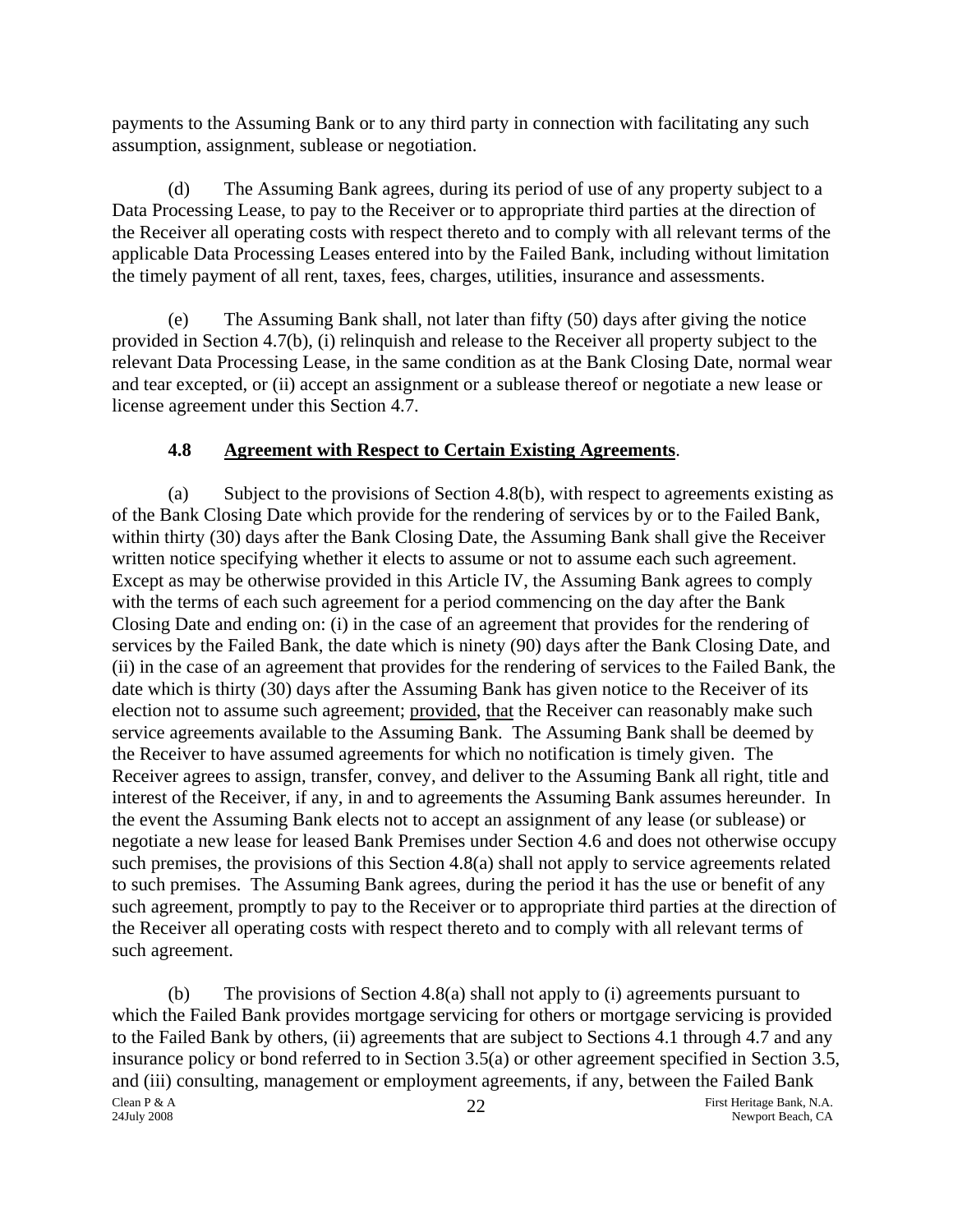payments to the Assuming Bank or to any third party in connection with facilitating any such assumption, assignment, sublease or negotiation.

(d) The Assuming Bank agrees, during its period of use of any property subject to a Data Processing Lease, to pay to the Receiver or to appropriate third parties at the direction of the Receiver all operating costs with respect thereto and to comply with all relevant terms of the applicable Data Processing Leases entered into by the Failed Bank, including without limitation the timely payment of all rent, taxes, fees, charges, utilities, insurance and assessments.

(e) The Assuming Bank shall, not later than fifty (50) days after giving the notice provided in Section 4.7(b), (i) relinquish and release to the Receiver all property subject to the relevant Data Processing Lease, in the same condition as at the Bank Closing Date, normal wear and tear excepted, or (ii) accept an assignment or a sublease thereof or negotiate a new lease or license agreement under this Section 4.7.

### 4.8 Agreement with Respect to Certain Existing Agreements.

(a) Subject to the provisions of Section 4.8(b), with respect to agreements existing as of the Bank Closing Date which provide for the rendering of services by or to the Failed Bank, within thirty (30) days after the Bank Closing Date, the Assuming Bank shall give the Receiver written notice specifying whether it elects to assume or not to assume each such agreement. Except as may be otherwise provided in this Article IV, the Assuming Bank agrees to comply with the terms of each such agreement for a period commencing on the day after the Bank Closing Date and ending on: (i) in the case of an agreement that provides for the rendering of services by the Failed Bank, the date which is ninety (90) days after the Bank Closing Date, and (ii) in the case of an agreement that provides for the rendering of services to the Failed Bank, the date which is thirty (30) days after the Assuming Bank has given notice to the Receiver of its election not to assume such agreement; provided, that the Receiver can reasonably make such service agreements available to the Assuming Bank. The Assuming Bank shall be deemed by the Receiver to have assumed agreements for which no notification is timely given. The Receiver agrees to assign, transfer, convey, and deliver to the Assuming Bank all right, title and interest of the Receiver, if any, in and to agreements the Assuming Bank assumes hereunder. In the event the Assuming Bank elects not to accept an assignment of any lease (or sublease) or negotiate a new lease for leased Bank Premises under Section 4.6 and does not otherwise occupy such premises, the provisions of this Section 4.8(a) shall not apply to service agreements related to such premises. The Assuming Bank agrees, during the period it has the use or benefit of any such agreement, promptly to pay to the Receiver or to appropriate third parties at the direction of the Receiver all operating costs with respect thereto and to comply with all relevant terms of such agreement.

(b) The provisions of Section 4.8(a) shall not apply to (i) agreements pursuant to which the Failed Bank provides mortgage servicing for others or mortgage servicing is provided to the Failed Bank by others, (ii) agreements that are subject to Sections 4.1 through 4.7 and any insurance policy or bond referred to in Section 3.5(a) or other agreement specified in Section 3.5, and (iii) consulting, management or employment agreements, if any, between the Failed Bank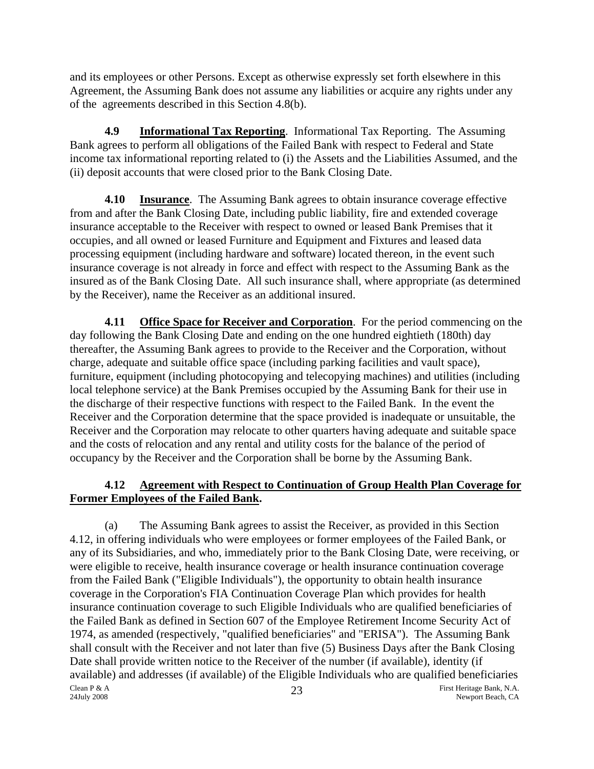and its employees or other Persons. Except as otherwise expressly set forth elsewhere in this Agreement, the Assuming Bank does not assume any liabilities or acquire any rights under any of the agreements described in this Section 4.8(b).

**4.9 Informational Tax Reporting**. Informational Tax Reporting. The Assuming Bank agrees to perform all obligations of the Failed Bank with respect to Federal and State income tax informational reporting related to (i) the Assets and the Liabilities Assumed, and the (ii) deposit accounts that were closed prior to the Bank Closing Date.

**4.10 Insurance**. The Assuming Bank agrees to obtain insurance coverage effective from and after the Bank Closing Date, including public liability, fire and extended coverage insurance acceptable to the Receiver with respect to owned or leased Bank Premises that it occupies, and all owned or leased Furniture and Equipment and Fixtures and leased data processing equipment (including hardware and software) located thereon, in the event such insurance coverage is not already in force and effect with respect to the Assuming Bank as the insured as of the Bank Closing Date. All such insurance shall, where appropriate (as determined by the Receiver), name the Receiver as an additional insured.

**4.11 Office Space for Receiver and Corporation**. For the period commencing on the day following the Bank Closing Date and ending on the one hundred eightieth (180th) day thereafter, the Assuming Bank agrees to provide to the Receiver and the Corporation, without charge, adequate and suitable office space (including parking facilities and vault space), furniture, equipment (including photocopying and telecopying machines) and utilities (including local telephone service) at the Bank Premises occupied by the Assuming Bank for their use in the discharge of their respective functions with respect to the Failed Bank. In the event the Receiver and the Corporation determine that the space provided is inadequate or unsuitable, the Receiver and the Corporation may relocate to other quarters having adequate and suitable space and the costs of relocation and any rental and utility costs for the balance of the period of occupancy by the Receiver and the Corporation shall be borne by the Assuming Bank.

**4.12 Agreement with Respect to Continuation of Group Health Plan Coverage for Former Employees of the Failed Bank.**

(a) The Assuming Bank agrees to assist the Receiver, as provided in this Section 4.12, in offering individuals who were employees or former employees of the Failed Bank, or any of its Subsidiaries, and who, immediately prior to the Bank Closing Date, were receiving, or were eligible to receive, health insurance coverage or health insurance continuation coverage from the Failed Bank ("Eligible Individuals"), the opportunity to obtain health insurance coverage in the Corporation's FIA Continuation Coverage Plan which provides for health insurance continuation coverage to such Eligible Individuals who are qualified beneficiaries of the Failed Bank as defined in Section 607 of the Employee Retirement Income Security Act of 1974, as amended (respectively, "qualified beneficiaries" and "ERISA"). The Assuming Bank shall consult with the Receiver and not later than five (5) Business Days after the Bank Closing Date shall provide written notice to the Receiver of the number (if available), identity (if available) and addresses (if available) of the Eligible Individuals who are qualified beneficiaries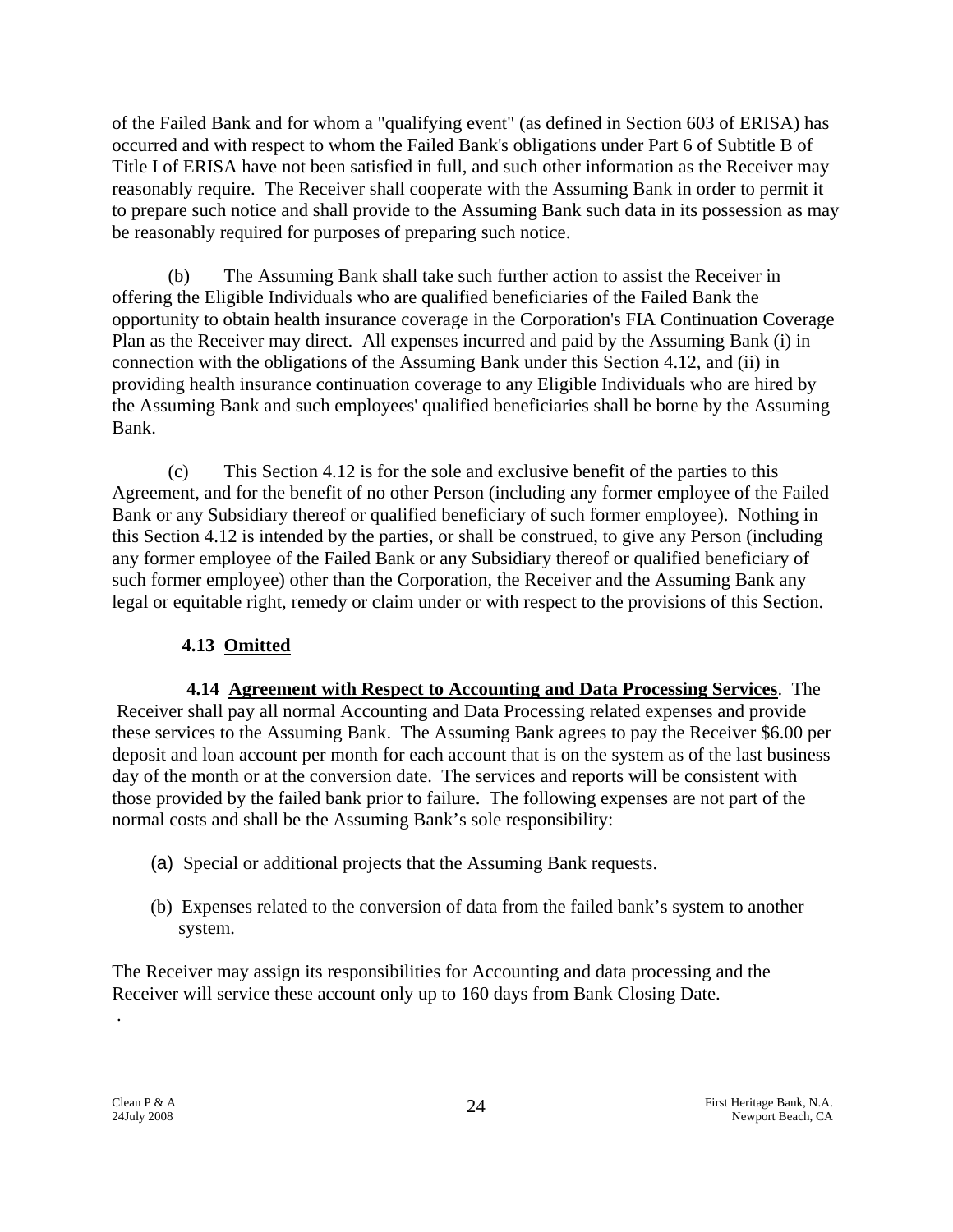of the Failed Bank and for whom a "qualifying event" (as defined in Section 603 of ERISA) has occurred and with respect to whom the Failed Bank's obligations under Part 6 of Subtitle B of Title I of ERISA have not been satisfied in full, and such other information as the Receiver may reasonably require. The Receiver shall cooperate with the Assuming Bank in order to permit it to prepare such notice and shall provide to the Assuming Bank such data in its possession as may be reasonably required for purposes of preparing such notice.

(b) The Assuming Bank shall take such further action to assist the Receiver in offering the Eligible Individuals who are qualified beneficiaries of the Failed Bank the opportunity to obtain health insurance coverage in the Corporation's FIA Continuation Coverage Plan as the Receiver may direct. All expenses incurred and paid by the Assuming Bank (i) in connection with the obligations of the Assuming Bank under this Section 4.12, and (ii) in providing health insurance continuation coverage to any Eligible Individuals who are hired by the Assuming Bank and such employees' qualified beneficiaries shall be borne by the Assuming Bank.

(c) This Section 4.12 is for the sole and exclusive benefit of the parties to this Agreement, and for the benefit of no other Person (including any former employee of the Failed Bank or any Subsidiary thereof or qualified beneficiary of such former employee). Nothing in this Section 4.12 is intended by the parties, or shall be construed, to give any Person (including any former employee of the Failed Bank or any Subsidiary thereof or qualified beneficiary of such former employee) other than the Corporation, the Receiver and the Assuming Bank any legal or equitable right, remedy or claim under or with respect to the provisions of this Section.

**4.13 Omitted**

**4.14 Agreement with Respect to Accounting and Data Processing Services**. The Receiver shall pay all normal Accounting and Data Processing related expenses and provide these services to the Assuming Bank. The Assuming Bank agrees to pay the Receiver $6.00 per deposit and loan account per month for each account that is on the system as of the last business day of the month or at the conversion date. The services and reports will be consistent with those provided by the failed bank prior to failure. The following expenses are not part of the normal costs and shall be the Assuming Bank's sole responsibility:

(a) Special or additional projects that the Assuming Bank requests.

(b) Expenses related to the conversion of data from the failed bank's system to another system.

The Receiver may assign its responsibilities for Accounting and data processing and the Receiver will service these account only up to 160 days from Bank Closing Date.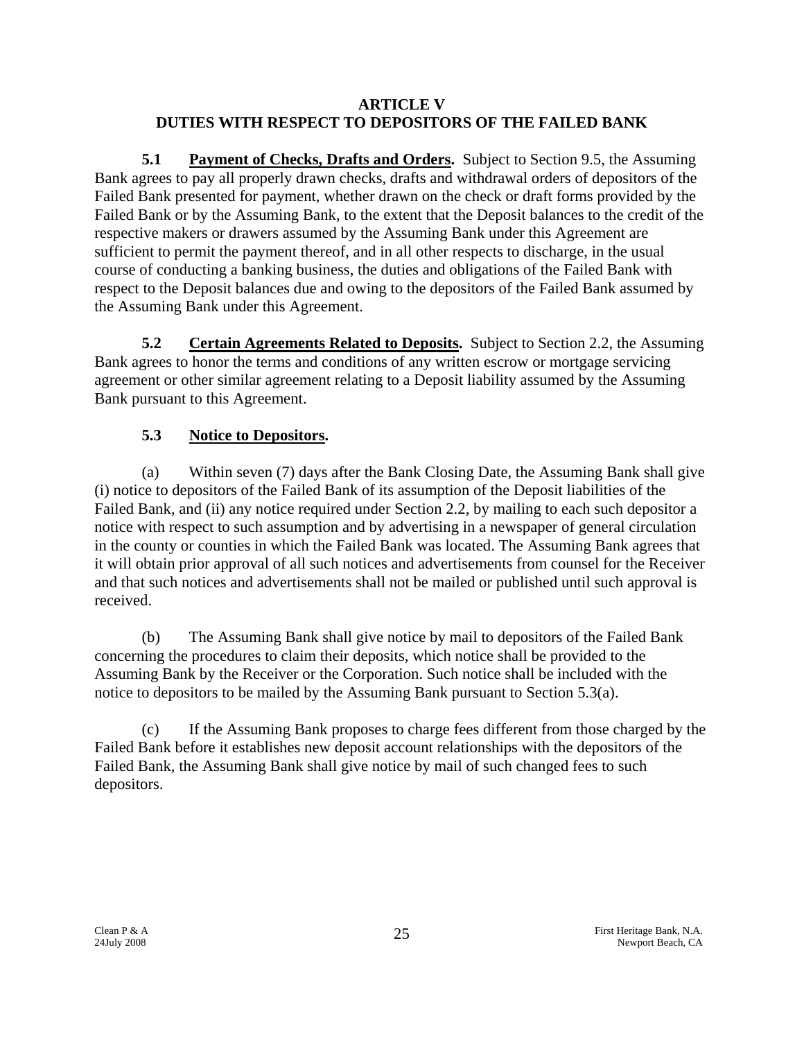# ARTICLE V
# DUTIES WITH RESPECT TO DEPOSITORS OF THE FAILED BANK

**5.1 <u>Payment of Checks, Drafts and Orders</u>.** Subject to Section 9.5, the Assuming Bank agrees to pay all properly drawn checks, drafts and withdrawal orders of depositors of the Failed Bank presented for payment, whether drawn on the check or draft forms provided by the Failed Bank or by the Assuming Bank, to the extent that the Deposit balances to the credit of the respective makers or drawers assumed by the Assuming Bank under this Agreement are sufficient to permit the payment thereof, and in all other respects to discharge, in the usual course of conducting a banking business, the duties and obligations of the Failed Bank with respect to the Deposit balances due and owing to the depositors of the Failed Bank assumed by the Assuming Bank under this Agreement.

**5.2 <u>Certain Agreements Related to Deposits</u>.** Subject to Section 2.2, the Assuming Bank agrees to honor the terms and conditions of any written escrow or mortgage servicing agreement or other similar agreement relating to a Deposit liability assumed by the Assuming Bank pursuant to this Agreement.

**5.3 <u>Notice to Depositors</u>.**

(a) Within seven (7) days after the Bank Closing Date, the Assuming Bank shall give (i) notice to depositors of the Failed Bank of its assumption of the Deposit liabilities of the Failed Bank, and (ii) any notice required under Section 2.2, by mailing to each such depositor a notice with respect to such assumption and by advertising in a newspaper of general circulation in the county or counties in which the Failed Bank was located. The Assuming Bank agrees that it will obtain prior approval of all such notices and advertisements from counsel for the Receiver and that such notices and advertisements shall not be mailed or published until such approval is received.

(b) The Assuming Bank shall give notice by mail to depositors of the Failed Bank concerning the procedures to claim their deposits, which notice shall be provided to the Assuming Bank by the Receiver or the Corporation. Such notice shall be included with the notice to depositors to be mailed by the Assuming Bank pursuant to Section 5.3(a).

(c) If the Assuming Bank proposes to charge fees different from those charged by the Failed Bank before it establishes new deposit account relationships with the depositors of the Failed Bank, the Assuming Bank shall give notice by mail of such changed fees to such depositors.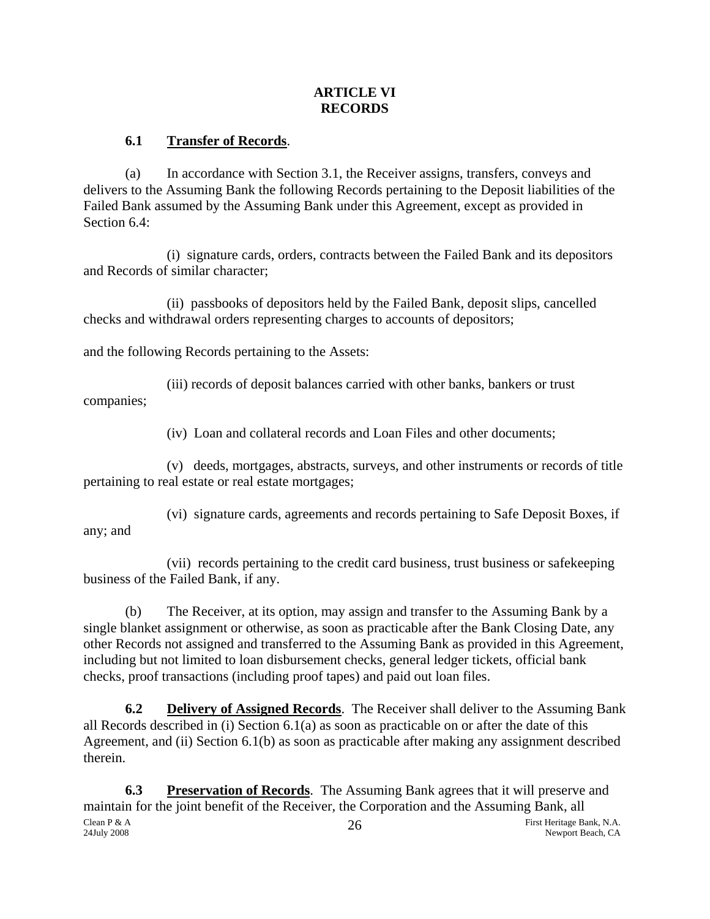# ARTICLE VI
# RECORDS

**6.1 Transfer of Records**.

(a) In accordance with Section 3.1, the Receiver assigns, transfers, conveys and delivers to the Assuming Bank the following Records pertaining to the Deposit liabilities of the Failed Bank assumed by the Assuming Bank under this Agreement, except as provided in Section 6.4:

(i) signature cards, orders, contracts between the Failed Bank and its depositors and Records of similar character;

(ii) passbooks of depositors held by the Failed Bank, deposit slips, cancelled checks and withdrawal orders representing charges to accounts of depositors;

and the following Records pertaining to the Assets:

(iii) records of deposit balances carried with other banks, bankers or trust companies;

(iv) Loan and collateral records and Loan Files and other documents;

(v) deeds, mortgages, abstracts, surveys, and other instruments or records of title pertaining to real estate or real estate mortgages;

(vi) signature cards, agreements and records pertaining to Safe Deposit Boxes, if any; and

(vii) records pertaining to the credit card business, trust business or safekeeping business of the Failed Bank, if any.

(b) The Receiver, at its option, may assign and transfer to the Assuming Bank by a single blanket assignment or otherwise, as soon as practicable after the Bank Closing Date, any other Records not assigned and transferred to the Assuming Bank as provided in this Agreement, including but not limited to loan disbursement checks, general ledger tickets, official bank checks, proof transactions (including proof tapes) and paid out loan files.

**6.2 Delivery of Assigned Records**. The Receiver shall deliver to the Assuming Bank all Records described in (i) Section 6.1(a) as soon as practicable on or after the date of this Agreement, and (ii) Section 6.1(b) as soon as practicable after making any assignment described therein.

**6.3 Preservation of Records**. The Assuming Bank agrees that it will preserve and maintain for the joint benefit of the Receiver, the Corporation and the Assuming Bank, all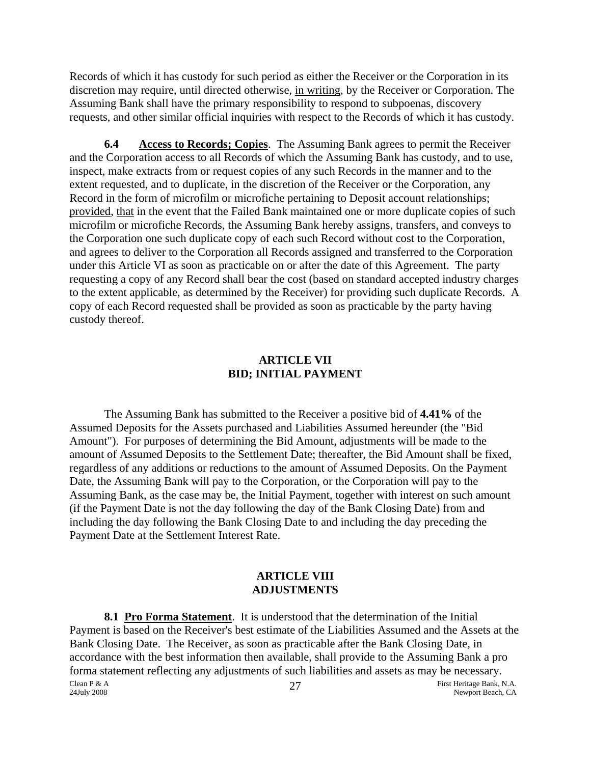Records of which it has custody for such period as either the Receiver or the Corporation in its discretion may require, until directed otherwise, in writing, by the Receiver or Corporation. The Assuming Bank shall have the primary responsibility to respond to subpoenas, discovery requests, and other similar official inquiries with respect to the Records of which it has custody.

**6.4 Access to Records; Copies**. The Assuming Bank agrees to permit the Receiver and the Corporation access to all Records of which the Assuming Bank has custody, and to use, inspect, make extracts from or request copies of any such Records in the manner and to the extent requested, and to duplicate, in the discretion of the Receiver or the Corporation, any Record in the form of microfilm or microfiche pertaining to Deposit account relationships; provided, that in the event that the Failed Bank maintained one or more duplicate copies of such microfilm or microfiche Records, the Assuming Bank hereby assigns, transfers, and conveys to the Corporation one such duplicate copy of each such Record without cost to the Corporation, and agrees to deliver to the Corporation all Records assigned and transferred to the Corporation under this Article VI as soon as practicable on or after the date of this Agreement. The party requesting a copy of any Record shall bear the cost (based on standard accepted industry charges to the extent applicable, as determined by the Receiver) for providing such duplicate Records. A copy of each Record requested shall be provided as soon as practicable by the party having custody thereof.

## ARTICLE VII
## BID; INITIAL PAYMENT

The Assuming Bank has submitted to the Receiver a positive bid of **4.41%** of the Assumed Deposits for the Assets purchased and Liabilities Assumed hereunder (the "Bid Amount"). For purposes of determining the Bid Amount, adjustments will be made to the amount of Assumed Deposits to the Settlement Date; thereafter, the Bid Amount shall be fixed, regardless of any additions or reductions to the amount of Assumed Deposits. On the Payment Date, the Assuming Bank will pay to the Corporation, or the Corporation will pay to the Assuming Bank, as the case may be, the Initial Payment, together with interest on such amount (if the Payment Date is not the day following the day of the Bank Closing Date) from and including the day following the Bank Closing Date to and including the day preceding the Payment Date at the Settlement Interest Rate.

## ARTICLE VIII
## ADJUSTMENTS

**8.1 Pro Forma Statement**. It is understood that the determination of the Initial Payment is based on the Receiver's best estimate of the Liabilities Assumed and the Assets at the Bank Closing Date. The Receiver, as soon as practicable after the Bank Closing Date, in accordance with the best information then available, shall provide to the Assuming Bank a pro forma statement reflecting any adjustments of such liabilities and assets as may be necessary.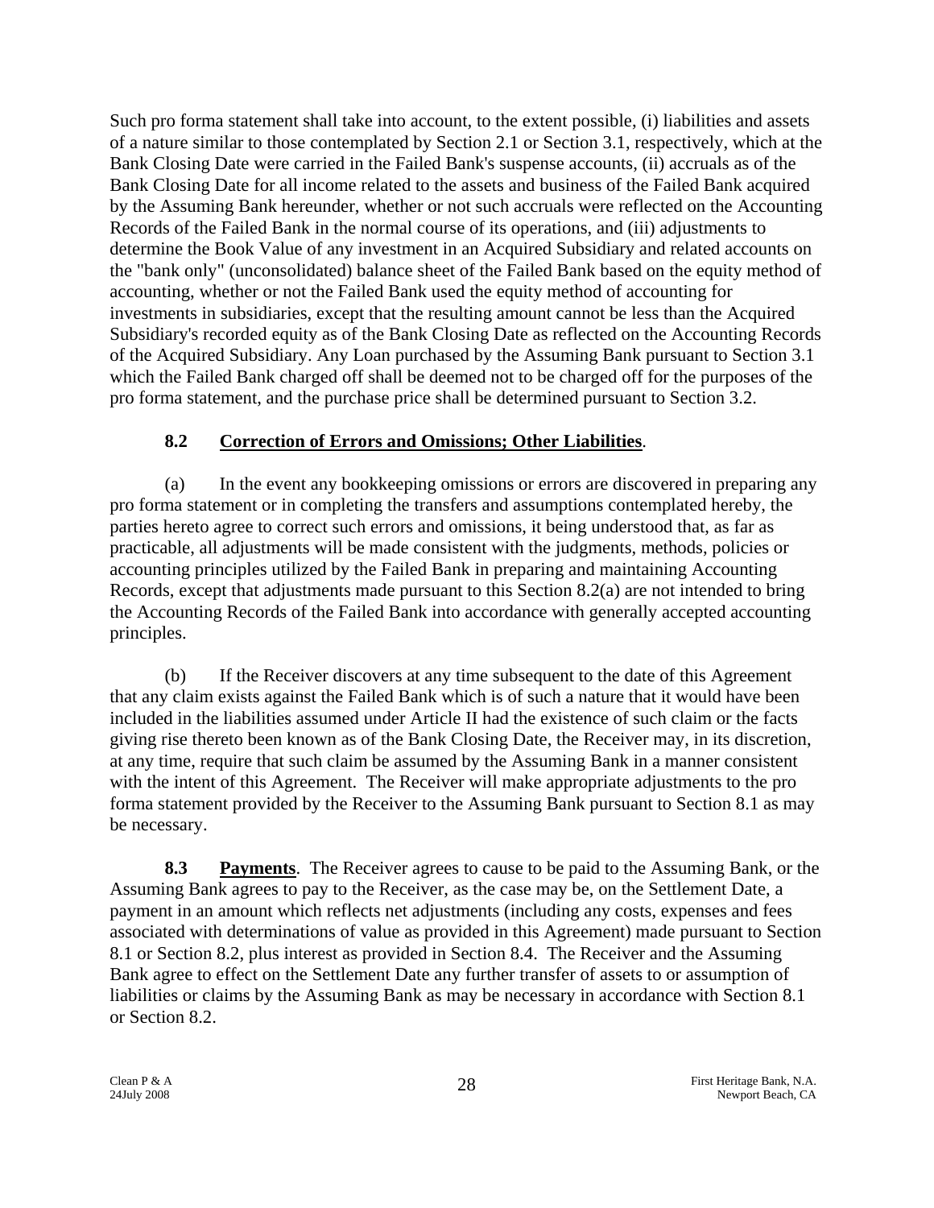Such pro forma statement shall take into account, to the extent possible, (i) liabilities and assets of a nature similar to those contemplated by Section 2.1 or Section 3.1, respectively, which at the Bank Closing Date were carried in the Failed Bank's suspense accounts, (ii) accruals as of the Bank Closing Date for all income related to the assets and business of the Failed Bank acquired by the Assuming Bank hereunder, whether or not such accruals were reflected on the Accounting Records of the Failed Bank in the normal course of its operations, and (iii) adjustments to determine the Book Value of any investment in an Acquired Subsidiary and related accounts on the "bank only" (unconsolidated) balance sheet of the Failed Bank based on the equity method of accounting, whether or not the Failed Bank used the equity method of accounting for investments in subsidiaries, except that the resulting amount cannot be less than the Acquired Subsidiary's recorded equity as of the Bank Closing Date as reflected on the Accounting Records of the Acquired Subsidiary. Any Loan purchased by the Assuming Bank pursuant to Section 3.1 which the Failed Bank charged off shall be deemed not to be charged off for the purposes of the pro forma statement, and the purchase price shall be determined pursuant to Section 3.2.

### 8.2 Correction of Errors and Omissions; Other Liabilities.

(a) In the event any bookkeeping omissions or errors are discovered in preparing any pro forma statement or in completing the transfers and assumptions contemplated hereby, the parties hereto agree to correct such errors and omissions, it being understood that, as far as practicable, all adjustments will be made consistent with the judgments, methods, policies or accounting principles utilized by the Failed Bank in preparing and maintaining Accounting Records, except that adjustments made pursuant to this Section 8.2(a) are not intended to bring the Accounting Records of the Failed Bank into accordance with generally accepted accounting principles.

(b) If the Receiver discovers at any time subsequent to the date of this Agreement that any claim exists against the Failed Bank which is of such a nature that it would have been included in the liabilities assumed under Article II had the existence of such claim or the facts giving rise thereto been known as of the Bank Closing Date, the Receiver may, in its discretion, at any time, require that such claim be assumed by the Assuming Bank in a manner consistent with the intent of this Agreement. The Receiver will make appropriate adjustments to the pro forma statement provided by the Receiver to the Assuming Bank pursuant to Section 8.1 as may be necessary.

**8.3 Payments**. The Receiver agrees to cause to be paid to the Assuming Bank, or the Assuming Bank agrees to pay to the Receiver, as the case may be, on the Settlement Date, a payment in an amount which reflects net adjustments (including any costs, expenses and fees associated with determinations of value as provided in this Agreement) made pursuant to Section 8.1 or Section 8.2, plus interest as provided in Section 8.4. The Receiver and the Assuming Bank agree to effect on the Settlement Date any further transfer of assets to or assumption of liabilities or claims by the Assuming Bank as may be necessary in accordance with Section 8.1 or Section 8.2.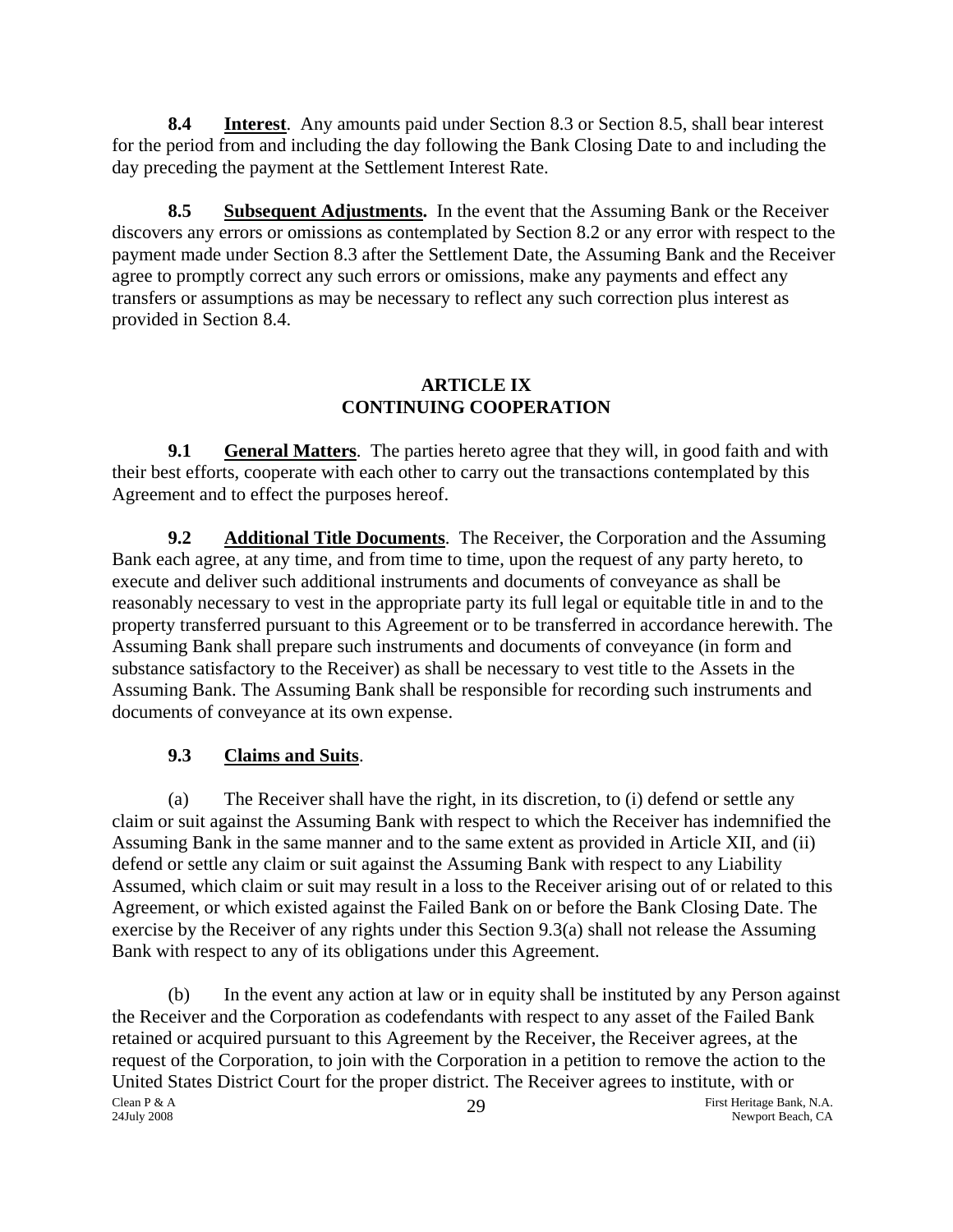**8.4 Interest**. Any amounts paid under Section 8.3 or Section 8.5, shall bear interest for the period from and including the day following the Bank Closing Date to and including the day preceding the payment at the Settlement Interest Rate.

**8.5 Subsequent Adjustments.** In the event that the Assuming Bank or the Receiver discovers any errors or omissions as contemplated by Section 8.2 or any error with respect to the payment made under Section 8.3 after the Settlement Date, the Assuming Bank and the Receiver agree to promptly correct any such errors or omissions, make any payments and effect any transfers or assumptions as may be necessary to reflect any such correction plus interest as provided in Section 8.4.

## ARTICLE IX
## CONTINUING COOPERATION

**9.1 General Matters**. The parties hereto agree that they will, in good faith and with their best efforts, cooperate with each other to carry out the transactions contemplated by this Agreement and to effect the purposes hereof.

**9.2 Additional Title Documents**. The Receiver, the Corporation and the Assuming Bank each agree, at any time, and from time to time, upon the request of any party hereto, to execute and deliver such additional instruments and documents of conveyance as shall be reasonably necessary to vest in the appropriate party its full legal or equitable title in and to the property transferred pursuant to this Agreement or to be transferred in accordance herewith. The Assuming Bank shall prepare such instruments and documents of conveyance (in form and substance satisfactory to the Receiver) as shall be necessary to vest title to the Assets in the Assuming Bank. The Assuming Bank shall be responsible for recording such instruments and documents of conveyance at its own expense.

**9.3 Claims and Suits**.

(a) The Receiver shall have the right, in its discretion, to (i) defend or settle any claim or suit against the Assuming Bank with respect to which the Receiver has indemnified the Assuming Bank in the same manner and to the same extent as provided in Article XII, and (ii) defend or settle any claim or suit against the Assuming Bank with respect to any Liability Assumed, which claim or suit may result in a loss to the Receiver arising out of or related to this Agreement, or which existed against the Failed Bank on or before the Bank Closing Date. The exercise by the Receiver of any rights under this Section 9.3(a) shall not release the Assuming Bank with respect to any of its obligations under this Agreement.

(b) In the event any action at law or in equity shall be instituted by any Person against the Receiver and the Corporation as codefendants with respect to any asset of the Failed Bank retained or acquired pursuant to this Agreement by the Receiver, the Receiver agrees, at the request of the Corporation, to join with the Corporation in a petition to remove the action to the United States District Court for the proper district. The Receiver agrees to institute, with or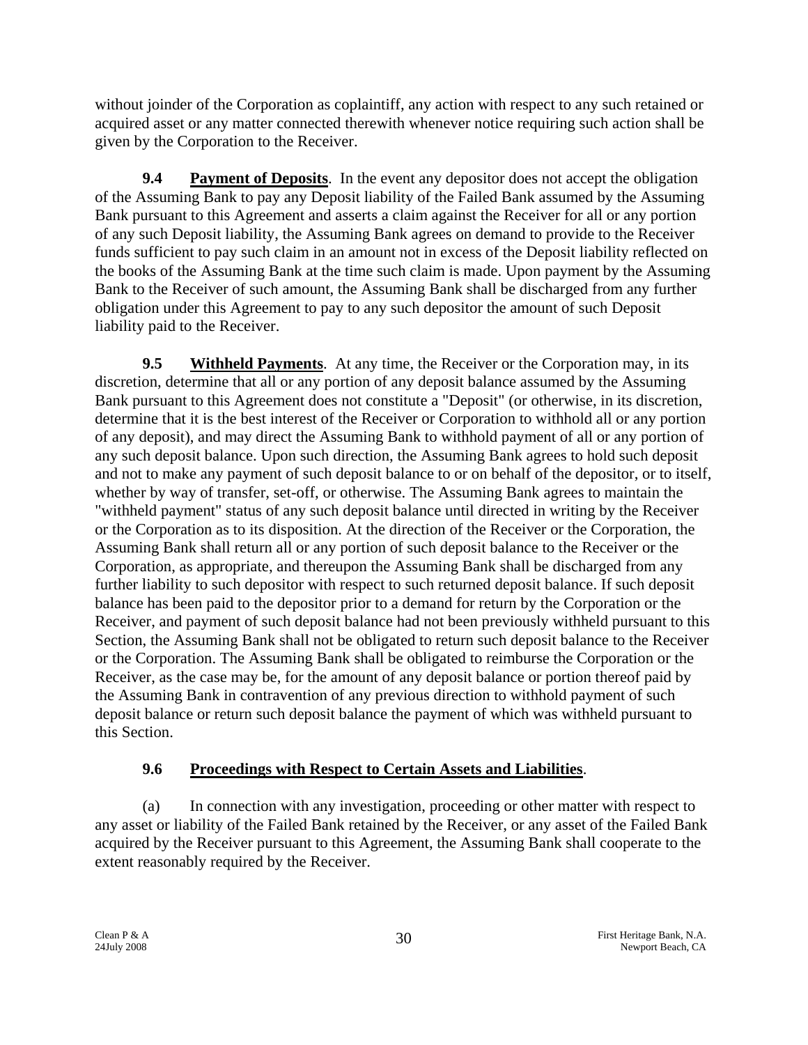without joinder of the Corporation as coplaintiff, any action with respect to any such retained or acquired asset or any matter connected therewith whenever notice requiring such action shall be given by the Corporation to the Receiver.

**9.4 Payment of Deposits**. In the event any depositor does not accept the obligation of the Assuming Bank to pay any Deposit liability of the Failed Bank assumed by the Assuming Bank pursuant to this Agreement and asserts a claim against the Receiver for all or any portion of any such Deposit liability, the Assuming Bank agrees on demand to provide to the Receiver funds sufficient to pay such claim in an amount not in excess of the Deposit liability reflected on the books of the Assuming Bank at the time such claim is made. Upon payment by the Assuming Bank to the Receiver of such amount, the Assuming Bank shall be discharged from any further obligation under this Agreement to pay to any such depositor the amount of such Deposit liability paid to the Receiver.

**9.5 Withheld Payments**. At any time, the Receiver or the Corporation may, in its discretion, determine that all or any portion of any deposit balance assumed by the Assuming Bank pursuant to this Agreement does not constitute a "Deposit" (or otherwise, in its discretion, determine that it is the best interest of the Receiver or Corporation to withhold all or any portion of any deposit), and may direct the Assuming Bank to withhold payment of all or any portion of any such deposit balance. Upon such direction, the Assuming Bank agrees to hold such deposit and not to make any payment of such deposit balance to or on behalf of the depositor, or to itself, whether by way of transfer, set-off, or otherwise. The Assuming Bank agrees to maintain the "withheld payment" status of any such deposit balance until directed in writing by the Receiver or the Corporation as to its disposition. At the direction of the Receiver or the Corporation, the Assuming Bank shall return all or any portion of such deposit balance to the Receiver or the Corporation, as appropriate, and thereupon the Assuming Bank shall be discharged from any further liability to such depositor with respect to such returned deposit balance. If such deposit balance has been paid to the depositor prior to a demand for return by the Corporation or the Receiver, and payment of such deposit balance had not been previously withheld pursuant to this Section, the Assuming Bank shall not be obligated to return such deposit balance to the Receiver or the Corporation. The Assuming Bank shall be obligated to reimburse the Corporation or the Receiver, as the case may be, for the amount of any deposit balance or portion thereof paid by the Assuming Bank in contravention of any previous direction to withhold payment of such deposit balance or return such deposit balance the payment of which was withheld pursuant to this Section.

**9.6 Proceedings with Respect to Certain Assets and Liabilities**.

(a) In connection with any investigation, proceeding or other matter with respect to any asset or liability of the Failed Bank retained by the Receiver, or any asset of the Failed Bank acquired by the Receiver pursuant to this Agreement, the Assuming Bank shall cooperate to the extent reasonably required by the Receiver.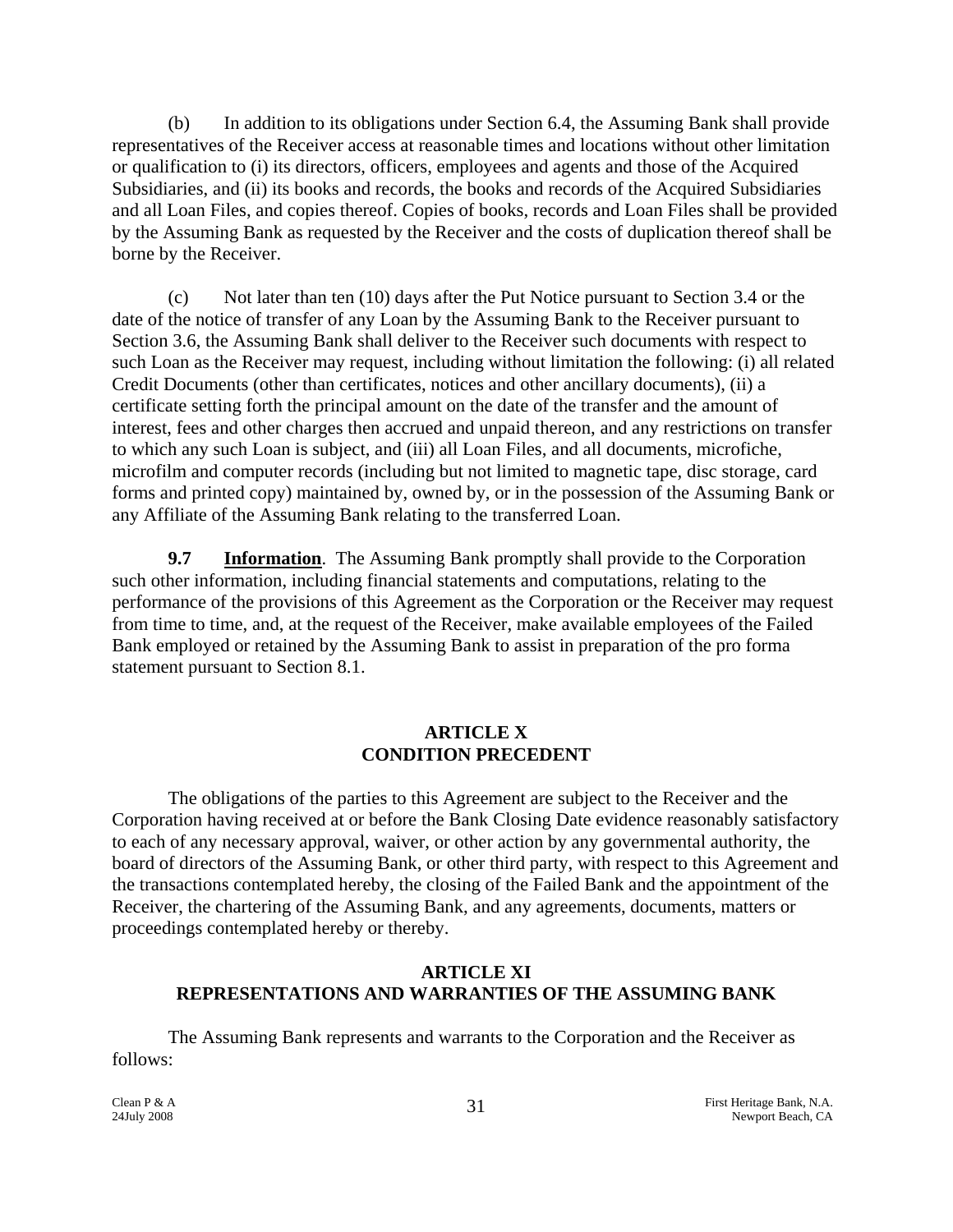(b) In addition to its obligations under Section 6.4, the Assuming Bank shall provide representatives of the Receiver access at reasonable times and locations without other limitation or qualification to (i) its directors, officers, employees and agents and those of the Acquired Subsidiaries, and (ii) its books and records, the books and records of the Acquired Subsidiaries and all Loan Files, and copies thereof. Copies of books, records and Loan Files shall be provided by the Assuming Bank as requested by the Receiver and the costs of duplication thereof shall be borne by the Receiver.

(c) Not later than ten (10) days after the Put Notice pursuant to Section 3.4 or the date of the notice of transfer of any Loan by the Assuming Bank to the Receiver pursuant to Section 3.6, the Assuming Bank shall deliver to the Receiver such documents with respect to such Loan as the Receiver may request, including without limitation the following: (i) all related Credit Documents (other than certificates, notices and other ancillary documents), (ii) a certificate setting forth the principal amount on the date of the transfer and the amount of interest, fees and other charges then accrued and unpaid thereon, and any restrictions on transfer to which any such Loan is subject, and (iii) all Loan Files, and all documents, microfiche, microfilm and computer records (including but not limited to magnetic tape, disc storage, card forms and printed copy) maintained by, owned by, or in the possession of the Assuming Bank or any Affiliate of the Assuming Bank relating to the transferred Loan.

**9.7 Information**. The Assuming Bank promptly shall provide to the Corporation such other information, including financial statements and computations, relating to the performance of the provisions of this Agreement as the Corporation or the Receiver may request from time to time, and, at the request of the Receiver, make available employees of the Failed Bank employed or retained by the Assuming Bank to assist in preparation of the pro forma statement pursuant to Section 8.1.

## ARTICLE X
## CONDITION PRECEDENT

The obligations of the parties to this Agreement are subject to the Receiver and the Corporation having received at or before the Bank Closing Date evidence reasonably satisfactory to each of any necessary approval, waiver, or other action by any governmental authority, the board of directors of the Assuming Bank, or other third party, with respect to this Agreement and the transactions contemplated hereby, the closing of the Failed Bank and the appointment of the Receiver, the chartering of the Assuming Bank, and any agreements, documents, matters or proceedings contemplated hereby or thereby.

## ARTICLE XI
## REPRESENTATIONS AND WARRANTIES OF THE ASSUMING BANK

The Assuming Bank represents and warrants to the Corporation and the Receiver as follows: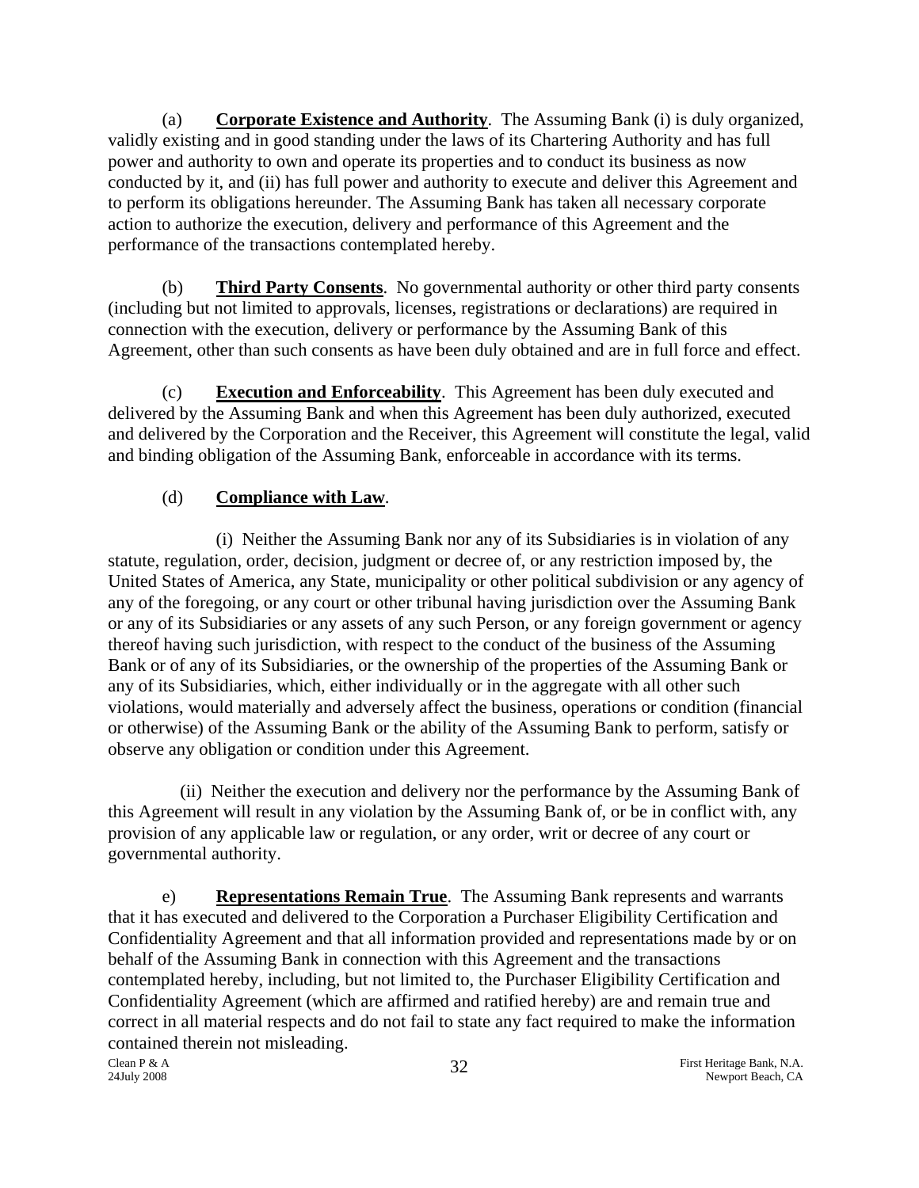(a) **Corporate Existence and Authority**. The Assuming Bank (i) is duly organized, validly existing and in good standing under the laws of its Chartering Authority and has full power and authority to own and operate its properties and to conduct its business as now conducted by it, and (ii) has full power and authority to execute and deliver this Agreement and to perform its obligations hereunder. The Assuming Bank has taken all necessary corporate action to authorize the execution, delivery and performance of this Agreement and the performance of the transactions contemplated hereby.

(b) **Third Party Consents**. No governmental authority or other third party consents (including but not limited to approvals, licenses, registrations or declarations) are required in connection with the execution, delivery or performance by the Assuming Bank of this Agreement, other than such consents as have been duly obtained and are in full force and effect.

(c) **Execution and Enforceability**. This Agreement has been duly executed and delivered by the Assuming Bank and when this Agreement has been duly authorized, executed and delivered by the Corporation and the Receiver, this Agreement will constitute the legal, valid and binding obligation of the Assuming Bank, enforceable in accordance with its terms.

(d) **Compliance with Law**.

(i) Neither the Assuming Bank nor any of its Subsidiaries is in violation of any statute, regulation, order, decision, judgment or decree of, or any restriction imposed by, the United States of America, any State, municipality or other political subdivision or any agency of any of the foregoing, or any court or other tribunal having jurisdiction over the Assuming Bank or any of its Subsidiaries or any assets of any such Person, or any foreign government or agency thereof having such jurisdiction, with respect to the conduct of the business of the Assuming Bank or of any of its Subsidiaries, or the ownership of the properties of the Assuming Bank or any of its Subsidiaries, which, either individually or in the aggregate with all other such violations, would materially and adversely affect the business, operations or condition (financial or otherwise) of the Assuming Bank or the ability of the Assuming Bank to perform, satisfy or observe any obligation or condition under this Agreement.

(ii) Neither the execution and delivery nor the performance by the Assuming Bank of this Agreement will result in any violation by the Assuming Bank of, or be in conflict with, any provision of any applicable law or regulation, or any order, writ or decree of any court or governmental authority.

e) **Representations Remain True**. The Assuming Bank represents and warrants that it has executed and delivered to the Corporation a Purchaser Eligibility Certification and Confidentiality Agreement and that all information provided and representations made by or on behalf of the Assuming Bank in connection with this Agreement and the transactions contemplated hereby, including, but not limited to, the Purchaser Eligibility Certification and Confidentiality Agreement (which are affirmed and ratified hereby) are and remain true and correct in all material respects and do not fail to state any fact required to make the information contained therein not misleading.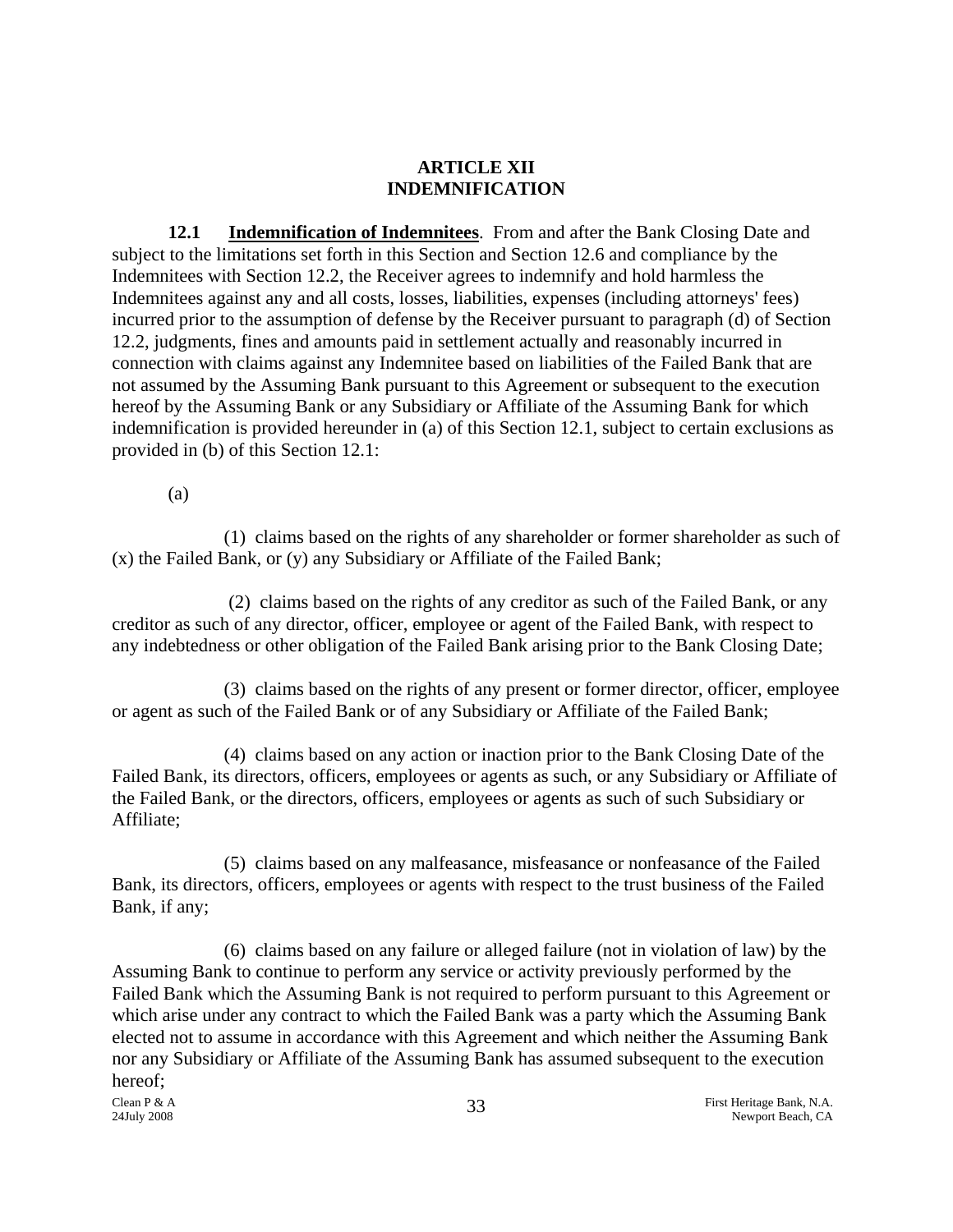# ARTICLE XII
# INDEMNIFICATION

**12.1 Indemnification of Indemnitees**. From and after the Bank Closing Date and subject to the limitations set forth in this Section and Section 12.6 and compliance by the Indemnitees with Section 12.2, the Receiver agrees to indemnify and hold harmless the Indemnitees against any and all costs, losses, liabilities, expenses (including attorneys' fees) incurred prior to the assumption of defense by the Receiver pursuant to paragraph (d) of Section 12.2, judgments, fines and amounts paid in settlement actually and reasonably incurred in connection with claims against any Indemnitee based on liabilities of the Failed Bank that are not assumed by the Assuming Bank pursuant to this Agreement or subsequent to the execution hereof by the Assuming Bank or any Subsidiary or Affiliate of the Assuming Bank for which indemnification is provided hereunder in (a) of this Section 12.1, subject to certain exclusions as provided in (b) of this Section 12.1:

(a)

(1) claims based on the rights of any shareholder or former shareholder as such of (x) the Failed Bank, or (y) any Subsidiary or Affiliate of the Failed Bank;

(2) claims based on the rights of any creditor as such of the Failed Bank, or any creditor as such of any director, officer, employee or agent of the Failed Bank, with respect to any indebtedness or other obligation of the Failed Bank arising prior to the Bank Closing Date;

(3) claims based on the rights of any present or former director, officer, employee or agent as such of the Failed Bank or of any Subsidiary or Affiliate of the Failed Bank;

(4) claims based on any action or inaction prior to the Bank Closing Date of the Failed Bank, its directors, officers, employees or agents as such, or any Subsidiary or Affiliate of the Failed Bank, or the directors, officers, employees or agents as such of such Subsidiary or Affiliate;

(5) claims based on any malfeasance, misfeasance or nonfeasance of the Failed Bank, its directors, officers, employees or agents with respect to the trust business of the Failed Bank, if any;

(6) claims based on any failure or alleged failure (not in violation of law) by the Assuming Bank to continue to perform any service or activity previously performed by the Failed Bank which the Assuming Bank is not required to perform pursuant to this Agreement or which arise under any contract to which the Failed Bank was a party which the Assuming Bank elected not to assume in accordance with this Agreement and which neither the Assuming Bank nor any Subsidiary or Affiliate of the Assuming Bank has assumed subsequent to the execution hereof;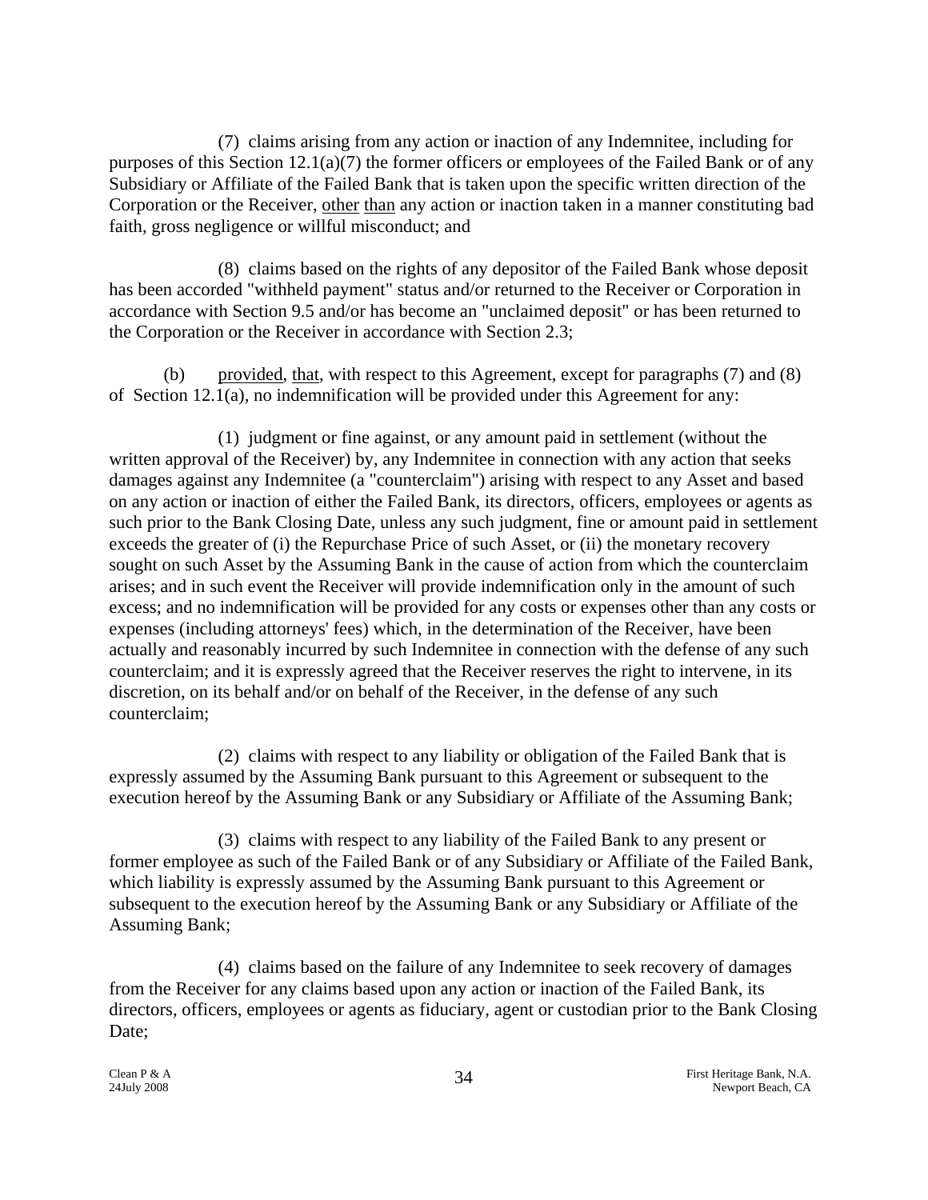(7) claims arising from any action or inaction of any Indemnitee, including for purposes of this Section 12.1(a)(7) the former officers or employees of the Failed Bank or of any Subsidiary or Affiliate of the Failed Bank that is taken upon the specific written direction of the Corporation or the Receiver, other than any action or inaction taken in a manner constituting bad faith, gross negligence or willful misconduct; and

(8) claims based on the rights of any depositor of the Failed Bank whose deposit has been accorded "withheld payment" status and/or returned to the Receiver or Corporation in accordance with Section 9.5 and/or has become an "unclaimed deposit" or has been returned to the Corporation or the Receiver in accordance with Section 2.3;

(b) provided, that, with respect to this Agreement, except for paragraphs (7) and (8) of Section 12.1(a), no indemnification will be provided under this Agreement for any:

(1) judgment or fine against, or any amount paid in settlement (without the written approval of the Receiver) by, any Indemnitee in connection with any action that seeks damages against any Indemnitee (a "counterclaim") arising with respect to any Asset and based on any action or inaction of either the Failed Bank, its directors, officers, employees or agents as such prior to the Bank Closing Date, unless any such judgment, fine or amount paid in settlement exceeds the greater of (i) the Repurchase Price of such Asset, or (ii) the monetary recovery sought on such Asset by the Assuming Bank in the cause of action from which the counterclaim arises; and in such event the Receiver will provide indemnification only in the amount of such excess; and no indemnification will be provided for any costs or expenses other than any costs or expenses (including attorneys' fees) which, in the determination of the Receiver, have been actually and reasonably incurred by such Indemnitee in connection with the defense of any such counterclaim; and it is expressly agreed that the Receiver reserves the right to intervene, in its discretion, on its behalf and/or on behalf of the Receiver, in the defense of any such counterclaim;

(2) claims with respect to any liability or obligation of the Failed Bank that is expressly assumed by the Assuming Bank pursuant to this Agreement or subsequent to the execution hereof by the Assuming Bank or any Subsidiary or Affiliate of the Assuming Bank;

(3) claims with respect to any liability of the Failed Bank to any present or former employee as such of the Failed Bank or of any Subsidiary or Affiliate of the Failed Bank, which liability is expressly assumed by the Assuming Bank pursuant to this Agreement or subsequent to the execution hereof by the Assuming Bank or any Subsidiary or Affiliate of the Assuming Bank;

(4) claims based on the failure of any Indemnitee to seek recovery of damages from the Receiver for any claims based upon any action or inaction of the Failed Bank, its directors, officers, employees or agents as fiduciary, agent or custodian prior to the Bank Closing Date;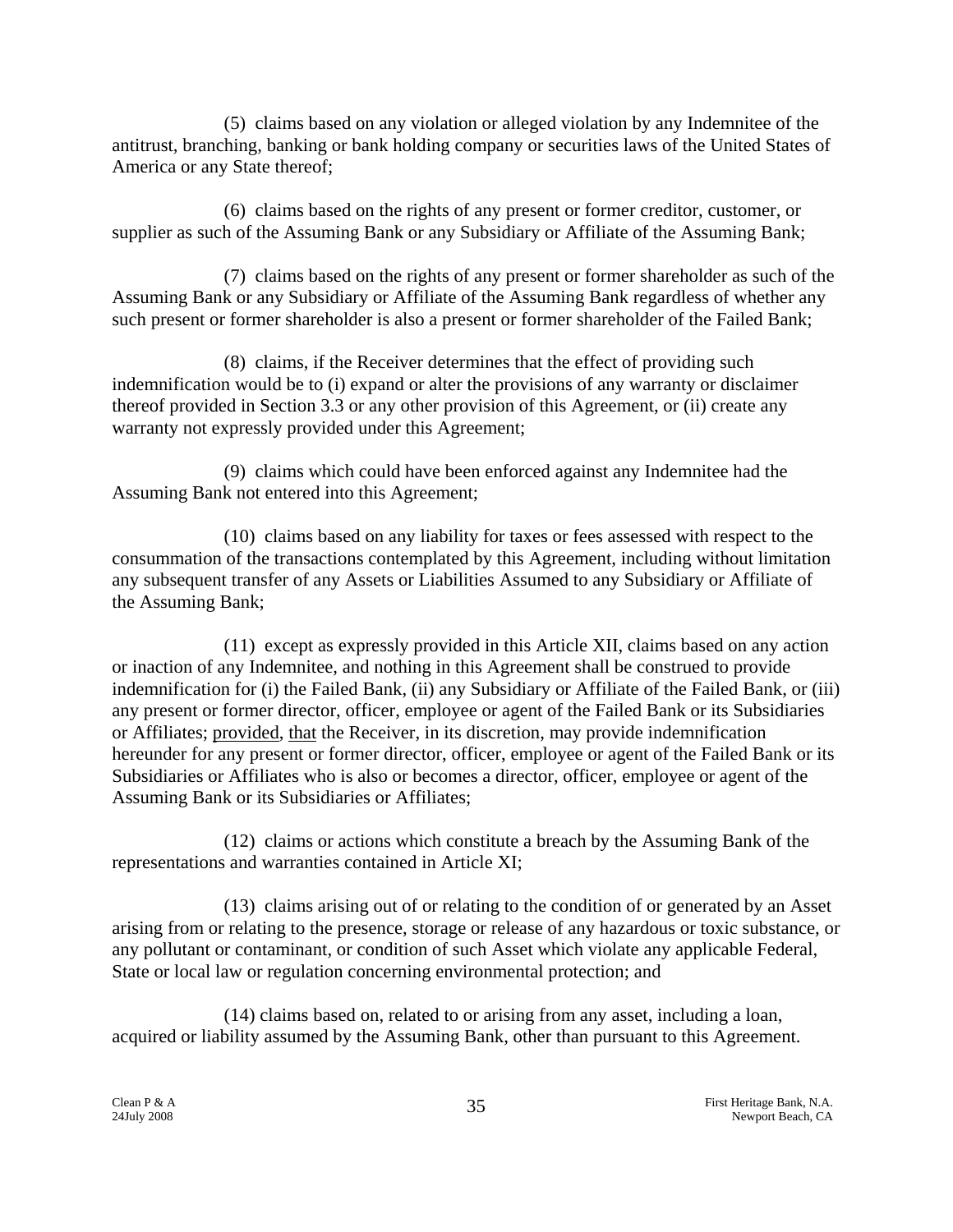(5) claims based on any violation or alleged violation by any Indemnitee of the antitrust, branching, banking or bank holding company or securities laws of the United States of America or any State thereof;

(6) claims based on the rights of any present or former creditor, customer, or supplier as such of the Assuming Bank or any Subsidiary or Affiliate of the Assuming Bank;

(7) claims based on the rights of any present or former shareholder as such of the Assuming Bank or any Subsidiary or Affiliate of the Assuming Bank regardless of whether any such present or former shareholder is also a present or former shareholder of the Failed Bank;

(8) claims, if the Receiver determines that the effect of providing such indemnification would be to (i) expand or alter the provisions of any warranty or disclaimer thereof provided in Section 3.3 or any other provision of this Agreement, or (ii) create any warranty not expressly provided under this Agreement;

(9) claims which could have been enforced against any Indemnitee had the Assuming Bank not entered into this Agreement;

(10) claims based on any liability for taxes or fees assessed with respect to the consummation of the transactions contemplated by this Agreement, including without limitation any subsequent transfer of any Assets or Liabilities Assumed to any Subsidiary or Affiliate of the Assuming Bank;

(11) except as expressly provided in this Article XII, claims based on any action or inaction of any Indemnitee, and nothing in this Agreement shall be construed to provide indemnification for (i) the Failed Bank, (ii) any Subsidiary or Affiliate of the Failed Bank, or (iii) any present or former director, officer, employee or agent of the Failed Bank or its Subsidiaries or Affiliates; provided, that the Receiver, in its discretion, may provide indemnification hereunder for any present or former director, officer, employee or agent of the Failed Bank or its Subsidiaries or Affiliates who is also or becomes a director, officer, employee or agent of the Assuming Bank or its Subsidiaries or Affiliates;

(12) claims or actions which constitute a breach by the Assuming Bank of the representations and warranties contained in Article XI;

(13) claims arising out of or relating to the condition of or generated by an Asset arising from or relating to the presence, storage or release of any hazardous or toxic substance, or any pollutant or contaminant, or condition of such Asset which violate any applicable Federal, State or local law or regulation concerning environmental protection; and

(14) claims based on, related to or arising from any asset, including a loan, acquired or liability assumed by the Assuming Bank, other than pursuant to this Agreement.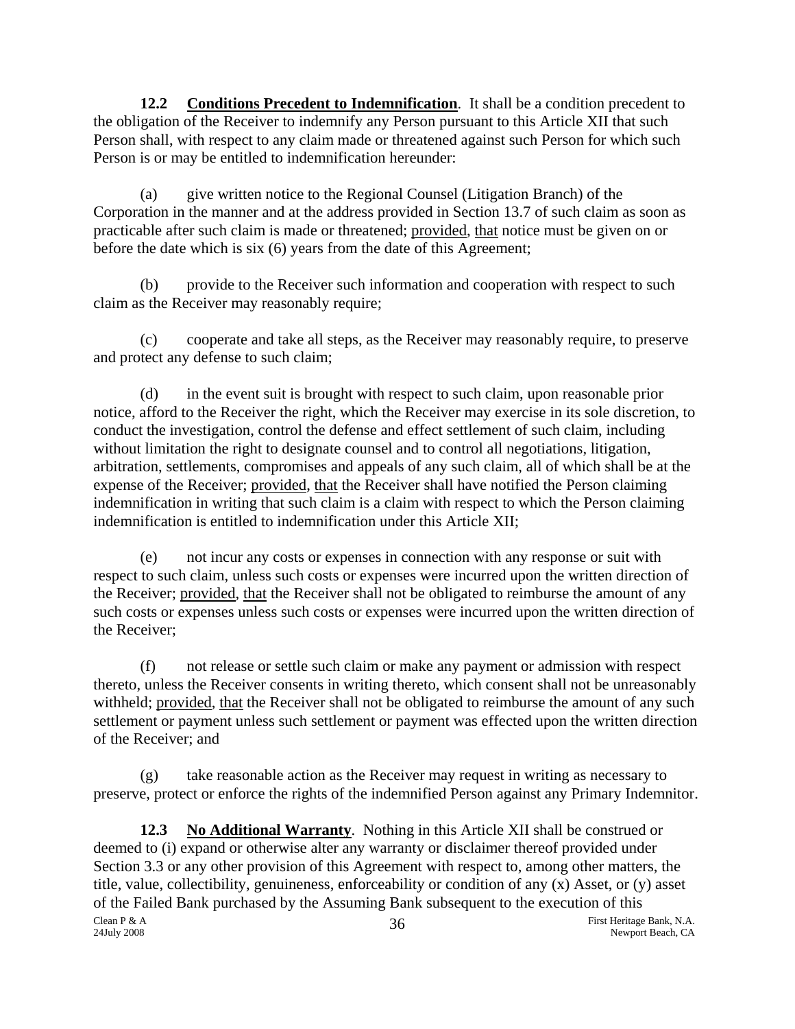**12.2 <u>Conditions Precedent to Indemnification</u>**. It shall be a condition precedent to the obligation of the Receiver to indemnify any Person pursuant to this Article XII that such Person shall, with respect to any claim made or threatened against such Person for which such Person is or may be entitled to indemnification hereunder:

(a) give written notice to the Regional Counsel (Litigation Branch) of the Corporation in the manner and at the address provided in Section 13.7 of such claim as soon as practicable after such claim is made or threatened; <u>provided</u>, <u>that</u> notice must be given on or before the date which is six (6) years from the date of this Agreement;

(b) provide to the Receiver such information and cooperation with respect to such claim as the Receiver may reasonably require;

(c) cooperate and take all steps, as the Receiver may reasonably require, to preserve and protect any defense to such claim;

(d) in the event suit is brought with respect to such claim, upon reasonable prior notice, afford to the Receiver the right, which the Receiver may exercise in its sole discretion, to conduct the investigation, control the defense and effect settlement of such claim, including without limitation the right to designate counsel and to control all negotiations, litigation, arbitration, settlements, compromises and appeals of any such claim, all of which shall be at the expense of the Receiver; <u>provided</u>, <u>that</u> the Receiver shall have notified the Person claiming indemnification in writing that such claim is a claim with respect to which the Person claiming indemnification is entitled to indemnification under this Article XII;

(e) not incur any costs or expenses in connection with any response or suit with respect to such claim, unless such costs or expenses were incurred upon the written direction of the Receiver; <u>provided</u>, <u>that</u> the Receiver shall not be obligated to reimburse the amount of any such costs or expenses unless such costs or expenses were incurred upon the written direction of the Receiver;

(f) not release or settle such claim or make any payment or admission with respect thereto, unless the Receiver consents in writing thereto, which consent shall not be unreasonably withheld; <u>provided</u>, <u>that</u> the Receiver shall not be obligated to reimburse the amount of any such settlement or payment unless such settlement or payment was effected upon the written direction of the Receiver; and

(g) take reasonable action as the Receiver may request in writing as necessary to preserve, protect or enforce the rights of the indemnified Person against any Primary Indemnitor.

**12.3 <u>No Additional Warranty</u>**. Nothing in this Article XII shall be construed or deemed to (i) expand or otherwise alter any warranty or disclaimer thereof provided under Section 3.3 or any other provision of this Agreement with respect to, among other matters, the title, value, collectibility, genuineness, enforceability or condition of any (x) Asset, or (y) asset of the Failed Bank purchased by the Assuming Bank subsequent to the execution of this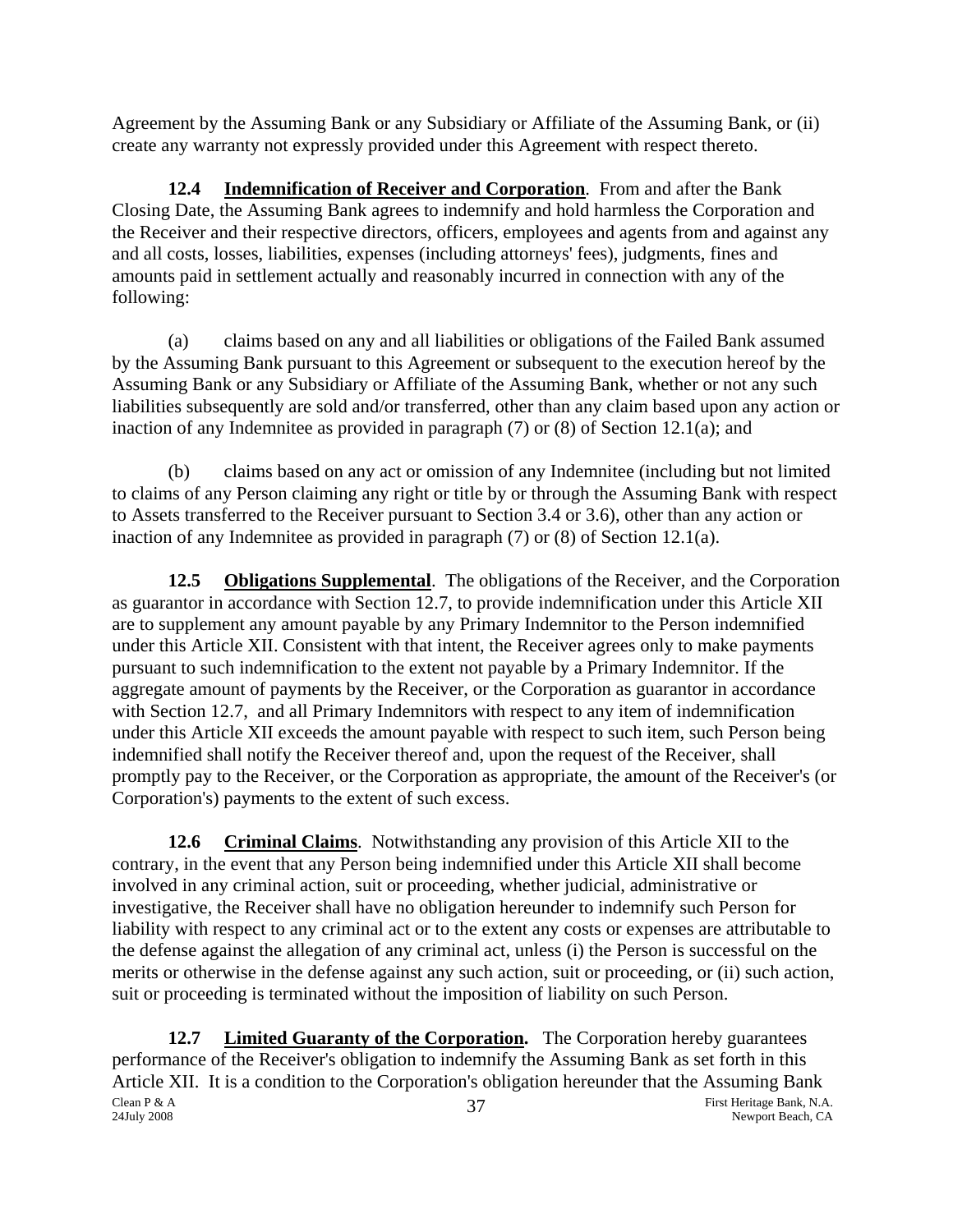Agreement by the Assuming Bank or any Subsidiary or Affiliate of the Assuming Bank, or (ii) create any warranty not expressly provided under this Agreement with respect thereto.

**12.4 Indemnification of Receiver and Corporation**. From and after the Bank Closing Date, the Assuming Bank agrees to indemnify and hold harmless the Corporation and the Receiver and their respective directors, officers, employees and agents from and against any and all costs, losses, liabilities, expenses (including attorneys' fees), judgments, fines and amounts paid in settlement actually and reasonably incurred in connection with any of the following:

(a) claims based on any and all liabilities or obligations of the Failed Bank assumed by the Assuming Bank pursuant to this Agreement or subsequent to the execution hereof by the Assuming Bank or any Subsidiary or Affiliate of the Assuming Bank, whether or not any such liabilities subsequently are sold and/or transferred, other than any claim based upon any action or inaction of any Indemnitee as provided in paragraph (7) or (8) of Section 12.1(a); and

(b) claims based on any act or omission of any Indemnitee (including but not limited to claims of any Person claiming any right or title by or through the Assuming Bank with respect to Assets transferred to the Receiver pursuant to Section 3.4 or 3.6), other than any action or inaction of any Indemnitee as provided in paragraph (7) or (8) of Section 12.1(a).

**12.5 Obligations Supplemental**. The obligations of the Receiver, and the Corporation as guarantor in accordance with Section 12.7, to provide indemnification under this Article XII are to supplement any amount payable by any Primary Indemnitor to the Person indemnified under this Article XII. Consistent with that intent, the Receiver agrees only to make payments pursuant to such indemnification to the extent not payable by a Primary Indemnitor. If the aggregate amount of payments by the Receiver, or the Corporation as guarantor in accordance with Section 12.7, and all Primary Indemnitors with respect to any item of indemnification under this Article XII exceeds the amount payable with respect to such item, such Person being indemnified shall notify the Receiver thereof and, upon the request of the Receiver, shall promptly pay to the Receiver, or the Corporation as appropriate, the amount of the Receiver's (or Corporation's) payments to the extent of such excess.

**12.6 Criminal Claims**. Notwithstanding any provision of this Article XII to the contrary, in the event that any Person being indemnified under this Article XII shall become involved in any criminal action, suit or proceeding, whether judicial, administrative or investigative, the Receiver shall have no obligation hereunder to indemnify such Person for liability with respect to any criminal act or to the extent any costs or expenses are attributable to the defense against the allegation of any criminal act, unless (i) the Person is successful on the merits or otherwise in the defense against any such action, suit or proceeding, or (ii) such action, suit or proceeding is terminated without the imposition of liability on such Person.

**12.7 Limited Guaranty of the Corporation.** The Corporation hereby guarantees performance of the Receiver's obligation to indemnify the Assuming Bank as set forth in this Article XII. It is a condition to the Corporation's obligation hereunder that the Assuming Bank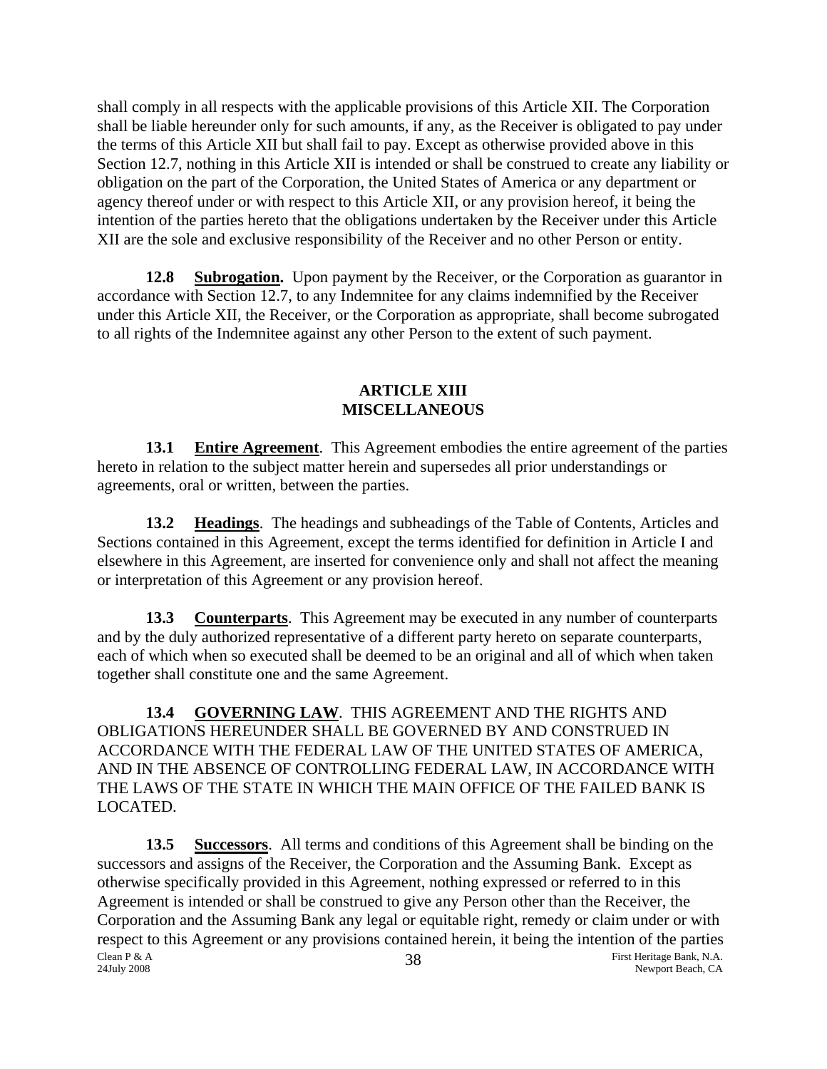shall comply in all respects with the applicable provisions of this Article XII. The Corporation shall be liable hereunder only for such amounts, if any, as the Receiver is obligated to pay under the terms of this Article XII but shall fail to pay. Except as otherwise provided above in this Section 12.7, nothing in this Article XII is intended or shall be construed to create any liability or obligation on the part of the Corporation, the United States of America or any department or agency thereof under or with respect to this Article XII, or any provision hereof, it being the intention of the parties hereto that the obligations undertaken by the Receiver under this Article XII are the sole and exclusive responsibility of the Receiver and no other Person or entity.

**12.8 Subrogation.** Upon payment by the Receiver, or the Corporation as guarantor in accordance with Section 12.7, to any Indemnitee for any claims indemnified by the Receiver under this Article XII, the Receiver, or the Corporation as appropriate, shall become subrogated to all rights of the Indemnitee against any other Person to the extent of such payment.

## ARTICLE XIII
## MISCELLANEOUS

**13.1 Entire Agreement**. This Agreement embodies the entire agreement of the parties hereto in relation to the subject matter herein and supersedes all prior understandings or agreements, oral or written, between the parties.

**13.2 Headings**. The headings and subheadings of the Table of Contents, Articles and Sections contained in this Agreement, except the terms identified for definition in Article I and elsewhere in this Agreement, are inserted for convenience only and shall not affect the meaning or interpretation of this Agreement or any provision hereof.

**13.3 Counterparts**. This Agreement may be executed in any number of counterparts and by the duly authorized representative of a different party hereto on separate counterparts, each of which when so executed shall be deemed to be an original and all of which when taken together shall constitute one and the same Agreement.

**13.4 GOVERNING LAW**. THIS AGREEMENT AND THE RIGHTS AND OBLIGATIONS HEREUNDER SHALL BE GOVERNED BY AND CONSTRUED IN ACCORDANCE WITH THE FEDERAL LAW OF THE UNITED STATES OF AMERICA, AND IN THE ABSENCE OF CONTROLLING FEDERAL LAW, IN ACCORDANCE WITH THE LAWS OF THE STATE IN WHICH THE MAIN OFFICE OF THE FAILED BANK IS LOCATED.

**13.5 Successors**. All terms and conditions of this Agreement shall be binding on the successors and assigns of the Receiver, the Corporation and the Assuming Bank. Except as otherwise specifically provided in this Agreement, nothing expressed or referred to in this Agreement is intended or shall be construed to give any Person other than the Receiver, the Corporation and the Assuming Bank any legal or equitable right, remedy or claim under or with respect to this Agreement or any provisions contained herein, it being the intention of the parties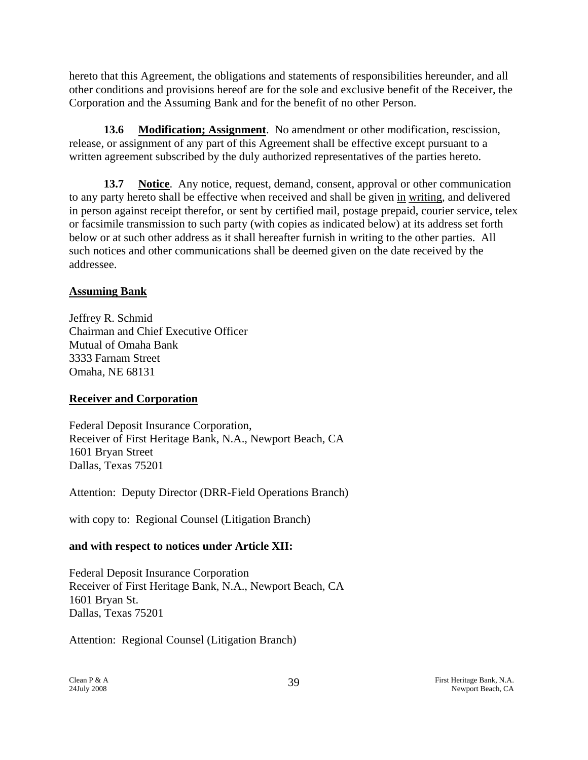hereto that this Agreement, the obligations and statements of responsibilities hereunder, and all other conditions and provisions hereof are for the sole and exclusive benefit of the Receiver, the Corporation and the Assuming Bank and for the benefit of no other Person.

**13.6 Modification; Assignment**. No amendment or other modification, rescission, release, or assignment of any part of this Agreement shall be effective except pursuant to a written agreement subscribed by the duly authorized representatives of the parties hereto.

**13.7 Notice**. Any notice, request, demand, consent, approval or other communication to any party hereto shall be effective when received and shall be given in writing, and delivered in person against receipt therefor, or sent by certified mail, postage prepaid, courier service, telex or facsimile transmission to such party (with copies as indicated below) at its address set forth below or at such other address as it shall hereafter furnish in writing to the other parties. All such notices and other communications shall be deemed given on the date received by the addressee.

**Assuming Bank**

Jeffrey R. Schmid
Chairman and Chief Executive Officer
Mutual of Omaha Bank
3333 Farnam Street
Omaha, NE 68131

**Receiver and Corporation**

Federal Deposit Insurance Corporation,
Receiver of First Heritage Bank, N.A., Newport Beach, CA
1601 Bryan Street
Dallas, Texas 75201

Attention: Deputy Director (DRR-Field Operations Branch)

with copy to: Regional Counsel (Litigation Branch)

**and with respect to notices under Article XII:**

Federal Deposit Insurance Corporation
Receiver of First Heritage Bank, N.A., Newport Beach, CA
1601 Bryan St.
Dallas, Texas 75201

Attention: Regional Counsel (Litigation Branch)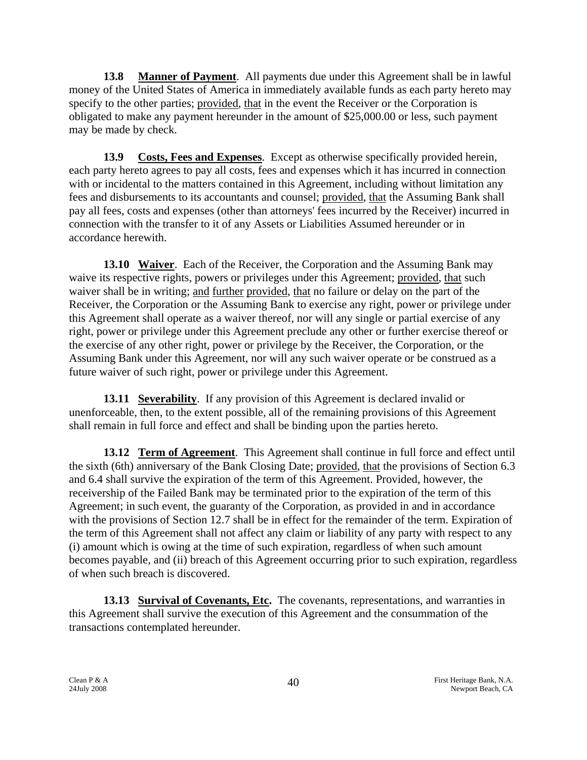**13.8 Manner of Payment**. All payments due under this Agreement shall be in lawful money of the United States of America in immediately available funds as each party hereto may specify to the other parties; provided, that in the event the Receiver or the Corporation is obligated to make any payment hereunder in the amount of $25,000.00 or less, such payment may be made by check.

**13.9 Costs, Fees and Expenses**. Except as otherwise specifically provided herein, each party hereto agrees to pay all costs, fees and expenses which it has incurred in connection with or incidental to the matters contained in this Agreement, including without limitation any fees and disbursements to its accountants and counsel; provided, that the Assuming Bank shall pay all fees, costs and expenses (other than attorneys' fees incurred by the Receiver) incurred in connection with the transfer to it of any Assets or Liabilities Assumed hereunder or in accordance herewith.

**13.10 Waiver**. Each of the Receiver, the Corporation and the Assuming Bank may waive its respective rights, powers or privileges under this Agreement; provided, that such waiver shall be in writing; and further provided, that no failure or delay on the part of the Receiver, the Corporation or the Assuming Bank to exercise any right, power or privilege under this Agreement shall operate as a waiver thereof, nor will any single or partial exercise of any right, power or privilege under this Agreement preclude any other or further exercise thereof or the exercise of any other right, power or privilege by the Receiver, the Corporation, or the Assuming Bank under this Agreement, nor will any such waiver operate or be construed as a future waiver of such right, power or privilege under this Agreement.

**13.11 Severability**. If any provision of this Agreement is declared invalid or unenforceable, then, to the extent possible, all of the remaining provisions of this Agreement shall remain in full force and effect and shall be binding upon the parties hereto.

**13.12 Term of Agreement**. This Agreement shall continue in full force and effect until the sixth (6th) anniversary of the Bank Closing Date; provided, that the provisions of Section 6.3 and 6.4 shall survive the expiration of the term of this Agreement. Provided, however, the receivership of the Failed Bank may be terminated prior to the expiration of the term of this Agreement; in such event, the guaranty of the Corporation, as provided in and in accordance with the provisions of Section 12.7 shall be in effect for the remainder of the term. Expiration of the term of this Agreement shall not affect any claim or liability of any party with respect to any (i) amount which is owing at the time of such expiration, regardless of when such amount becomes payable, and (ii) breach of this Agreement occurring prior to such expiration, regardless of when such breach is discovered.

**13.13 Survival of Covenants, Etc.** The covenants, representations, and warranties in this Agreement shall survive the execution of this Agreement and the consummation of the transactions contemplated hereunder.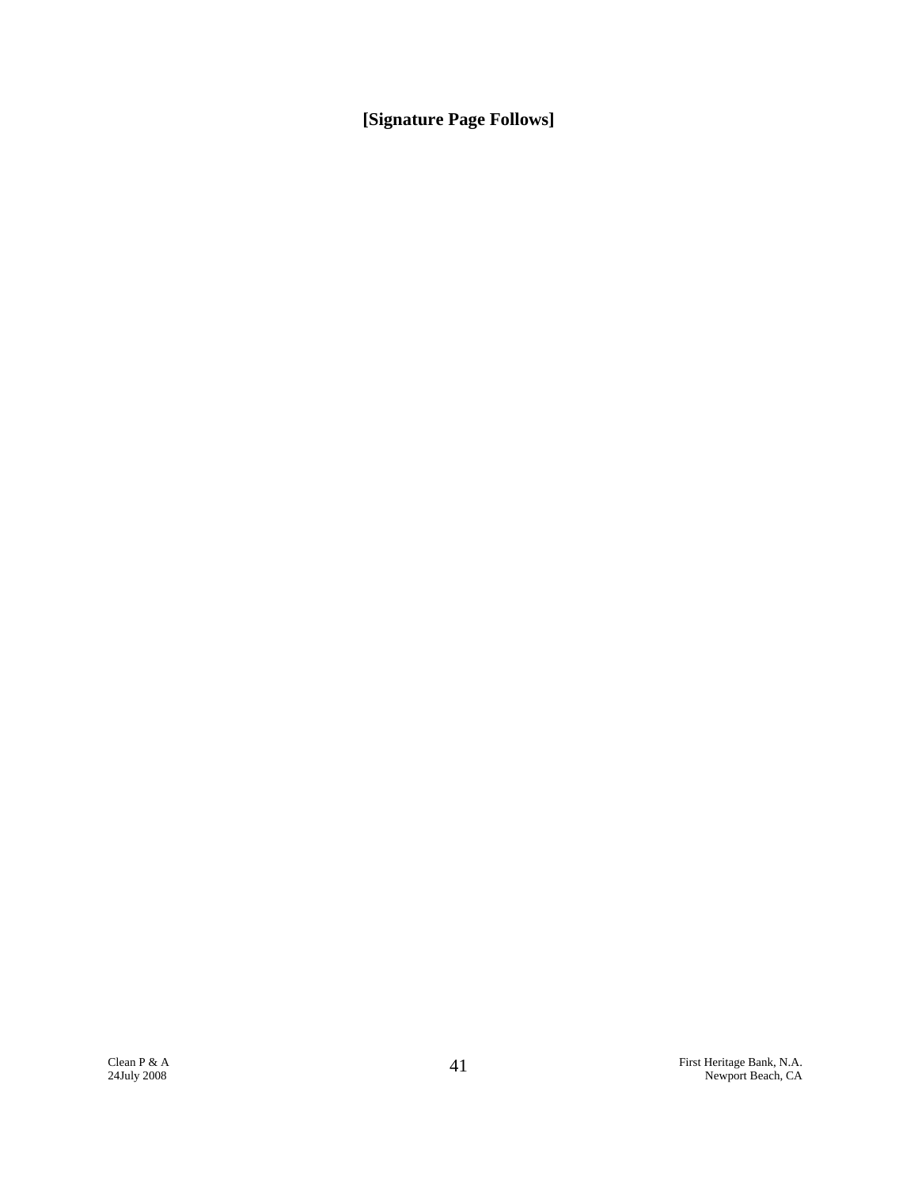**[Signature Page Follows]**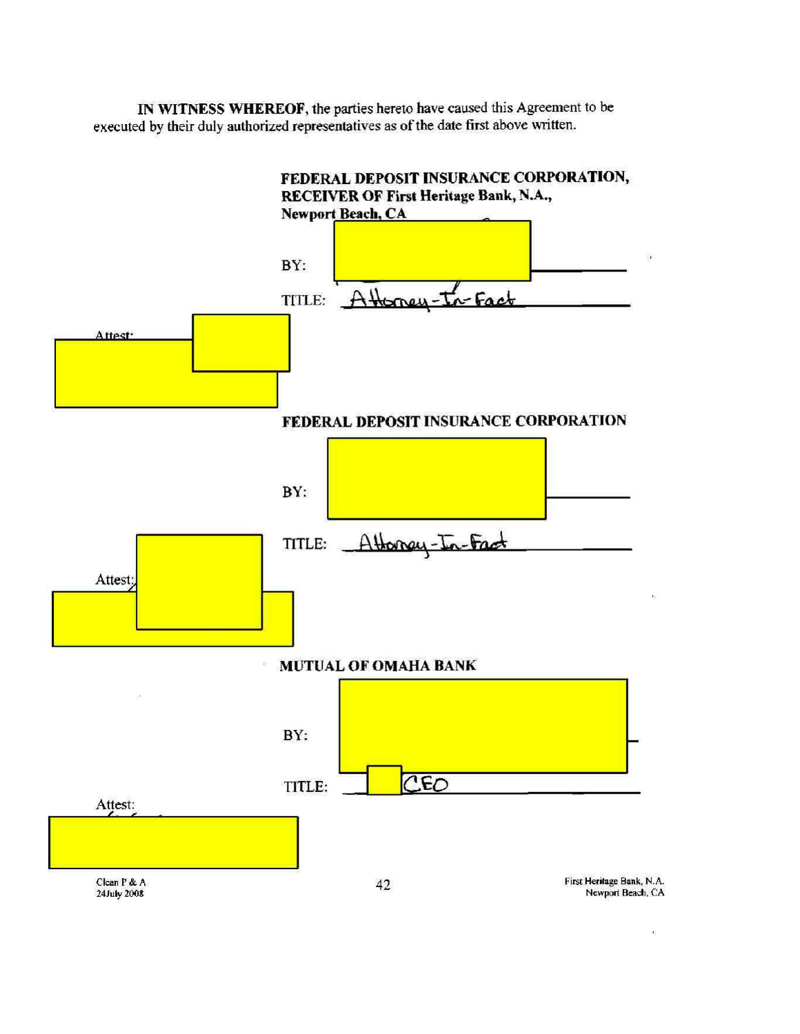**IN WITNESS WHEREOF**, the parties hereto have caused this Agreement to be executed by their duly authorized representatives as of the date first above written.

**FEDERAL DEPOSIT INSURANCE CORPORATION, RECEIVER OF First Heritage Bank, N.A., Newport Beach, CA**

BY: ______________________

TITLE: Attorney-In-Fact

Attest:

**FEDERAL DEPOSIT INSURANCE CORPORATION**

BY: ______________________

TITLE: Attorney-In-Fact

Attest:

**MUTUAL OF OMAHA BANK**

BY: ______________________

TITLE: CEO

Attest:

Clean P & A
24July 2008

First Heritage Bank, N.A.
Newport Beach, CA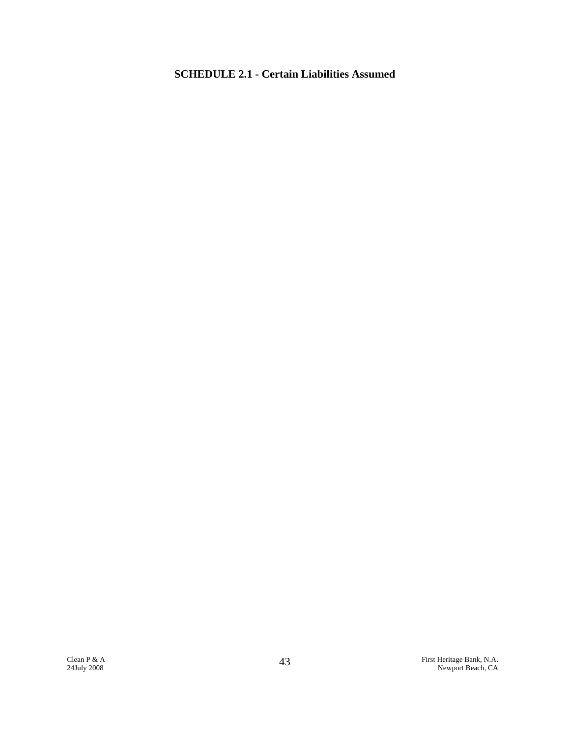**SCHEDULE 2.1 - Certain Liabilities Assumed**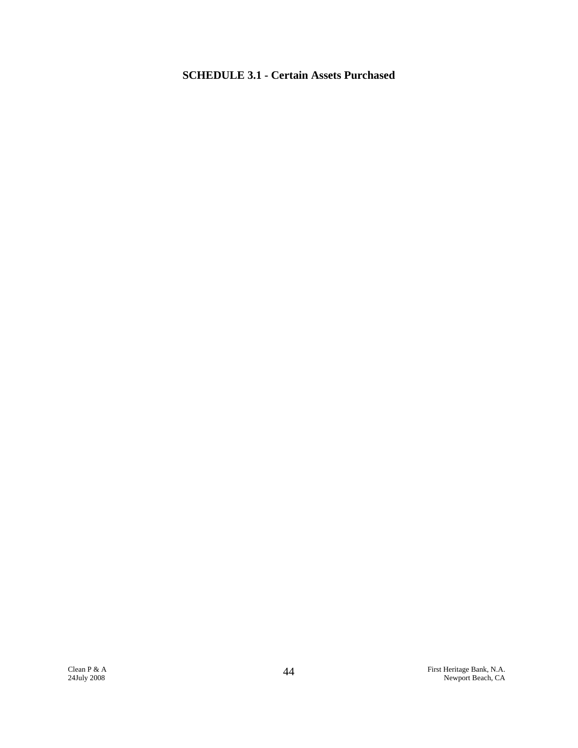## SCHEDULE 3.1 - Certain Assets Purchased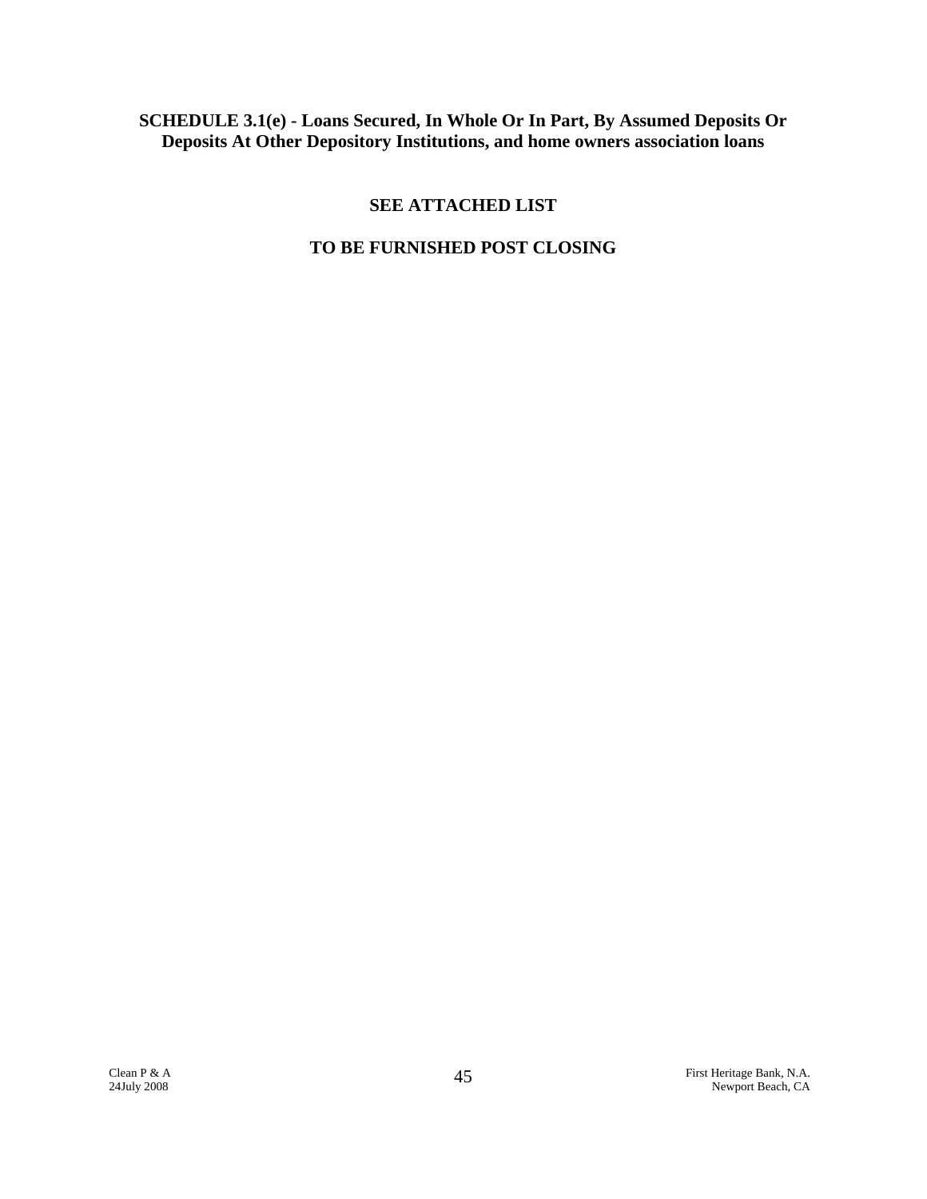**SCHEDULE 3.1(e) - Loans Secured, In Whole Or In Part, By Assumed Deposits Or Deposits At Other Depository Institutions, and home owners association loans**

**SEE ATTACHED LIST**

**TO BE FURNISHED POST CLOSING**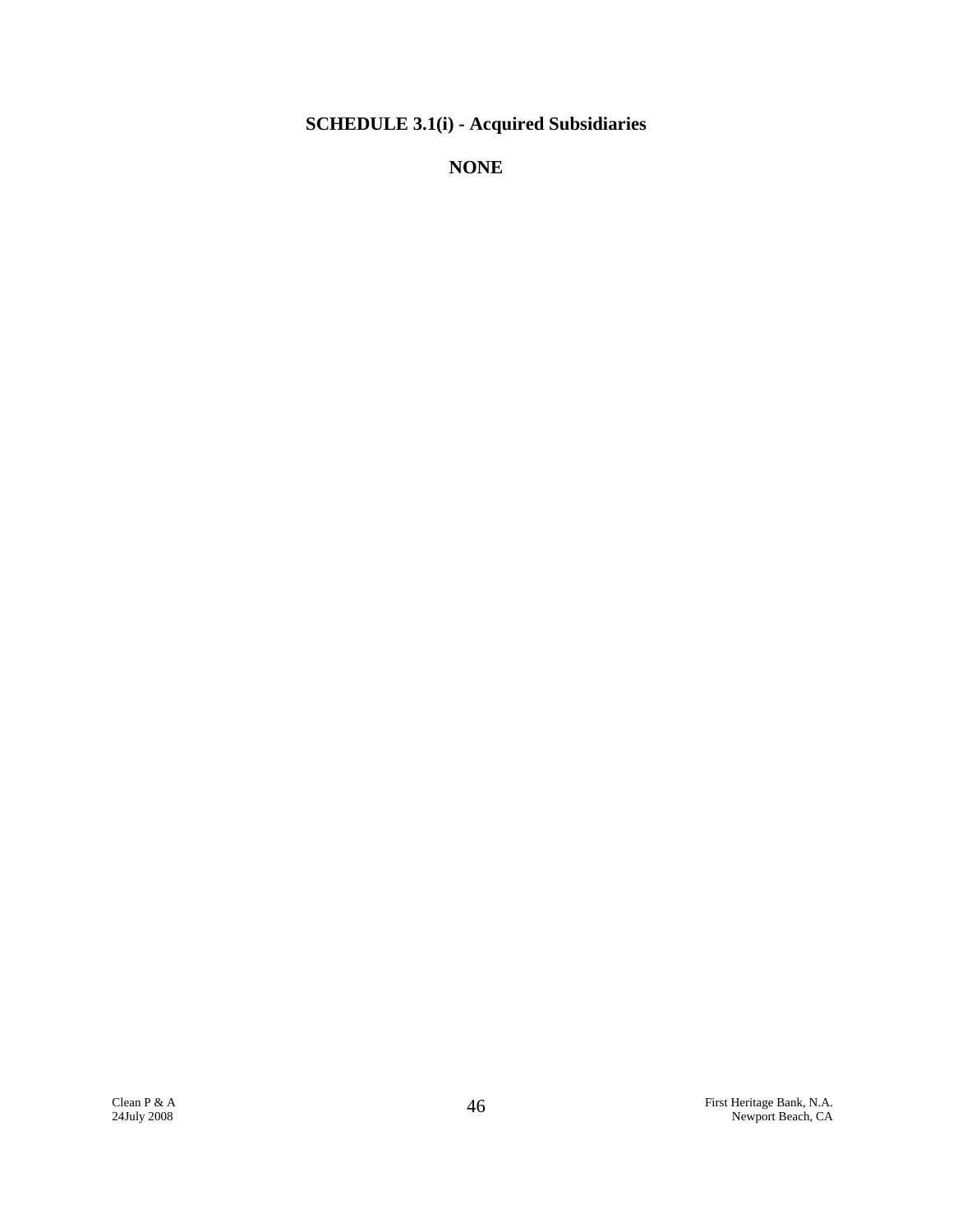**SCHEDULE 3.1(i) - Acquired Subsidiaries**

**NONE**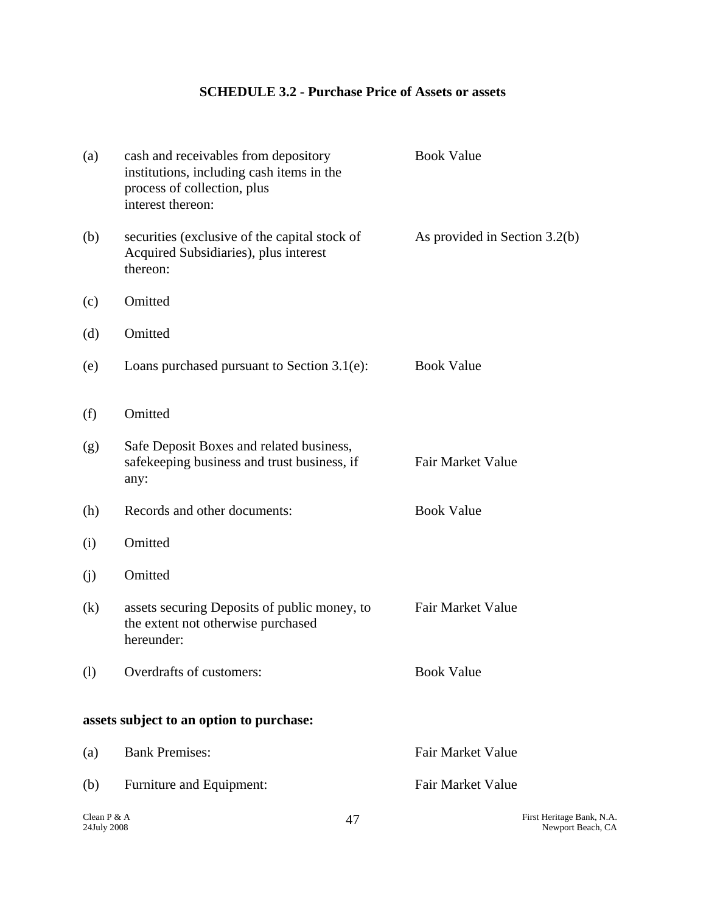## SCHEDULE 3.2 - Purchase Price of Assets or assets

| | | |
|---|---|---|
| (a) | cash and receivables from depository institutions, including cash items in the process of collection, plus interest thereon: | Book Value |
| (b) | securities (exclusive of the capital stock of Acquired Subsidiaries), plus interest thereon: | As provided in Section 3.2(b) |
| (c) | Omitted | |
| (d) | Omitted | |
| (e) | Loans purchased pursuant to Section 3.1(e): | Book Value |
| (f) | Omitted | |
| (g) | Safe Deposit Boxes and related business, safekeeping business and trust business, if any: | Fair Market Value |
| (h) | Records and other documents: | Book Value |
| (i) | Omitted | |
| (j) | Omitted | |
| (k) | assets securing Deposits of public money, to the extent not otherwise purchased hereunder: | Fair Market Value |
| (l) | Overdrafts of customers: | Book Value |

**assets subject to an option to purchase:**

| | | |
|---|---|---|
| (a) | Bank Premises: | Fair Market Value |
| (b) | Furniture and Equipment: | Fair Market Value |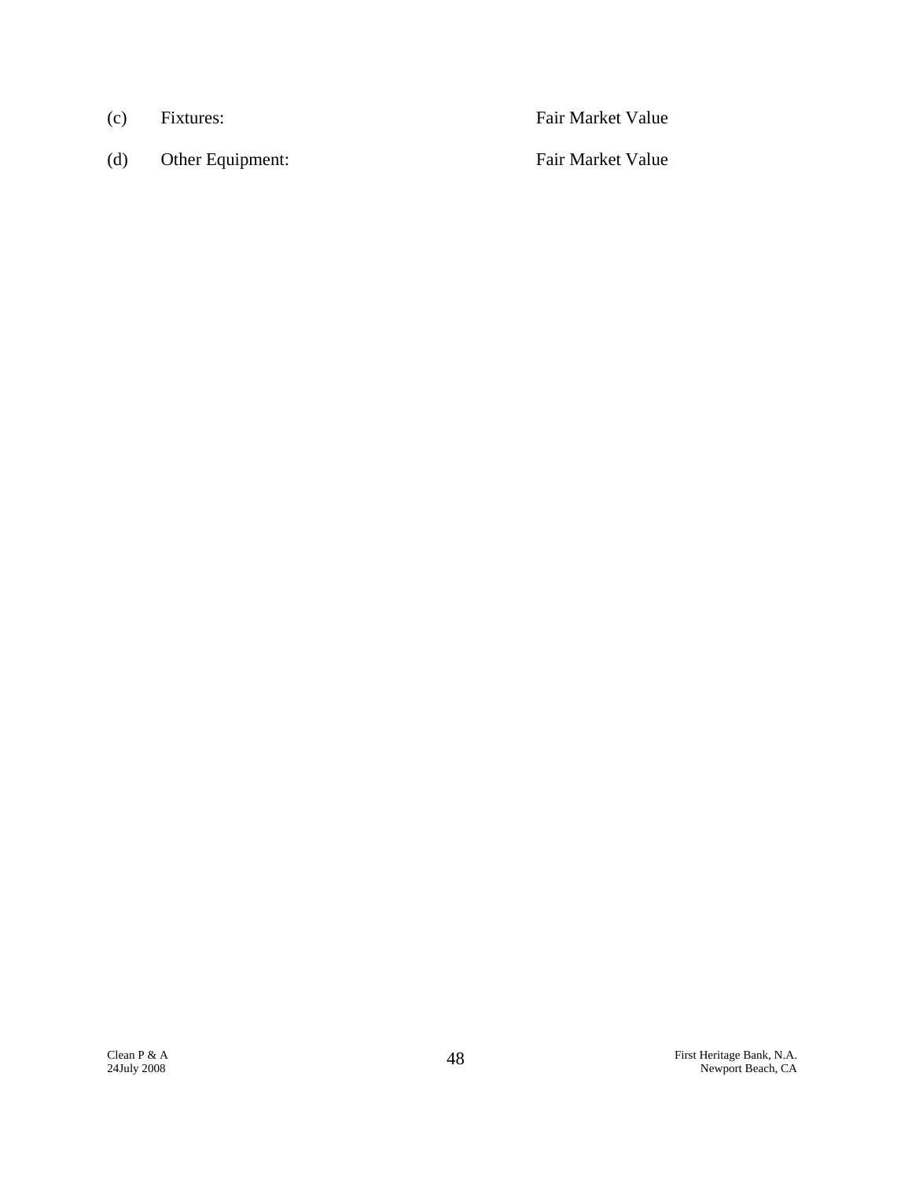(c) Fixtures: Fair Market Value

(d) Other Equipment: Fair Market Value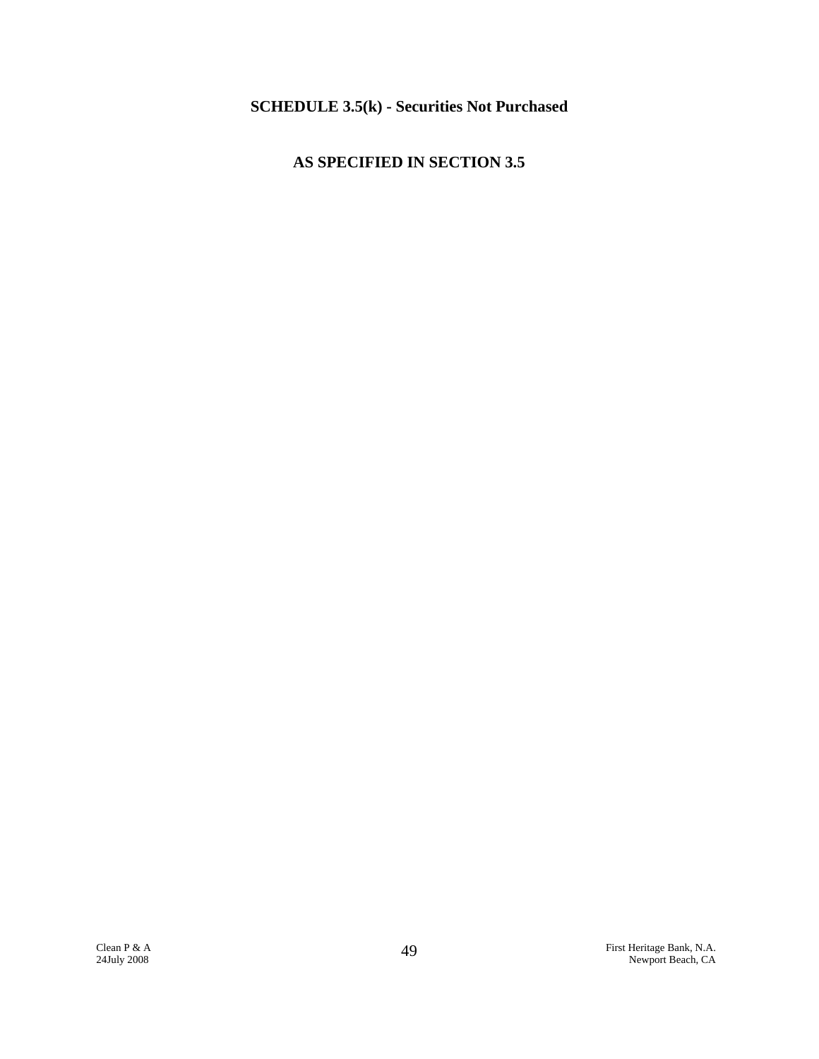## SCHEDULE 3.5(k) - Securities Not Purchased

## AS SPECIFIED IN SECTION 3.5